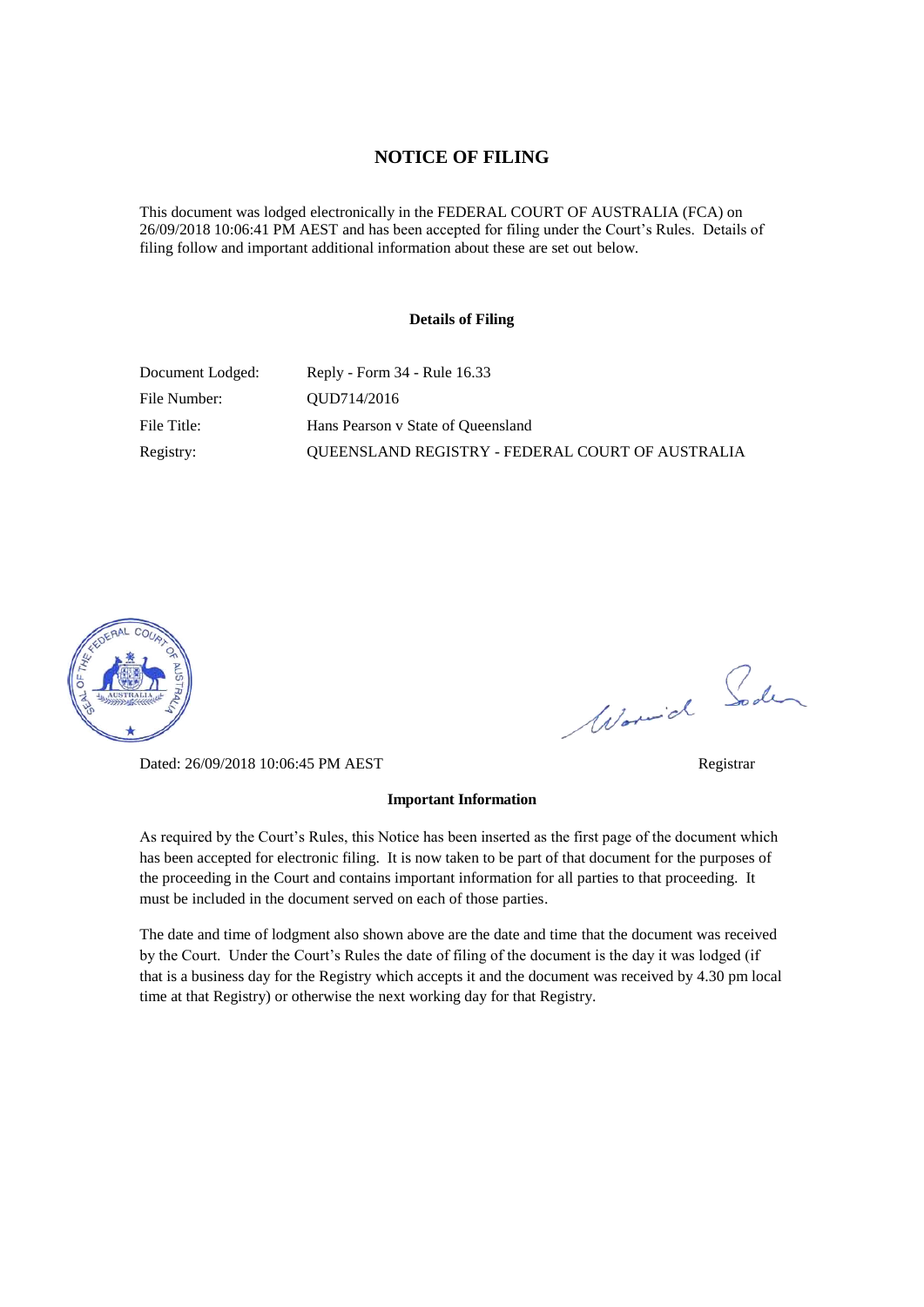# NOTICE OF FILING

This document was lodged electronically in the FEDERAL COURT OF AUSTRALIA (FCA) on 26/09/2018 10:06:41 PM AEST and has been accepted for filing under the Court's Rules. Details of filing follow and important additional information about these are set out below.

## Details of Filing

| | |
|---|---|
| Document Lodged: | Reply - Form 34 - Rule 16.33 |
| File Number: | QUD714/2016 |
| File Title: | Hans Pearson v State of Queensland |
| Registry: | QUEENSLAND REGISTRY - FEDERAL COURT OF AUSTRALIA |

Dated: 26/09/2018 10:06:45 PM AEST

Registrar

## Important Information

As required by the Court's Rules, this Notice has been inserted as the first page of the document which has been accepted for electronic filing. It is now taken to be part of that document for the purposes of the proceeding in the Court and contains important information for all parties to that proceeding. It must be included in the document served on each of those parties.

The date and time of lodgment also shown above are the date and time that the document was received by the Court. Under the Court's Rules the date of filing of the document is the day it was lodged (if that is a business day for the Registry which accepts it and the document was received by 4.30 pm local time at that Registry) or otherwise the next working day for that Registry.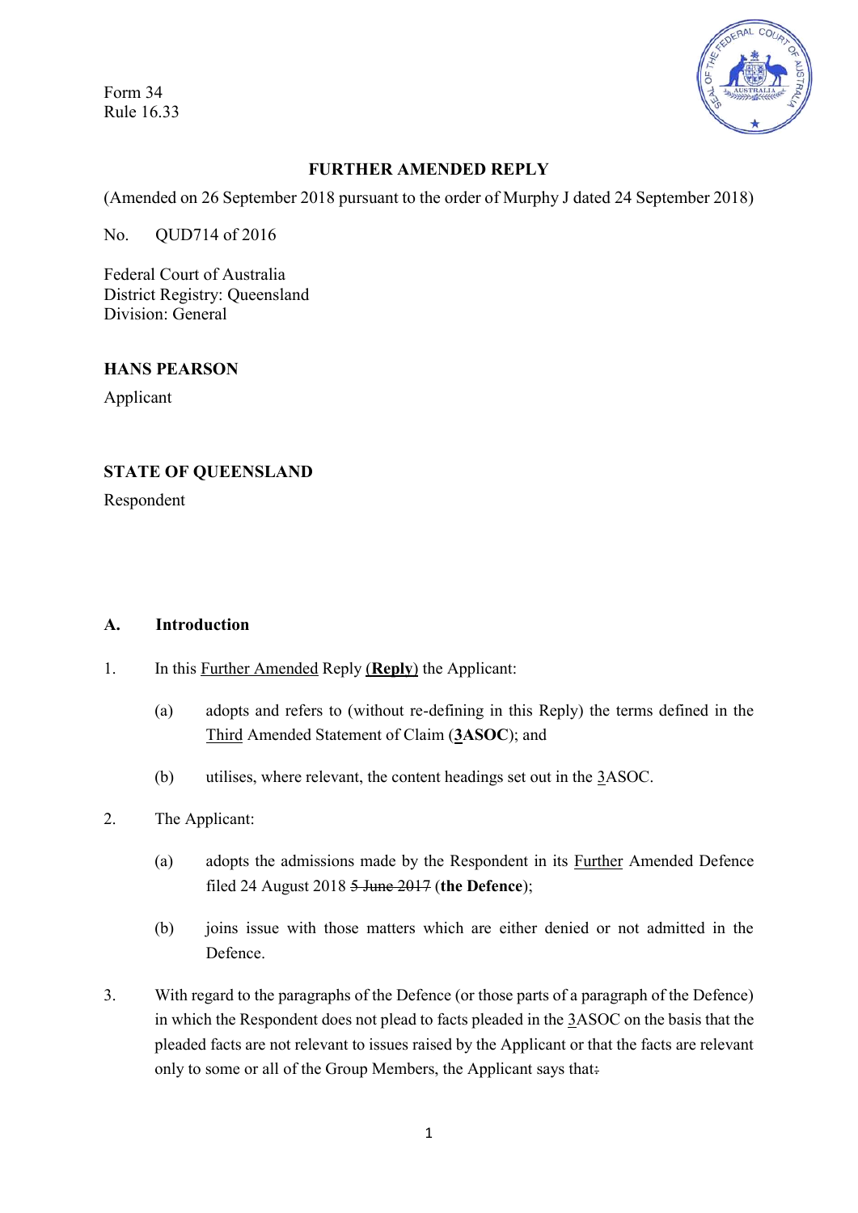Form 34
Rule 16.33

**FURTHER AMENDED REPLY**

(Amended on 26 September 2018 pursuant to the order of Murphy J dated 24 September 2018)

No. QUD714 of 2016

Federal Court of Australia
District Registry: Queensland
Division: General

**HANS PEARSON**

Applicant

**STATE OF QUEENSLAND**

Respondent

## A. Introduction

1. In this Further Amended Reply (**Reply**) the Applicant:

   (a) adopts and refers to (without re-defining in this Reply) the terms defined in the Third Amended Statement of Claim (**3ASOC**); and

   (b) utilises, where relevant, the content headings set out in the 3ASOC.

2. The Applicant:

   (a) adopts the admissions made by the Respondent in its Further Amended Defence filed 24 August 2018 ~~5 June 2017~~ (**the Defence**);

   (b) joins issue with those matters which are either denied or not admitted in the Defence.

3. With regard to the paragraphs of the Defence (or those parts of a paragraph of the Defence) in which the Respondent does not plead to facts pleaded in the 3ASOC on the basis that the pleaded facts are not relevant to issues raised by the Applicant or that the facts are relevant only to some or all of the Group Members, the Applicant says that~~:~~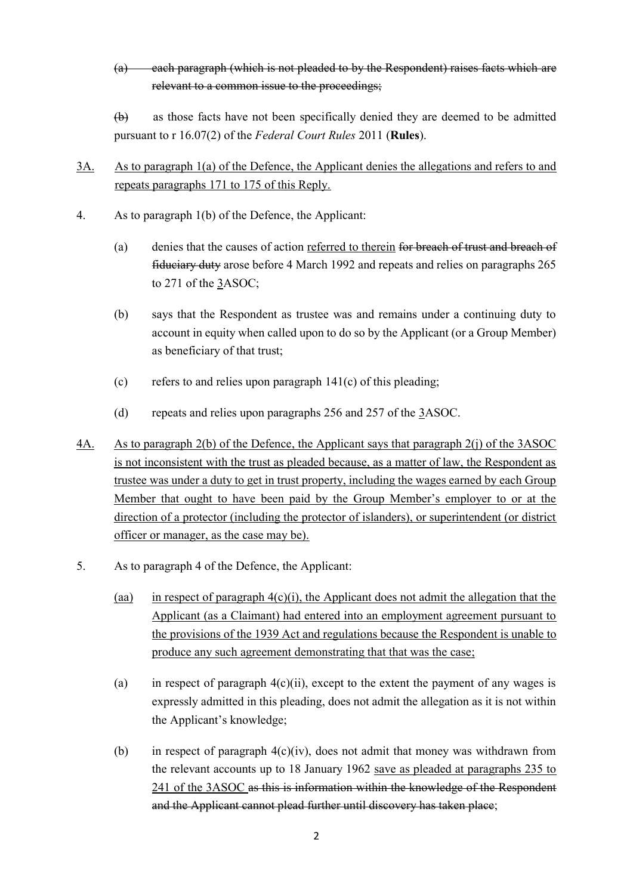(a) ~~each paragraph (which is not pleaded to by the Respondent) raises facts which are relevant to a common issue to the proceedings;~~

~~(b)~~ as those facts have not been specifically denied they are deemed to be admitted pursuant to r 16.07(2) of the *Federal Court Rules* 2011 (**Rules**).

<u>3A.</u> <u>As to paragraph 1(a) of the Defence, the Applicant denies the allegations and refers to and repeats paragraphs 171 to 175 of this Reply.</u>

4. As to paragraph 1(b) of the Defence, the Applicant:

   (a) denies that the causes of action <u>referred to therein</u> ~~for breach of trust and breach of fiduciary duty~~ arose before 4 March 1992 and repeats and relies on paragraphs 265 to 271 of the <u>3</u>ASOC;

   (b) says that the Respondent as trustee was and remains under a continuing duty to account in equity when called upon to do so by the Applicant (or a Group Member) as beneficiary of that trust;

   (c) refers to and relies upon paragraph 141(c) of this pleading;

   (d) repeats and relies upon paragraphs 256 and 257 of the <u>3</u>ASOC.

<u>4A.</u> <u>As to paragraph 2(b) of the Defence, the Applicant says that paragraph 2(j) of the 3ASOC is not inconsistent with the trust as pleaded because, as a matter of law, the Respondent as trustee was under a duty to get in trust property, including the wages earned by each Group Member that ought to have been paid by the Group Member's employer to or at the direction of a protector (including the protector of islanders), or superintendent (or district officer or manager, as the case may be).</u>

5. As to paragraph 4 of the Defence, the Applicant:

   <u>(aa)</u> <u>in respect of paragraph 4(c)(i), the Applicant does not admit the allegation that the Applicant (as a Claimant) had entered into an employment agreement pursuant to the provisions of the 1939 Act and regulations because the Respondent is unable to produce any such agreement demonstrating that that was the case;</u>

   (a) in respect of paragraph 4(c)(ii), except to the extent the payment of any wages is expressly admitted in this pleading, does not admit the allegation as it is not within the Applicant's knowledge;

   (b) in respect of paragraph 4(c)(iv), does not admit that money was withdrawn from the relevant accounts up to 18 January 1962 <u>save as pleaded at paragraphs 235 to 241 of the 3ASOC</u> ~~as this is information within the knowledge of the Respondent and the Applicant cannot plead further until discovery has taken place~~;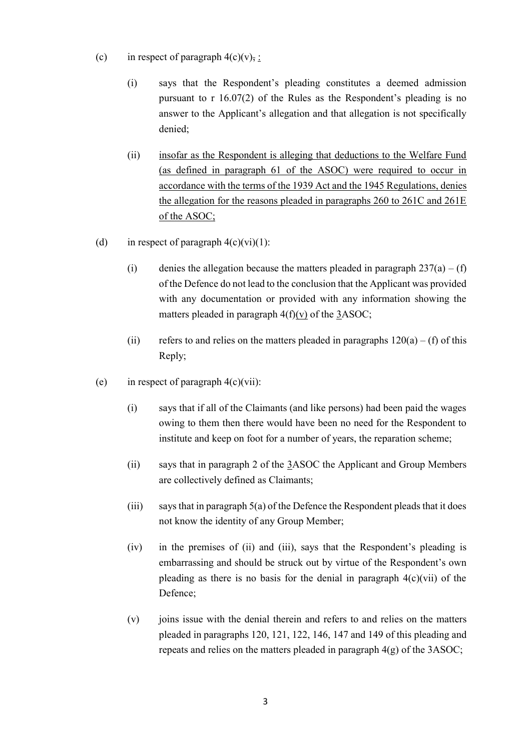(c) in respect of paragraph 4(c)(v), :

(i) says that the Respondent's pleading constitutes a deemed admission pursuant to r 16.07(2) of the Rules as the Respondent's pleading is no answer to the Applicant's allegation and that allegation is not specifically denied;

(ii) insofar as the Respondent is alleging that deductions to the Welfare Fund (as defined in paragraph 61 of the ASOC) were required to occur in accordance with the terms of the 1939 Act and the 1945 Regulations, denies the allegation for the reasons pleaded in paragraphs 260 to 261C and 261E of the ASOC;

(d) in respect of paragraph 4(c)(vi)(1):

(i) denies the allegation because the matters pleaded in paragraph 237(a) – (f) of the Defence do not lead to the conclusion that the Applicant was provided with any documentation or provided with any information showing the matters pleaded in paragraph 4(f)(v) of the 3ASOC;

(ii) refers to and relies on the matters pleaded in paragraphs 120(a) – (f) of this Reply;

(e) in respect of paragraph 4(c)(vii):

(i) says that if all of the Claimants (and like persons) had been paid the wages owing to them then there would have been no need for the Respondent to institute and keep on foot for a number of years, the reparation scheme;

(ii) says that in paragraph 2 of the 3ASOC the Applicant and Group Members are collectively defined as Claimants;

(iii) says that in paragraph 5(a) of the Defence the Respondent pleads that it does not know the identity of any Group Member;

(iv) in the premises of (ii) and (iii), says that the Respondent's pleading is embarrassing and should be struck out by virtue of the Respondent's own pleading as there is no basis for the denial in paragraph 4(c)(vii) of the Defence;

(v) joins issue with the denial therein and refers to and relies on the matters pleaded in paragraphs 120, 121, 122, 146, 147 and 149 of this pleading and repeats and relies on the matters pleaded in paragraph 4(g) of the 3ASOC;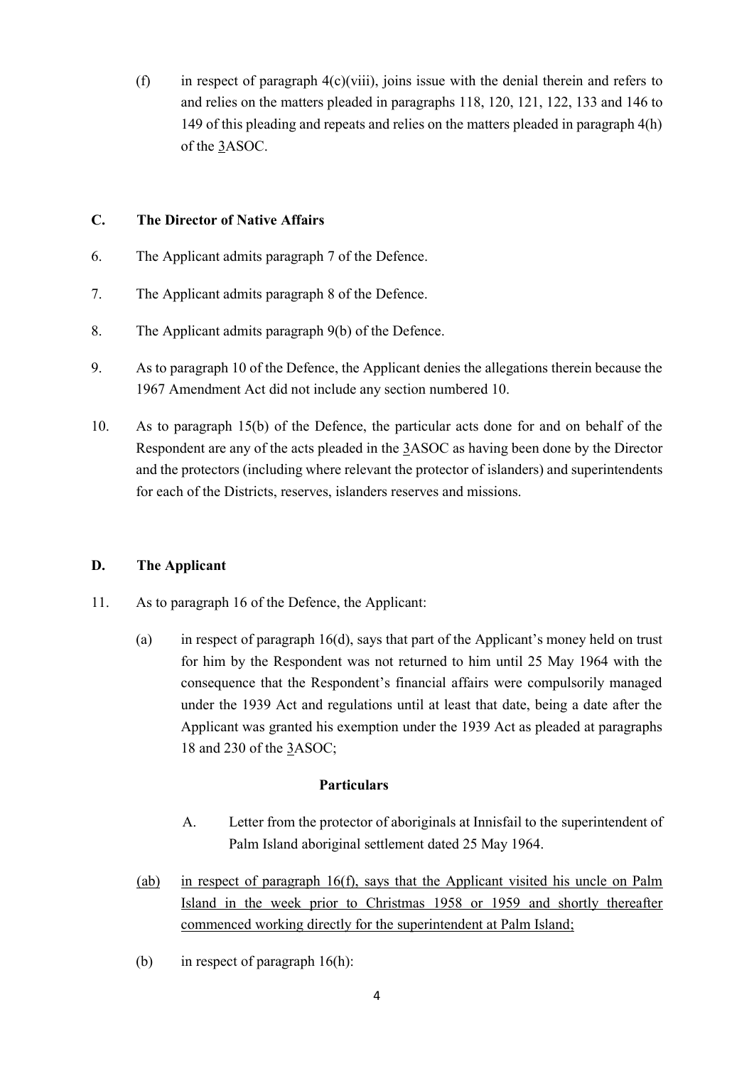(f) in respect of paragraph 4(c)(viii), joins issue with the denial therein and refers to and relies on the matters pleaded in paragraphs 118, 120, 121, 122, 133 and 146 to 149 of this pleading and repeats and relies on the matters pleaded in paragraph 4(h) of the 3ASOC.

## C. The Director of Native Affairs

6. The Applicant admits paragraph 7 of the Defence.

7. The Applicant admits paragraph 8 of the Defence.

8. The Applicant admits paragraph 9(b) of the Defence.

9. As to paragraph 10 of the Defence, the Applicant denies the allegations therein because the 1967 Amendment Act did not include any section numbered 10.

10. As to paragraph 15(b) of the Defence, the particular acts done for and on behalf of the Respondent are any of the acts pleaded in the 3ASOC as having been done by the Director and the protectors (including where relevant the protector of islanders) and superintendents for each of the Districts, reserves, islanders reserves and missions.

## D. The Applicant

11. As to paragraph 16 of the Defence, the Applicant:

(a) in respect of paragraph 16(d), says that part of the Applicant's money held on trust for him by the Respondent was not returned to him until 25 May 1964 with the consequence that the Respondent's financial affairs were compulsorily managed under the 1939 Act and regulations until at least that date, being a date after the Applicant was granted his exemption under the 1939 Act as pleaded at paragraphs 18 and 230 of the 3ASOC;

**Particulars**

A. Letter from the protector of aboriginals at Innisfail to the superintendent of Palm Island aboriginal settlement dated 25 May 1964.

(ab) in respect of paragraph 16(f), says that the Applicant visited his uncle on Palm Island in the week prior to Christmas 1958 or 1959 and shortly thereafter commenced working directly for the superintendent at Palm Island;

(b) in respect of paragraph 16(h):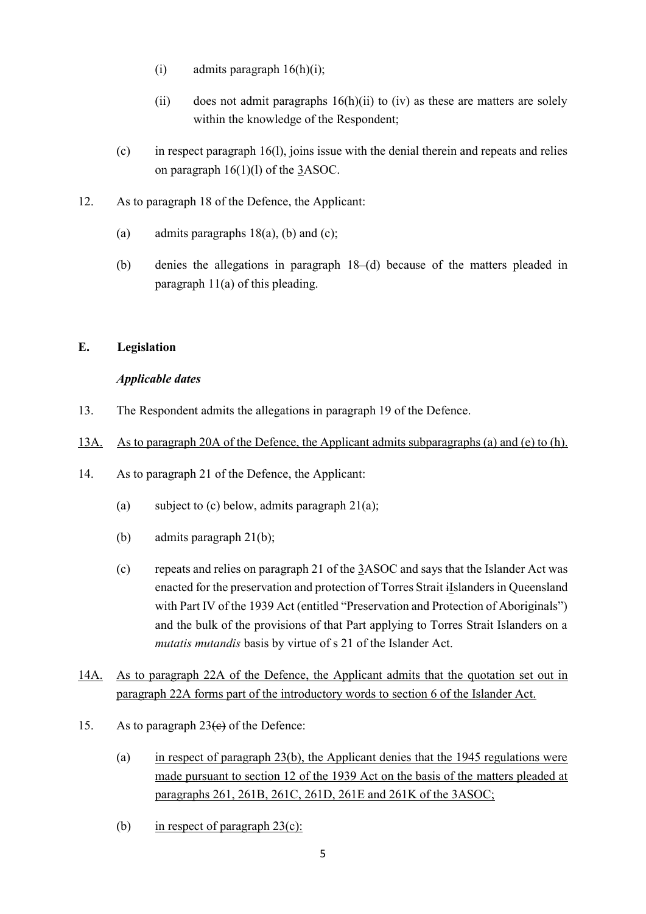(i) admits paragraph 16(h)(i);

(ii) does not admit paragraphs 16(h)(ii) to (iv) as these are matters are solely within the knowledge of the Respondent;

(c) in respect paragraph 16(l), joins issue with the denial therein and repeats and relies on paragraph 16(1)(l) of the 3ASOC.

12. As to paragraph 18 of the Defence, the Applicant:

(a) admits paragraphs 18(a), (b) and (c);

(b) denies the allegations in paragraph 18–(d) because of the matters pleaded in paragraph 11(a) of this pleading.

## E. Legislation

***Applicable dates***

13. The Respondent admits the allegations in paragraph 19 of the Defence.

13A. As to paragraph 20A of the Defence, the Applicant admits subparagraphs (a) and (e) to (h).

14. As to paragraph 21 of the Defence, the Applicant:

(a) subject to (c) below, admits paragraph 21(a);

(b) admits paragraph 21(b);

(c) repeats and relies on paragraph 21 of the 3ASOC and says that the Islander Act was enacted for the preservation and protection of Torres Strait iIslanders in Queensland with Part IV of the 1939 Act (entitled "Preservation and Protection of Aboriginals") and the bulk of the provisions of that Part applying to Torres Strait Islanders on a *mutatis mutandis* basis by virtue of s 21 of the Islander Act.

14A. As to paragraph 22A of the Defence, the Applicant admits that the quotation set out in paragraph 22A forms part of the introductory words to section 6 of the Islander Act.

15. As to paragraph 23(c) of the Defence:

(a) in respect of paragraph 23(b), the Applicant denies that the 1945 regulations were made pursuant to section 12 of the 1939 Act on the basis of the matters pleaded at paragraphs 261, 261B, 261C, 261D, 261E and 261K of the 3ASOC;

(b) in respect of paragraph 23(c):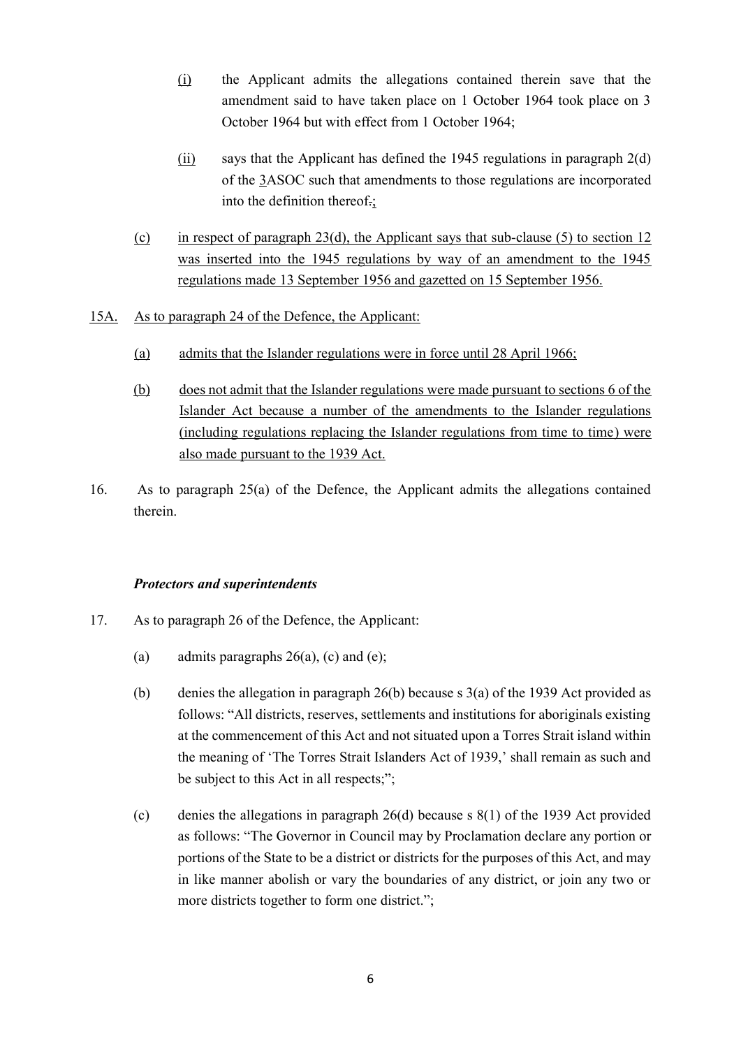(i) the Applicant admits the allegations contained therein save that the amendment said to have taken place on 1 October 1964 took place on 3 October 1964 but with effect from 1 October 1964;

(ii) says that the Applicant has defined the 1945 regulations in paragraph 2(d) of the 3ASOC such that amendments to those regulations are incorporated into the definition thereof.;

(c) in respect of paragraph 23(d), the Applicant says that sub-clause (5) to section 12 was inserted into the 1945 regulations by way of an amendment to the 1945 regulations made 13 September 1956 and gazetted on 15 September 1956.

15A. As to paragraph 24 of the Defence, the Applicant:

(a) admits that the Islander regulations were in force until 28 April 1966;

(b) does not admit that the Islander regulations were made pursuant to sections 6 of the Islander Act because a number of the amendments to the Islander regulations (including regulations replacing the Islander regulations from time to time) were also made pursuant to the 1939 Act.

16. As to paragraph 25(a) of the Defence, the Applicant admits the allegations contained therein.

***Protectors and superintendents***

17. As to paragraph 26 of the Defence, the Applicant:

(a) admits paragraphs 26(a), (c) and (e);

(b) denies the allegation in paragraph 26(b) because s 3(a) of the 1939 Act provided as follows: "All districts, reserves, settlements and institutions for aboriginals existing at the commencement of this Act and not situated upon a Torres Strait island within the meaning of 'The Torres Strait Islanders Act of 1939,' shall remain as such and be subject to this Act in all respects;";

(c) denies the allegations in paragraph 26(d) because s 8(1) of the 1939 Act provided as follows: "The Governor in Council may by Proclamation declare any portion or portions of the State to be a district or districts for the purposes of this Act, and may in like manner abolish or vary the boundaries of any district, or join any two or more districts together to form one district.";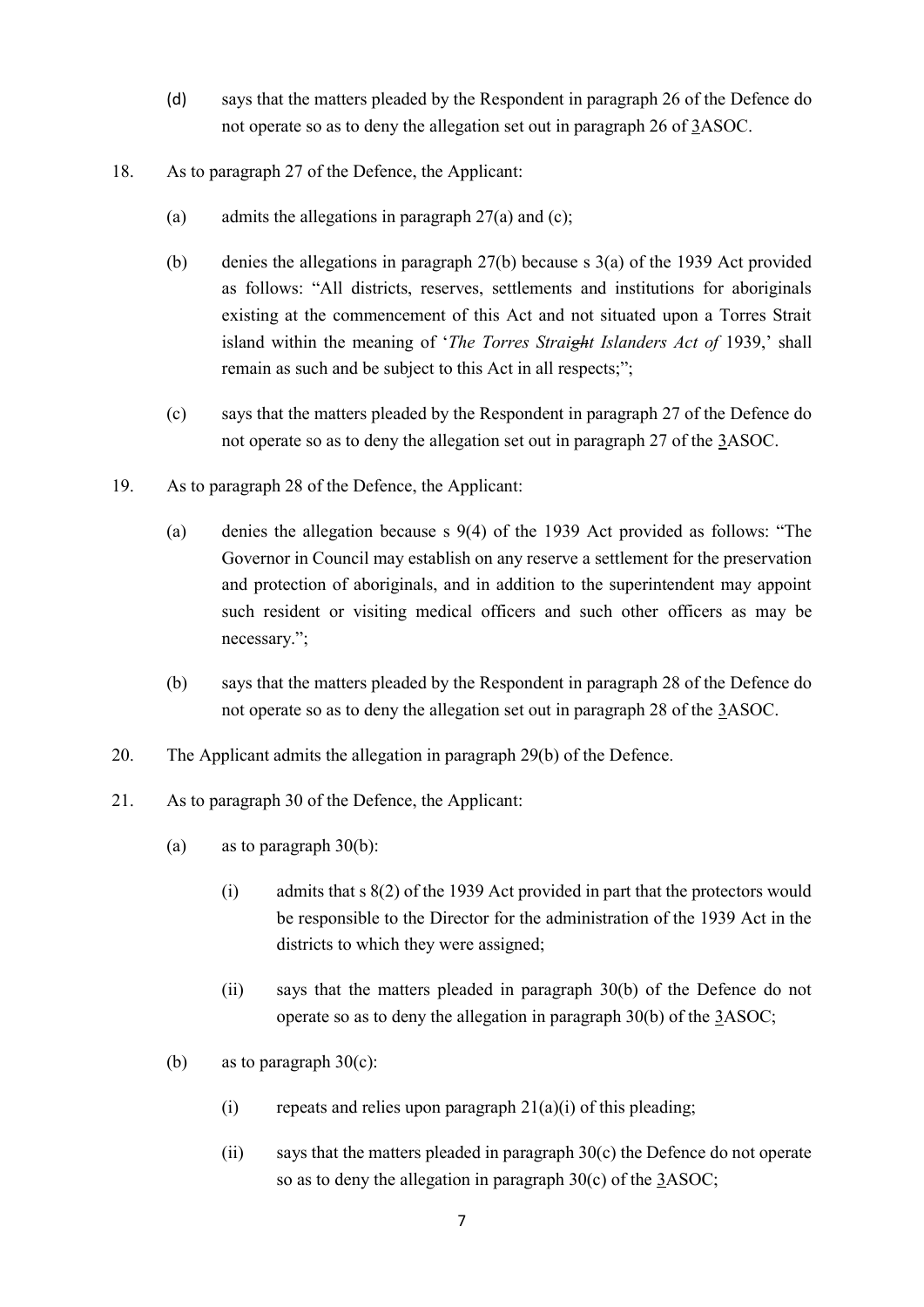(d) says that the matters pleaded by the Respondent in paragraph 26 of the Defence do not operate so as to deny the allegation set out in paragraph 26 of 3ASOC.

18. As to paragraph 27 of the Defence, the Applicant:

    (a) admits the allegations in paragraph 27(a) and (c);

    (b) denies the allegations in paragraph 27(b) because s 3(a) of the 1939 Act provided as follows: "All districts, reserves, settlements and institutions for aboriginals existing at the commencement of this Act and not situated upon a Torres Strait island within the meaning of '*The Torres Straight Islanders Act of* 1939,' shall remain as such and be subject to this Act in all respects;";

    (c) says that the matters pleaded by the Respondent in paragraph 27 of the Defence do not operate so as to deny the allegation set out in paragraph 27 of the 3ASOC.

19. As to paragraph 28 of the Defence, the Applicant:

    (a) denies the allegation because s 9(4) of the 1939 Act provided as follows: "The Governor in Council may establish on any reserve a settlement for the preservation and protection of aboriginals, and in addition to the superintendent may appoint such resident or visiting medical officers and such other officers as may be necessary.";

    (b) says that the matters pleaded by the Respondent in paragraph 28 of the Defence do not operate so as to deny the allegation set out in paragraph 28 of the 3ASOC.

20. The Applicant admits the allegation in paragraph 29(b) of the Defence.

21. As to paragraph 30 of the Defence, the Applicant:

    (a) as to paragraph 30(b):

        (i) admits that s 8(2) of the 1939 Act provided in part that the protectors would be responsible to the Director for the administration of the 1939 Act in the districts to which they were assigned;

        (ii) says that the matters pleaded in paragraph 30(b) of the Defence do not operate so as to deny the allegation in paragraph 30(b) of the 3ASOC;

    (b) as to paragraph 30(c):

        (i) repeats and relies upon paragraph 21(a)(i) of this pleading;

        (ii) says that the matters pleaded in paragraph 30(c) the Defence do not operate so as to deny the allegation in paragraph 30(c) of the 3ASOC;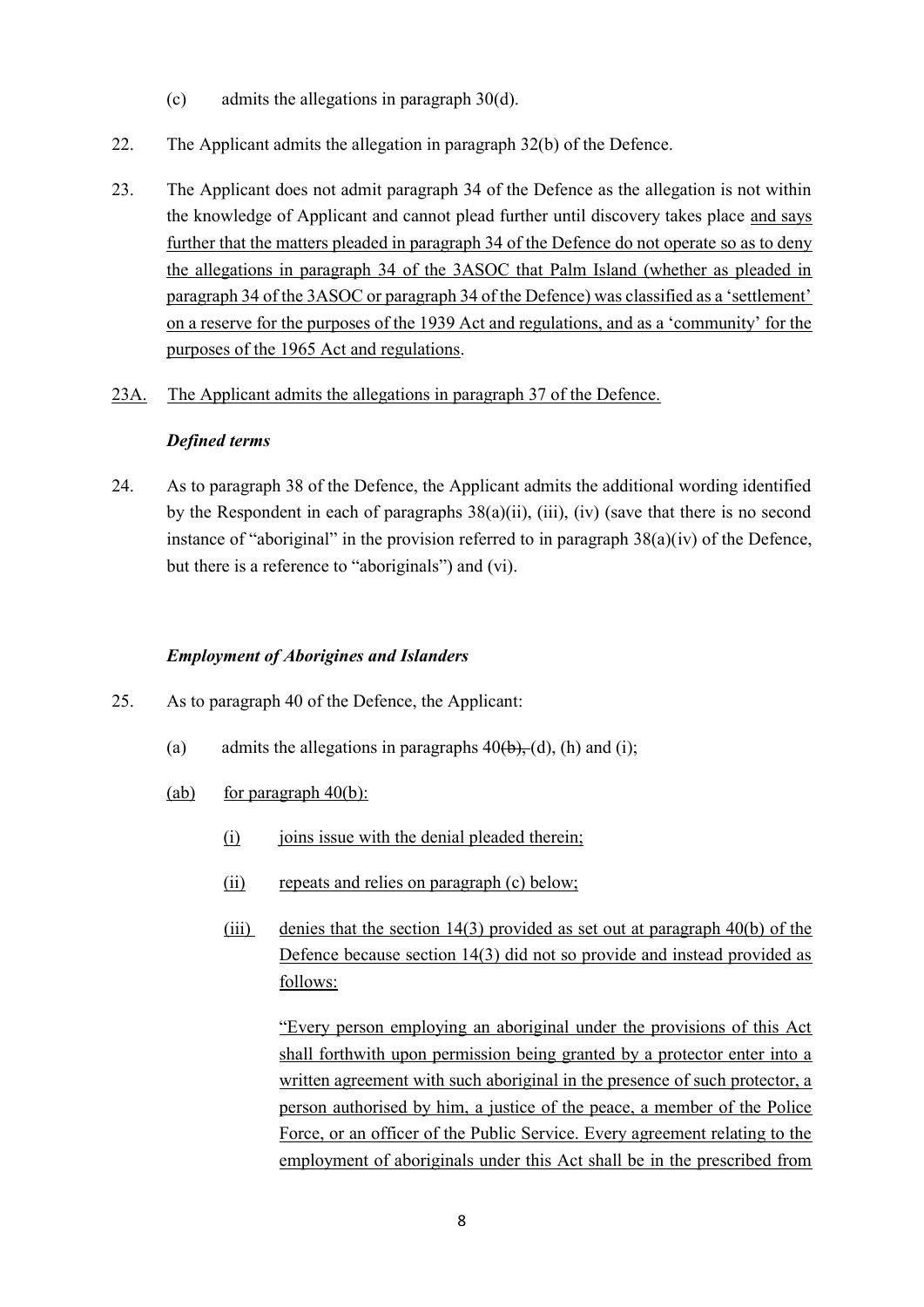(c) admits the allegations in paragraph 30(d).

22. The Applicant admits the allegation in paragraph 32(b) of the Defence.

23. The Applicant does not admit paragraph 34 of the Defence as the allegation is not within the knowledge of Applicant and cannot plead further until discovery takes place <u>and says further that the matters pleaded in paragraph 34 of the Defence do not operate so as to deny the allegations in paragraph 34 of the 3ASOC that Palm Island (whether as pleaded in paragraph 34 of the 3ASOC or paragraph 34 of the Defence) was classified as a 'settlement' on a reserve for the purposes of the 1939 Act and regulations, and as a 'community' for the purposes of the 1965 Act and regulations</u>.

<u>23A.</u> <u>The Applicant admits the allegations in paragraph 37 of the Defence.</u>

***Defined terms***

24. As to paragraph 38 of the Defence, the Applicant admits the additional wording identified by the Respondent in each of paragraphs 38(a)(ii), (iii), (iv) (save that there is no second instance of "aboriginal" in the provision referred to in paragraph 38(a)(iv) of the Defence, but there is a reference to "aboriginals") and (vi).

***Employment of Aborigines and Islanders***

25. As to paragraph 40 of the Defence, the Applicant:

(a) admits the allegations in paragraphs 40~~(b),~~ (d), (h) and (i);

<u>(ab)</u> <u>for paragraph 40(b):</u>

<u>(i)</u> <u>joins issue with the denial pleaded therein;</u>

<u>(ii)</u> <u>repeats and relies on paragraph (c) below;</u>

<u>(iii)</u> <u>denies that the section 14(3) provided as set out at paragraph 40(b) of the Defence because section 14(3) did not so provide and instead provided as follows:</u>

<u>"Every person employing an aboriginal under the provisions of this Act shall forthwith upon permission being granted by a protector enter into a written agreement with such aboriginal in the presence of such protector, a person authorised by him, a justice of the peace, a member of the Police Force, or an officer of the Public Service. Every agreement relating to the employment of aboriginals under this Act shall be in the prescribed from</u>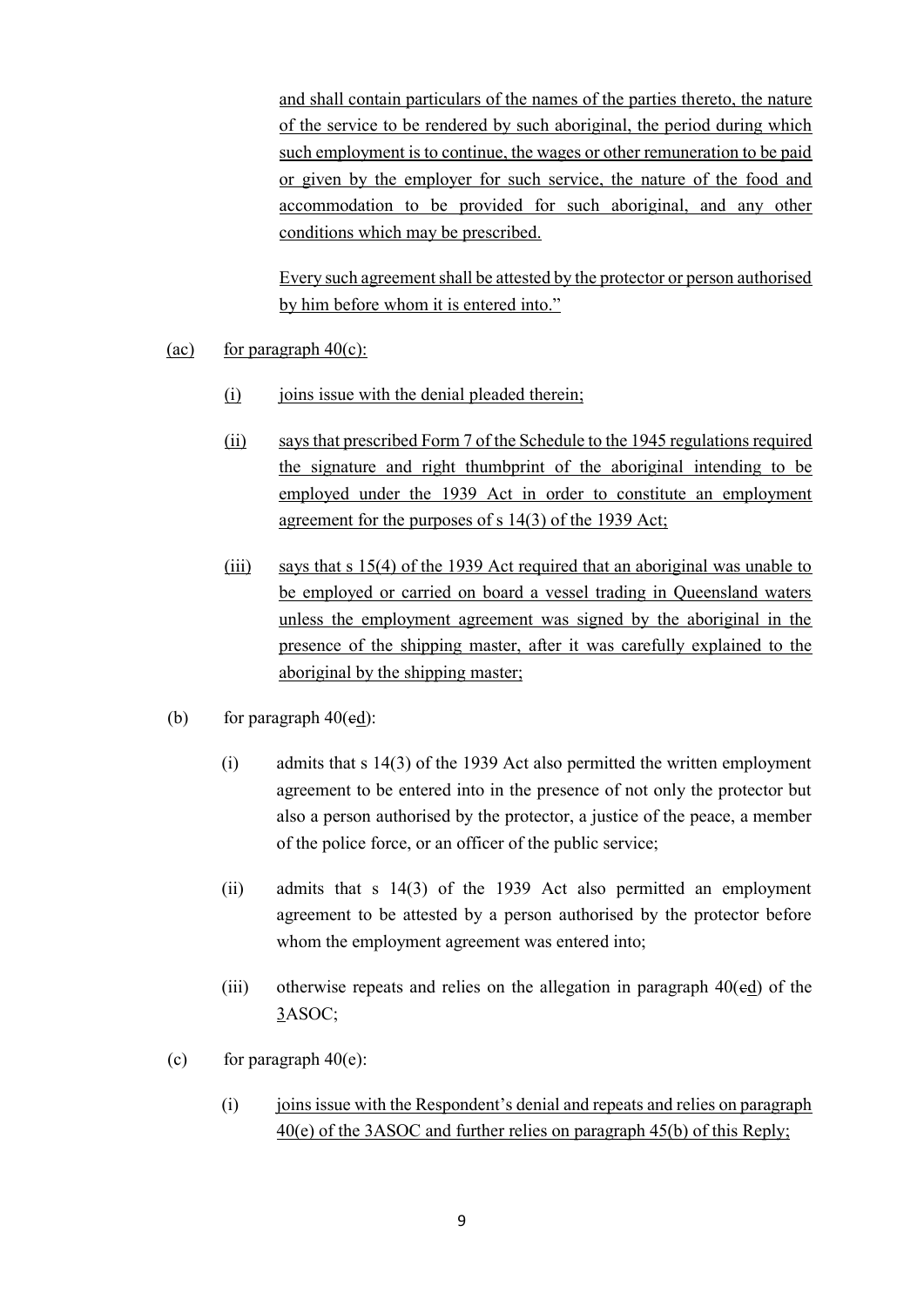and shall contain particulars of the names of the parties thereto, the nature of the service to be rendered by such aboriginal, the period during which such employment is to continue, the wages or other remuneration to be paid or given by the employer for such service, the nature of the food and accommodation to be provided for such aboriginal, and any other conditions which may be prescribed.

Every such agreement shall be attested by the protector or person authorised by him before whom it is entered into."

(ac) for paragraph 40(c):

(i) joins issue with the denial pleaded therein;

(ii) says that prescribed Form 7 of the Schedule to the 1945 regulations required the signature and right thumbprint of the aboriginal intending to be employed under the 1939 Act in order to constitute an employment agreement for the purposes of s 14(3) of the 1939 Act;

(iii) says that s 15(4) of the 1939 Act required that an aboriginal was unable to be employed or carried on board a vessel trading in Queensland waters unless the employment agreement was signed by the aboriginal in the presence of the shipping master, after it was carefully explained to the aboriginal by the shipping master;

(b) for paragraph 40(~~c~~d):

(i) admits that s 14(3) of the 1939 Act also permitted the written employment agreement to be entered into in the presence of not only the protector but also a person authorised by the protector, a justice of the peace, a member of the police force, or an officer of the public service;

(ii) admits that s 14(3) of the 1939 Act also permitted an employment agreement to be attested by a person authorised by the protector before whom the employment agreement was entered into;

(iii) otherwise repeats and relies on the allegation in paragraph 40(~~c~~d) of the 3ASOC;

(c) for paragraph 40(e):

(i) joins issue with the Respondent's denial and repeats and relies on paragraph 40(e) of the 3ASOC and further relies on paragraph 45(b) of this Reply;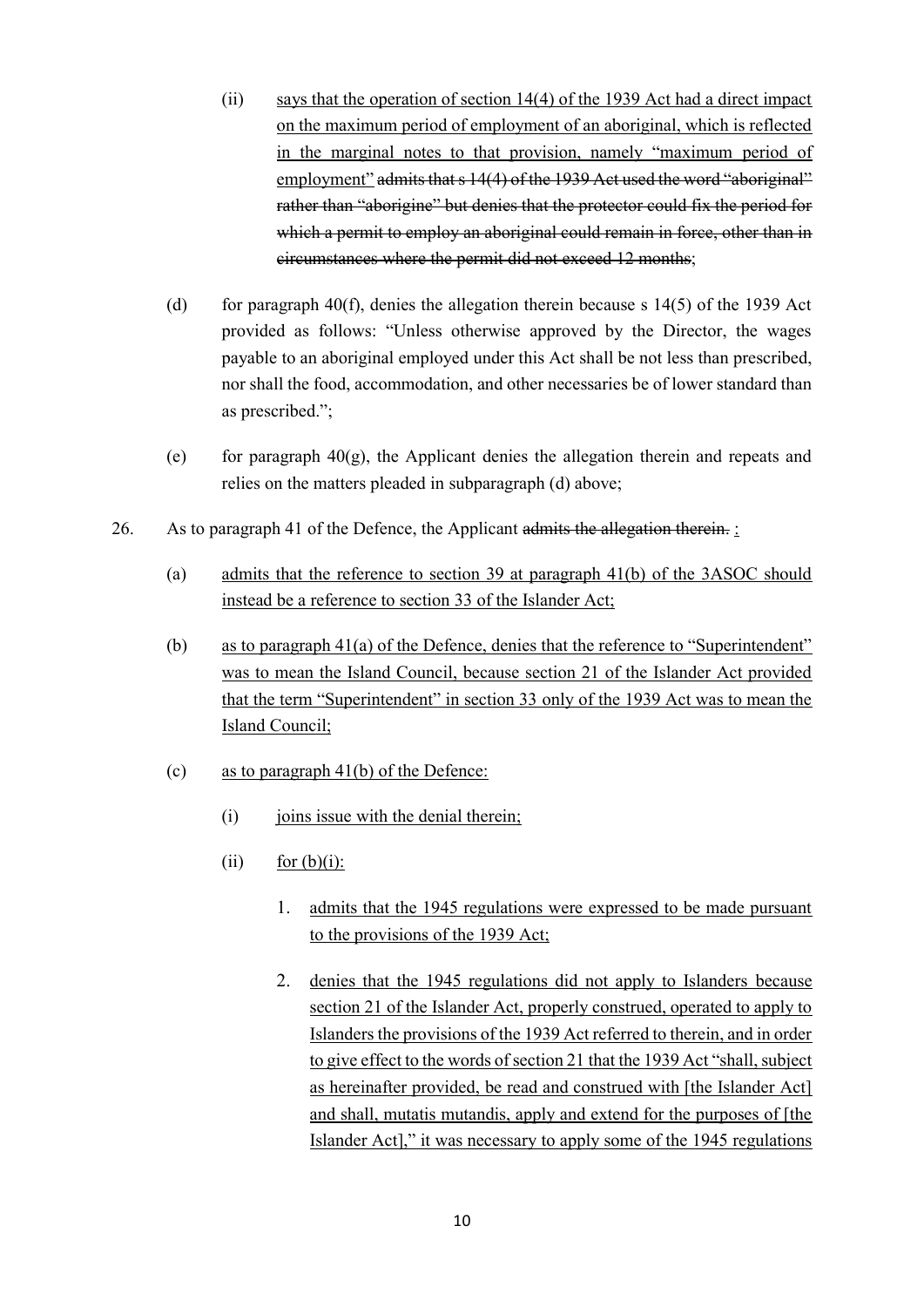(ii) <u>says that the operation of section 14(4) of the 1939 Act had a direct impact on the maximum period of employment of an aboriginal, which is reflected in the marginal notes to that provision, namely "maximum period of employment"</u> ~~admits that s 14(4) of the 1939 Act used the word "aboriginal" rather than "aborigine" but denies that the protector could fix the period for which a permit to employ an aboriginal could remain in force, other than in circumstances where the permit did not exceed 12 months~~;

(d) for paragraph 40(f), denies the allegation therein because s 14(5) of the 1939 Act provided as follows: "Unless otherwise approved by the Director, the wages payable to an aboriginal employed under this Act shall be not less than prescribed, nor shall the food, accommodation, and other necessaries be of lower standard than as prescribed.";

(e) for paragraph 40(g), the Applicant denies the allegation therein and repeats and relies on the matters pleaded in subparagraph (d) above;

26. As to paragraph 41 of the Defence, the Applicant ~~admits the allegation therein.~~ <u>:</u>

(a) <u>admits that the reference to section 39 at paragraph 41(b) of the 3ASOC should instead be a reference to section 33 of the Islander Act;</u>

(b) <u>as to paragraph 41(a) of the Defence, denies that the reference to "Superintendent" was to mean the Island Council, because section 21 of the Islander Act provided that the term "Superintendent" in section 33 only of the 1939 Act was to mean the Island Council;</u>

(c) <u>as to paragraph 41(b) of the Defence:</u>

(i) <u>joins issue with the denial therein;</u>

(ii) <u>for (b)(i):</u>

1. <u>admits that the 1945 regulations were expressed to be made pursuant to the provisions of the 1939 Act;</u>

2. <u>denies that the 1945 regulations did not apply to Islanders because section 21 of the Islander Act, properly construed, operated to apply to Islanders the provisions of the 1939 Act referred to therein, and in order to give effect to the words of section 21 that the 1939 Act "shall, subject as hereinafter provided, be read and construed with [the Islander Act] and shall, mutatis mutandis, apply and extend for the purposes of [the Islander Act]," it was necessary to apply some of the 1945 regulations</u>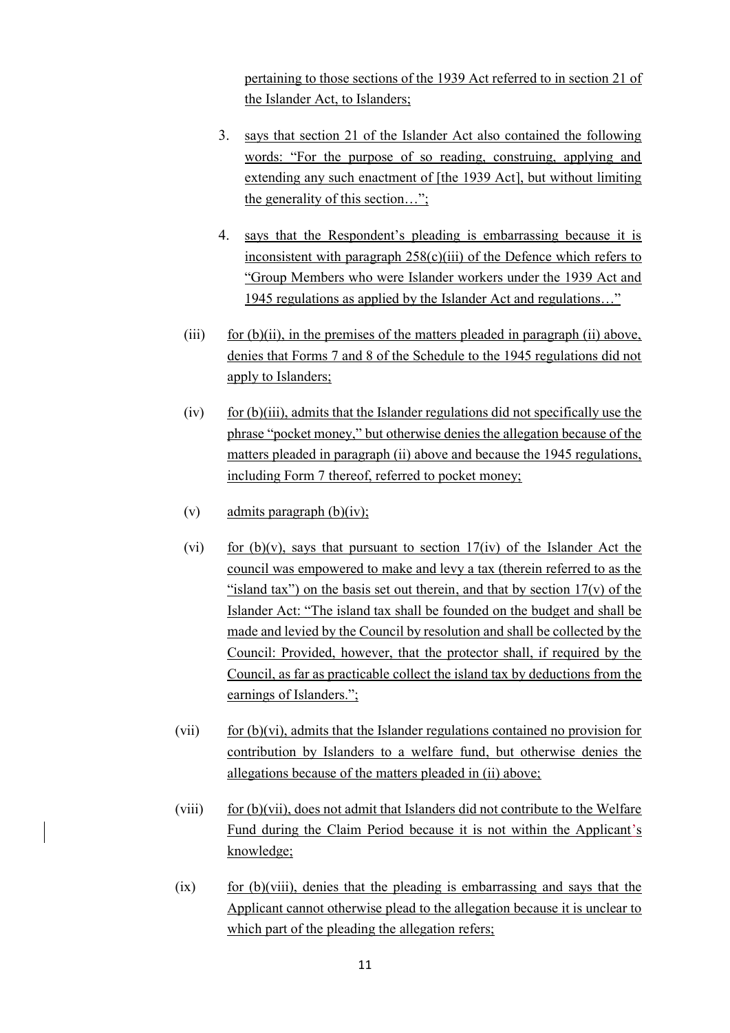pertaining to those sections of the 1939 Act referred to in section 21 of the Islander Act, to Islanders;

3. says that section 21 of the Islander Act also contained the following words: "For the purpose of so reading, construing, applying and extending any such enactment of [the 1939 Act], but without limiting the generality of this section…";

4. says that the Respondent's pleading is embarrassing because it is inconsistent with paragraph 258(c)(iii) of the Defence which refers to "Group Members who were Islander workers under the 1939 Act and 1945 regulations as applied by the Islander Act and regulations…"

(iii) for (b)(ii), in the premises of the matters pleaded in paragraph (ii) above, denies that Forms 7 and 8 of the Schedule to the 1945 regulations did not apply to Islanders;

(iv) for (b)(iii), admits that the Islander regulations did not specifically use the phrase "pocket money," but otherwise denies the allegation because of the matters pleaded in paragraph (ii) above and because the 1945 regulations, including Form 7 thereof, referred to pocket money;

(v) admits paragraph (b)(iv);

(vi) for (b)(v), says that pursuant to section 17(iv) of the Islander Act the council was empowered to make and levy a tax (therein referred to as the "island tax") on the basis set out therein, and that by section 17(v) of the Islander Act: "The island tax shall be founded on the budget and shall be made and levied by the Council by resolution and shall be collected by the Council: Provided, however, that the protector shall, if required by the Council, as far as practicable collect the island tax by deductions from the earnings of Islanders.";

(vii) for (b)(vi), admits that the Islander regulations contained no provision for contribution by Islanders to a welfare fund, but otherwise denies the allegations because of the matters pleaded in (ii) above;

(viii) for (b)(vii), does not admit that Islanders did not contribute to the Welfare Fund during the Claim Period because it is not within the Applicant's knowledge;

(ix) for (b)(viii), denies that the pleading is embarrassing and says that the Applicant cannot otherwise plead to the allegation because it is unclear to which part of the pleading the allegation refers;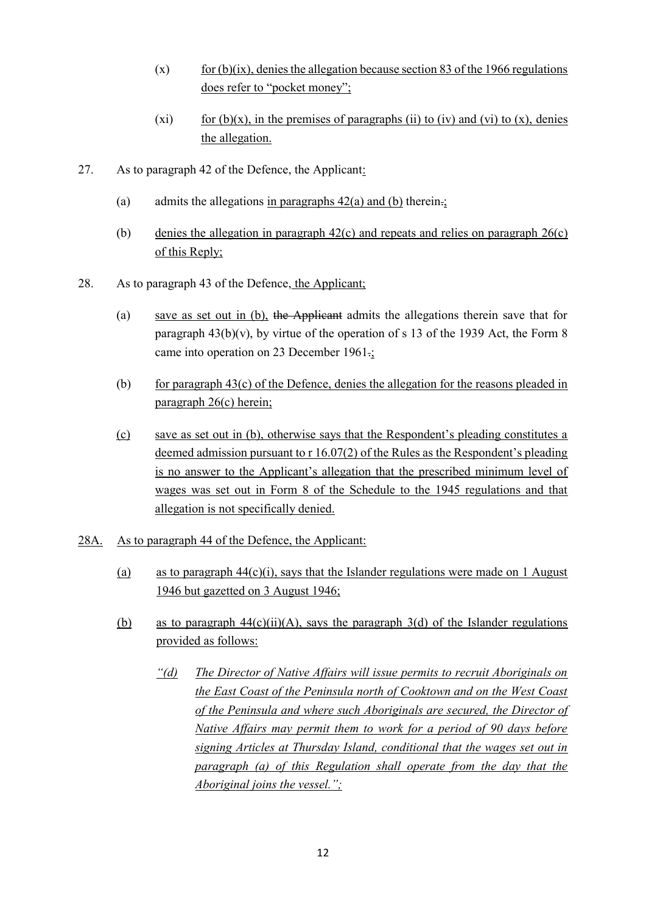(x) for (b)(ix), denies the allegation because section 83 of the 1966 regulations does refer to "pocket money";

(xi) for (b)(x), in the premises of paragraphs (ii) to (iv) and (vi) to (x), denies the allegation.

27. As to paragraph 42 of the Defence, the Applicant:

(a) admits the allegations in paragraphs 42(a) and (b) therein.;

(b) denies the allegation in paragraph 42(c) and repeats and relies on paragraph 26(c) of this Reply;

28. As to paragraph 43 of the Defence, the Applicant;

(a) save as set out in (b), ~~the Applicant~~ admits the allegations therein save that for paragraph 43(b)(v), by virtue of the operation of s 13 of the 1939 Act, the Form 8 came into operation on 23 December 1961.;

(b) for paragraph 43(c) of the Defence, denies the allegation for the reasons pleaded in paragraph 26(c) herein;

(c) save as set out in (b), otherwise says that the Respondent's pleading constitutes a deemed admission pursuant to r 16.07(2) of the Rules as the Respondent's pleading is no answer to the Applicant's allegation that the prescribed minimum level of wages was set out in Form 8 of the Schedule to the 1945 regulations and that allegation is not specifically denied.

28A. As to paragraph 44 of the Defence, the Applicant:

(a) as to paragraph 44(c)(i), says that the Islander regulations were made on 1 August 1946 but gazetted on 3 August 1946;

(b) as to paragraph 44(c)(ii)(A), says the paragraph 3(d) of the Islander regulations provided as follows:

*"(d) The Director of Native Affairs will issue permits to recruit Aboriginals on the East Coast of the Peninsula north of Cooktown and on the West Coast of the Peninsula and where such Aboriginals are secured, the Director of Native Affairs may permit them to work for a period of 90 days before signing Articles at Thursday Island, conditional that the wages set out in paragraph (a) of this Regulation shall operate from the day that the Aboriginal joins the vessel.";*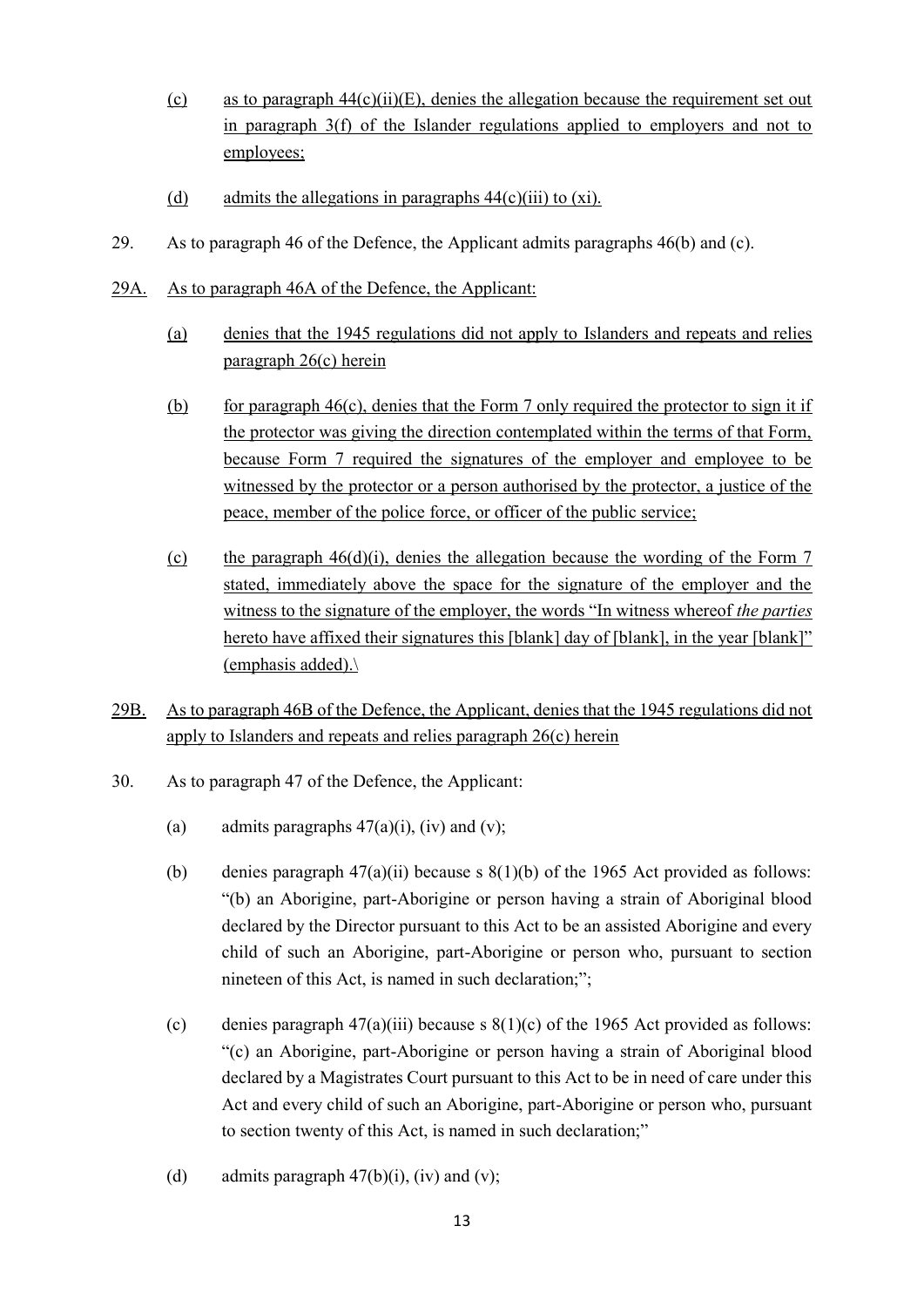(c) as to paragraph 44(c)(ii)(E), denies the allegation because the requirement set out in paragraph 3(f) of the Islander regulations applied to employers and not to employees;

(d) admits the allegations in paragraphs 44(c)(iii) to (xi).

29. As to paragraph 46 of the Defence, the Applicant admits paragraphs 46(b) and (c).

29A. As to paragraph 46A of the Defence, the Applicant:

(a) denies that the 1945 regulations did not apply to Islanders and repeats and relies paragraph 26(c) herein

(b) for paragraph 46(c), denies that the Form 7 only required the protector to sign it if the protector was giving the direction contemplated within the terms of that Form, because Form 7 required the signatures of the employer and employee to be witnessed by the protector or a person authorised by the protector, a justice of the peace, member of the police force, or officer of the public service;

(c) the paragraph 46(d)(i), denies the allegation because the wording of the Form 7 stated, immediately above the space for the signature of the employer and the witness to the signature of the employer, the words "In witness whereof *the parties* hereto have affixed their signatures this [blank] day of [blank], in the year [blank]" (emphasis added).\

29B. As to paragraph 46B of the Defence, the Applicant, denies that the 1945 regulations did not apply to Islanders and repeats and relies paragraph 26(c) herein

30. As to paragraph 47 of the Defence, the Applicant:

(a) admits paragraphs 47(a)(i), (iv) and (v);

(b) denies paragraph 47(a)(ii) because s 8(1)(b) of the 1965 Act provided as follows: "(b) an Aborigine, part-Aborigine or person having a strain of Aboriginal blood declared by the Director pursuant to this Act to be an assisted Aborigine and every child of such an Aborigine, part-Aborigine or person who, pursuant to section nineteen of this Act, is named in such declaration;";

(c) denies paragraph 47(a)(iii) because s 8(1)(c) of the 1965 Act provided as follows: "(c) an Aborigine, part-Aborigine or person having a strain of Aboriginal blood declared by a Magistrates Court pursuant to this Act to be in need of care under this Act and every child of such an Aborigine, part-Aborigine or person who, pursuant to section twenty of this Act, is named in such declaration;"

(d) admits paragraph 47(b)(i), (iv) and (v);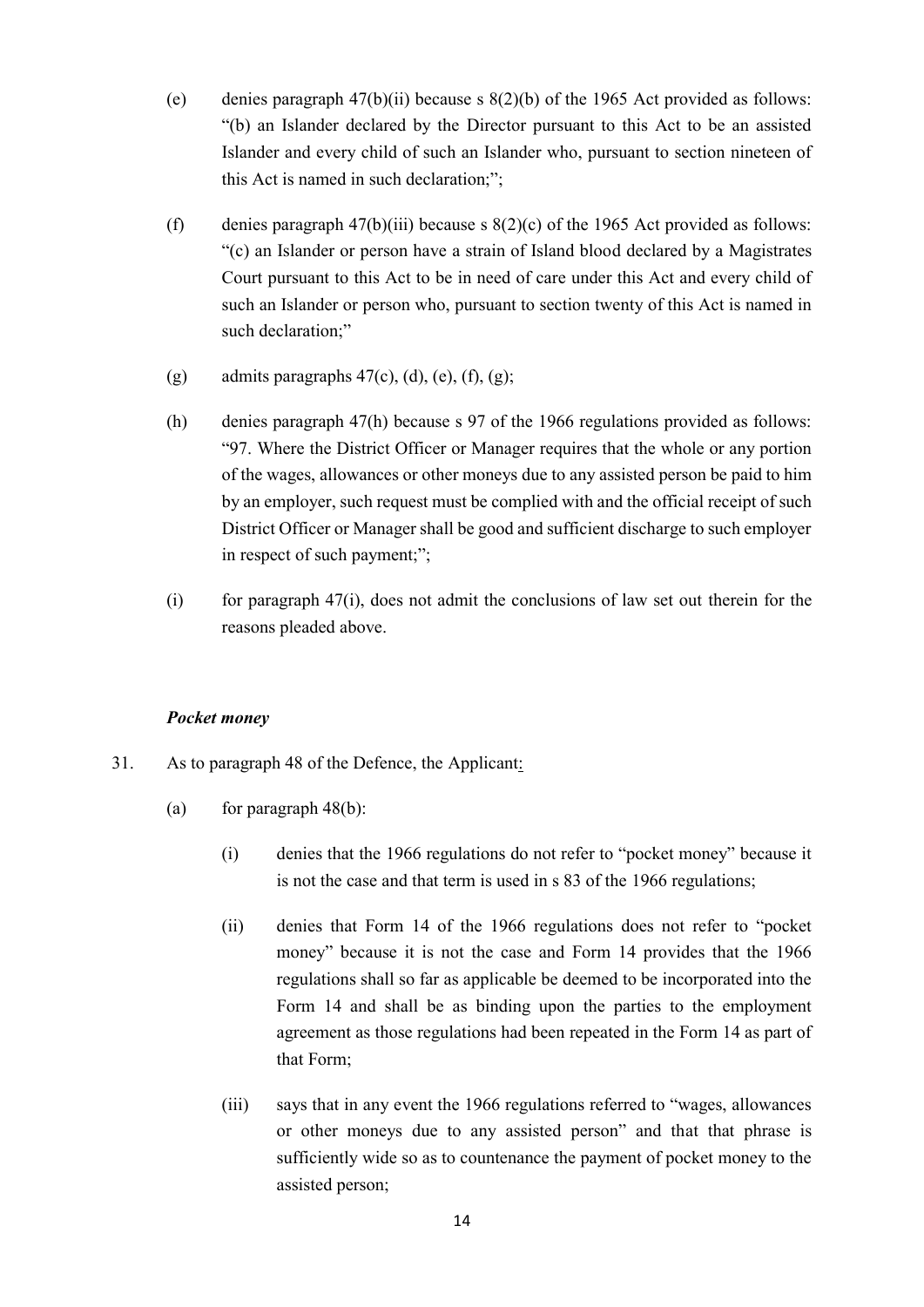(e) denies paragraph 47(b)(ii) because s 8(2)(b) of the 1965 Act provided as follows: "(b) an Islander declared by the Director pursuant to this Act to be an assisted Islander and every child of such an Islander who, pursuant to section nineteen of this Act is named in such declaration;";

(f) denies paragraph 47(b)(iii) because s 8(2)(c) of the 1965 Act provided as follows: "(c) an Islander or person have a strain of Island blood declared by a Magistrates Court pursuant to this Act to be in need of care under this Act and every child of such an Islander or person who, pursuant to section twenty of this Act is named in such declaration;"

(g) admits paragraphs 47(c), (d), (e), (f), (g);

(h) denies paragraph 47(h) because s 97 of the 1966 regulations provided as follows: "97. Where the District Officer or Manager requires that the whole or any portion of the wages, allowances or other moneys due to any assisted person be paid to him by an employer, such request must be complied with and the official receipt of such District Officer or Manager shall be good and sufficient discharge to such employer in respect of such payment;";

(i) for paragraph 47(i), does not admit the conclusions of law set out therein for the reasons pleaded above.

***Pocket money***

31. As to paragraph 48 of the Defence, the Applicant:

(a) for paragraph 48(b):

(i) denies that the 1966 regulations do not refer to "pocket money" because it is not the case and that term is used in s 83 of the 1966 regulations;

(ii) denies that Form 14 of the 1966 regulations does not refer to "pocket money" because it is not the case and Form 14 provides that the 1966 regulations shall so far as applicable be deemed to be incorporated into the Form 14 and shall be as binding upon the parties to the employment agreement as those regulations had been repeated in the Form 14 as part of that Form;

(iii) says that in any event the 1966 regulations referred to "wages, allowances or other moneys due to any assisted person" and that that phrase is sufficiently wide so as to countenance the payment of pocket money to the assisted person;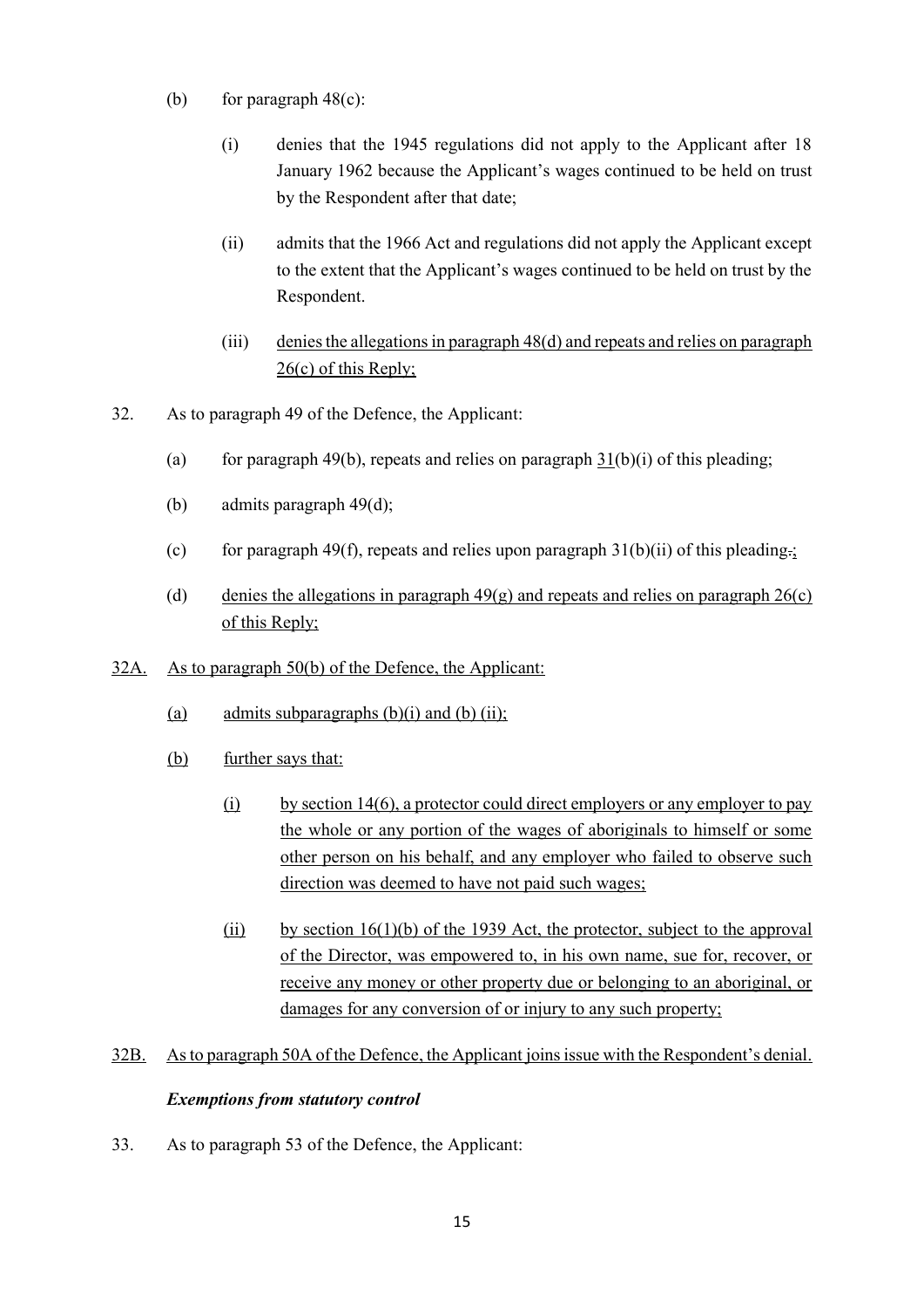(b) for paragraph 48(c):

(i) denies that the 1945 regulations did not apply to the Applicant after 18 January 1962 because the Applicant's wages continued to be held on trust by the Respondent after that date;

(ii) admits that the 1966 Act and regulations did not apply the Applicant except to the extent that the Applicant's wages continued to be held on trust by the Respondent.

(iii) denies the allegations in paragraph 48(d) and repeats and relies on paragraph 26(c) of this Reply;

32. As to paragraph 49 of the Defence, the Applicant:

(a) for paragraph 49(b), repeats and relies on paragraph 31(b)(i) of this pleading;

(b) admits paragraph 49(d);

(c) for paragraph 49(f), repeats and relies upon paragraph 31(b)(ii) of this pleading.;

(d) denies the allegations in paragraph 49(g) and repeats and relies on paragraph 26(c) of this Reply;

32A. As to paragraph 50(b) of the Defence, the Applicant:

(a) admits subparagraphs (b)(i) and (b) (ii);

(b) further says that:

(i) by section 14(6), a protector could direct employers or any employer to pay the whole or any portion of the wages of aboriginals to himself or some other person on his behalf, and any employer who failed to observe such direction was deemed to have not paid such wages;

(ii) by section 16(1)(b) of the 1939 Act, the protector, subject to the approval of the Director, was empowered to, in his own name, sue for, recover, or receive any money or other property due or belonging to an aboriginal, or damages for any conversion of or injury to any such property;

32B. As to paragraph 50A of the Defence, the Applicant joins issue with the Respondent's denial.

***Exemptions from statutory control***

33. As to paragraph 53 of the Defence, the Applicant: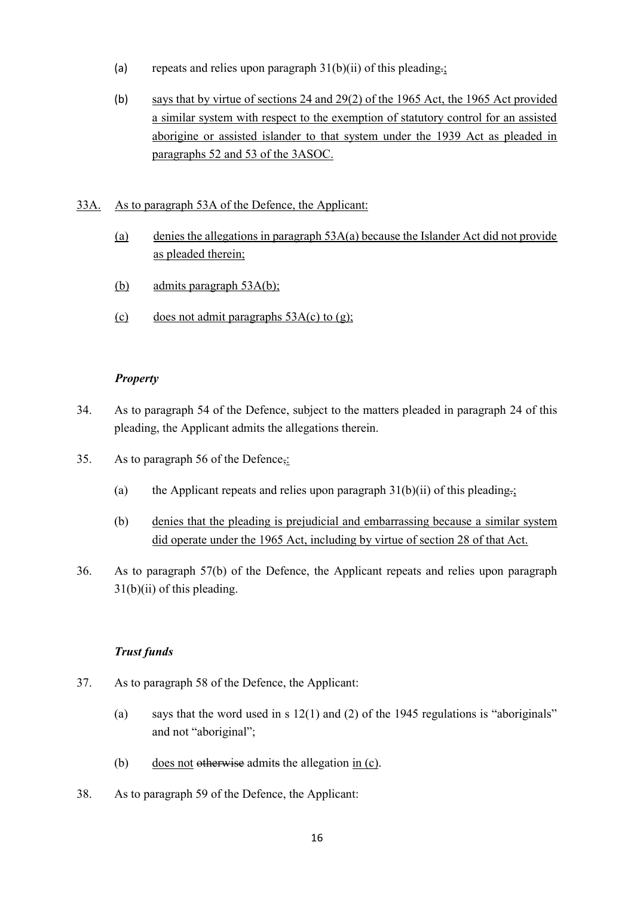(a) repeats and relies upon paragraph 31(b)(ii) of this pleading.;

(b) says that by virtue of sections 24 and 29(2) of the 1965 Act, the 1965 Act provided a similar system with respect to the exemption of statutory control for an assisted aborigine or assisted islander to that system under the 1939 Act as pleaded in paragraphs 52 and 53 of the 3ASOC.

33A. As to paragraph 53A of the Defence, the Applicant:

(a) denies the allegations in paragraph 53A(a) because the Islander Act did not provide as pleaded therein;

(b) admits paragraph 53A(b);

(c) does not admit paragraphs 53A(c) to (g);

***Property***

34. As to paragraph 54 of the Defence, subject to the matters pleaded in paragraph 24 of this pleading, the Applicant admits the allegations therein.

35. As to paragraph 56 of the Defence,:

(a) the Applicant repeats and relies upon paragraph 31(b)(ii) of this pleading.;

(b) denies that the pleading is prejudicial and embarrassing because a similar system did operate under the 1965 Act, including by virtue of section 28 of that Act.

36. As to paragraph 57(b) of the Defence, the Applicant repeats and relies upon paragraph 31(b)(ii) of this pleading.

***Trust funds***

37. As to paragraph 58 of the Defence, the Applicant:

(a) says that the word used in s 12(1) and (2) of the 1945 regulations is "aboriginals" and not "aboriginal";

(b) does not ~~otherwise~~ admits the allegation in (c).

38. As to paragraph 59 of the Defence, the Applicant: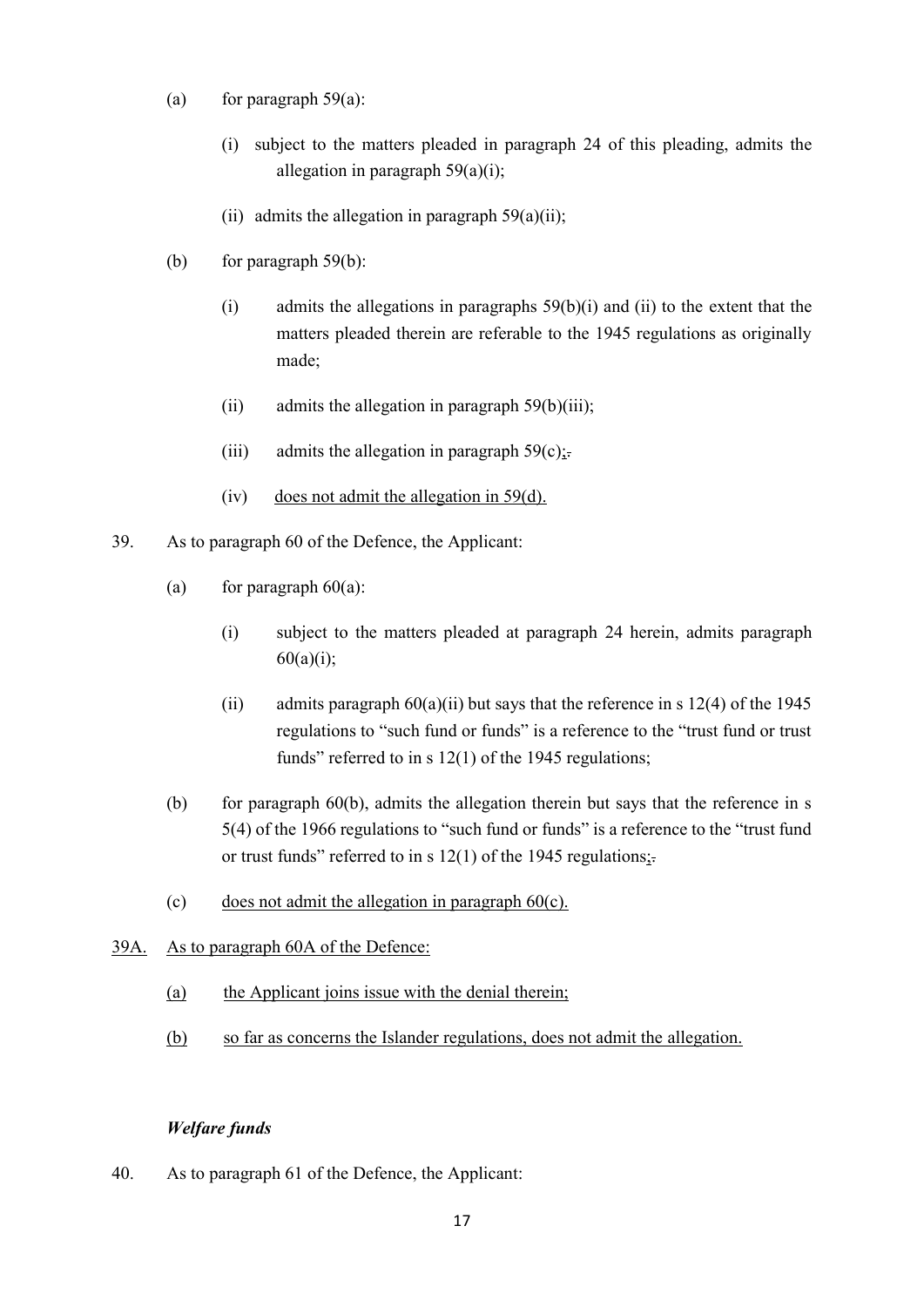(a) for paragraph 59(a):

  (i) subject to the matters pleaded in paragraph 24 of this pleading, admits the allegation in paragraph 59(a)(i);

  (ii) admits the allegation in paragraph 59(a)(ii);

(b) for paragraph 59(b):

  (i) admits the allegations in paragraphs 59(b)(i) and (ii) to the extent that the matters pleaded therein are referable to the 1945 regulations as originally made;

  (ii) admits the allegation in paragraph 59(b)(iii);

  (iii) admits the allegation in paragraph 59(c);.

  (iv) does not admit the allegation in 59(d).

39. As to paragraph 60 of the Defence, the Applicant:

  (a) for paragraph 60(a):

    (i) subject to the matters pleaded at paragraph 24 herein, admits paragraph 60(a)(i);

    (ii) admits paragraph 60(a)(ii) but says that the reference in s 12(4) of the 1945 regulations to "such fund or funds" is a reference to the "trust fund or trust funds" referred to in s 12(1) of the 1945 regulations;

  (b) for paragraph 60(b), admits the allegation therein but says that the reference in s 5(4) of the 1966 regulations to "such fund or funds" is a reference to the "trust fund or trust funds" referred to in s 12(1) of the 1945 regulations;.

  (c) does not admit the allegation in paragraph 60(c).

39A. As to paragraph 60A of the Defence:

  (a) the Applicant joins issue with the denial therein;

  (b) so far as concerns the Islander regulations, does not admit the allegation.

***Welfare funds***

40. As to paragraph 61 of the Defence, the Applicant: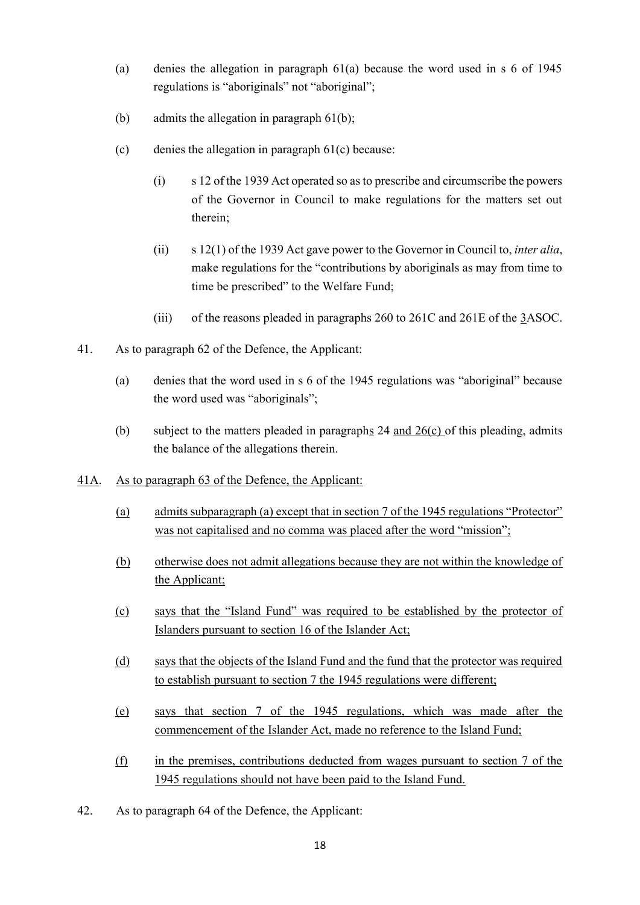(a) denies the allegation in paragraph 61(a) because the word used in s 6 of 1945 regulations is "aboriginals" not "aboriginal";

(b) admits the allegation in paragraph 61(b);

(c) denies the allegation in paragraph 61(c) because:

(i) s 12 of the 1939 Act operated so as to prescribe and circumscribe the powers of the Governor in Council to make regulations for the matters set out therein;

(ii) s 12(1) of the 1939 Act gave power to the Governor in Council to, *inter alia*, make regulations for the "contributions by aboriginals as may from time to time be prescribed" to the Welfare Fund;

(iii) of the reasons pleaded in paragraphs 260 to 261C and 261E of the 3ASOC.

41. As to paragraph 62 of the Defence, the Applicant:

(a) denies that the word used in s 6 of the 1945 regulations was "aboriginal" because the word used was "aboriginals";

(b) subject to the matters pleaded in paragraphs 24 and 26(c) of this pleading, admits the balance of the allegations therein.

41A. As to paragraph 63 of the Defence, the Applicant:

(a) admits subparagraph (a) except that in section 7 of the 1945 regulations "Protector" was not capitalised and no comma was placed after the word "mission";

(b) otherwise does not admit allegations because they are not within the knowledge of the Applicant;

(c) says that the "Island Fund" was required to be established by the protector of Islanders pursuant to section 16 of the Islander Act;

(d) says that the objects of the Island Fund and the fund that the protector was required to establish pursuant to section 7 the 1945 regulations were different;

(e) says that section 7 of the 1945 regulations, which was made after the commencement of the Islander Act, made no reference to the Island Fund;

(f) in the premises, contributions deducted from wages pursuant to section 7 of the 1945 regulations should not have been paid to the Island Fund.

42. As to paragraph 64 of the Defence, the Applicant: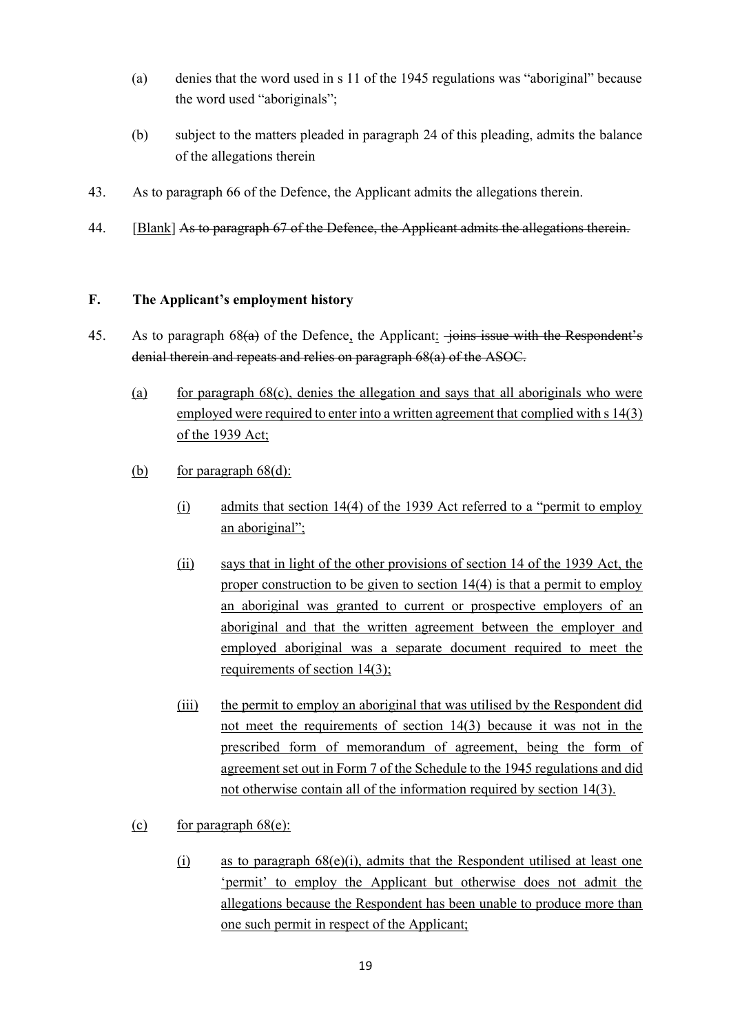(a) denies that the word used in s 11 of the 1945 regulations was "aboriginal" because the word used "aboriginals";

(b) subject to the matters pleaded in paragraph 24 of this pleading, admits the balance of the allegations therein

43. As to paragraph 66 of the Defence, the Applicant admits the allegations therein.

44. [Blank] ~~As to paragraph 67 of the Defence, the Applicant admits the allegations therein.~~

## F. The Applicant's employment history

45. As to paragraph 68~~(a)~~ of the Defence, the Applicant: ~~joins issue with the Respondent's denial therein and repeats and relies on paragraph 68(a) of the ASOC.~~

(a) for paragraph 68(c), denies the allegation and says that all aboriginals who were employed were required to enter into a written agreement that complied with s 14(3) of the 1939 Act;

(b) for paragraph 68(d):

(i) admits that section 14(4) of the 1939 Act referred to a "permit to employ an aboriginal";

(ii) says that in light of the other provisions of section 14 of the 1939 Act, the proper construction to be given to section 14(4) is that a permit to employ an aboriginal was granted to current or prospective employers of an aboriginal and that the written agreement between the employer and employed aboriginal was a separate document required to meet the requirements of section 14(3);

(iii) the permit to employ an aboriginal that was utilised by the Respondent did not meet the requirements of section 14(3) because it was not in the prescribed form of memorandum of agreement, being the form of agreement set out in Form 7 of the Schedule to the 1945 regulations and did not otherwise contain all of the information required by section 14(3).

(c) for paragraph 68(e):

(i) as to paragraph 68(e)(i), admits that the Respondent utilised at least one 'permit' to employ the Applicant but otherwise does not admit the allegations because the Respondent has been unable to produce more than one such permit in respect of the Applicant;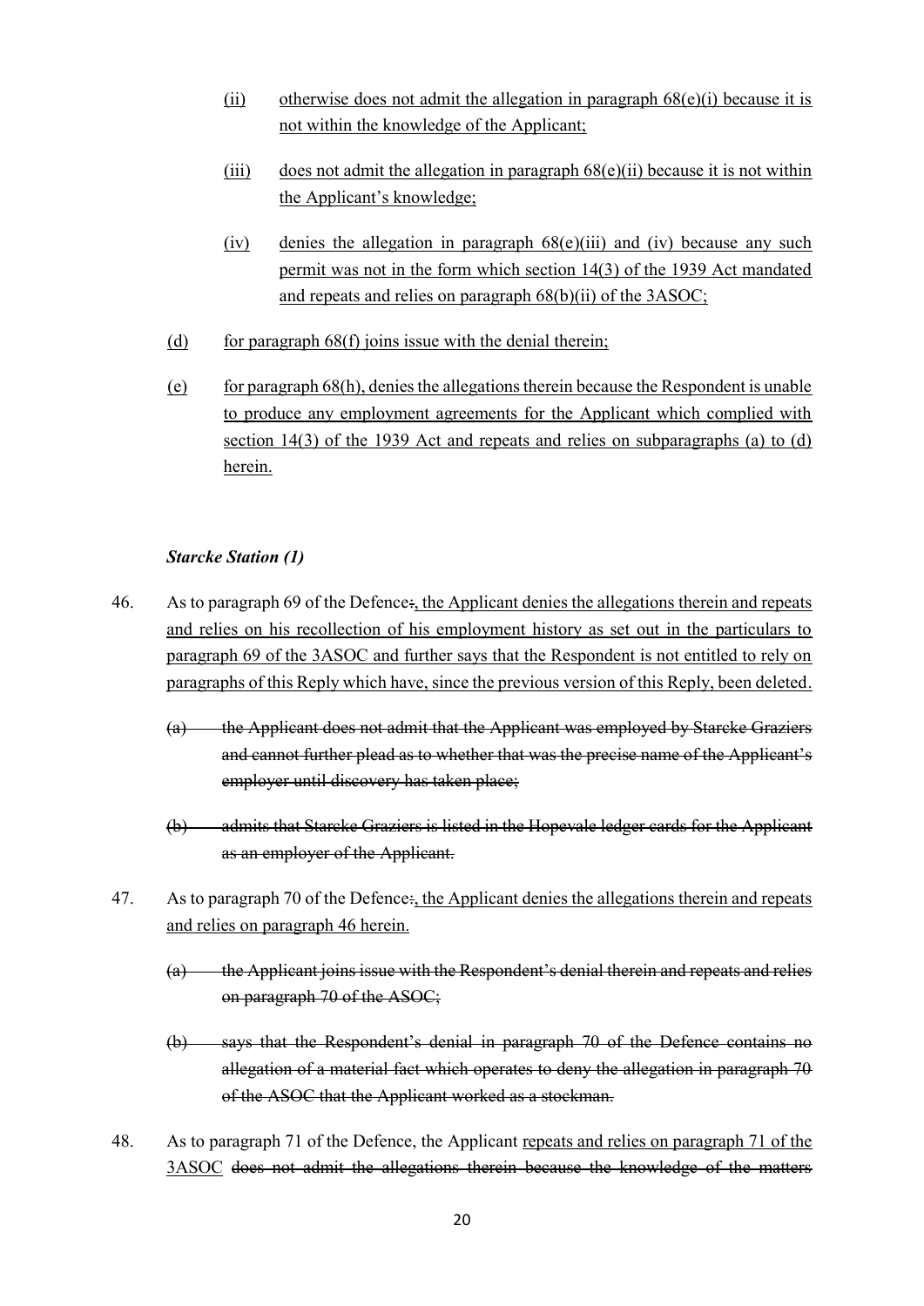(ii) otherwise does not admit the allegation in paragraph 68(e)(i) because it is not within the knowledge of the Applicant;

(iii) does not admit the allegation in paragraph 68(e)(ii) because it is not within the Applicant's knowledge;

(iv) denies the allegation in paragraph 68(e)(iii) and (iv) because any such permit was not in the form which section 14(3) of the 1939 Act mandated and repeats and relies on paragraph 68(b)(ii) of the 3ASOC;

(d) for paragraph 68(f) joins issue with the denial therein;

(e) for paragraph 68(h), denies the allegations therein because the Respondent is unable to produce any employment agreements for the Applicant which complied with section 14(3) of the 1939 Act and repeats and relies on subparagraphs (a) to (d) herein.

### *Starcke Station (1)*

46. As to paragraph 69 of the Defence:, the Applicant denies the allegations therein and repeats and relies on his recollection of his employment history as set out in the particulars to paragraph 69 of the 3ASOC and further says that the Respondent is not entitled to rely on paragraphs of this Reply which have, since the previous version of this Reply, been deleted.

    ~~(a) the Applicant does not admit that the Applicant was employed by Starcke Graziers and cannot further plead as to whether that was the precise name of the Applicant's employer until discovery has taken place;~~

    ~~(b) admits that Starcke Graziers is listed in the Hopevale ledger cards for the Applicant as an employer of the Applicant.~~

47. As to paragraph 70 of the Defence:, the Applicant denies the allegations therein and repeats and relies on paragraph 46 herein.

    ~~(a) the Applicant joins issue with the Respondent's denial therein and repeats and relies on paragraph 70 of the ASOC;~~

    ~~(b) says that the Respondent's denial in paragraph 70 of the Defence contains no allegation of a material fact which operates to deny the allegation in paragraph 70 of the ASOC that the Applicant worked as a stockman.~~

48. As to paragraph 71 of the Defence, the Applicant repeats and relies on paragraph 71 of the 3ASOC ~~does not admit the allegations therein because the knowledge of the matters~~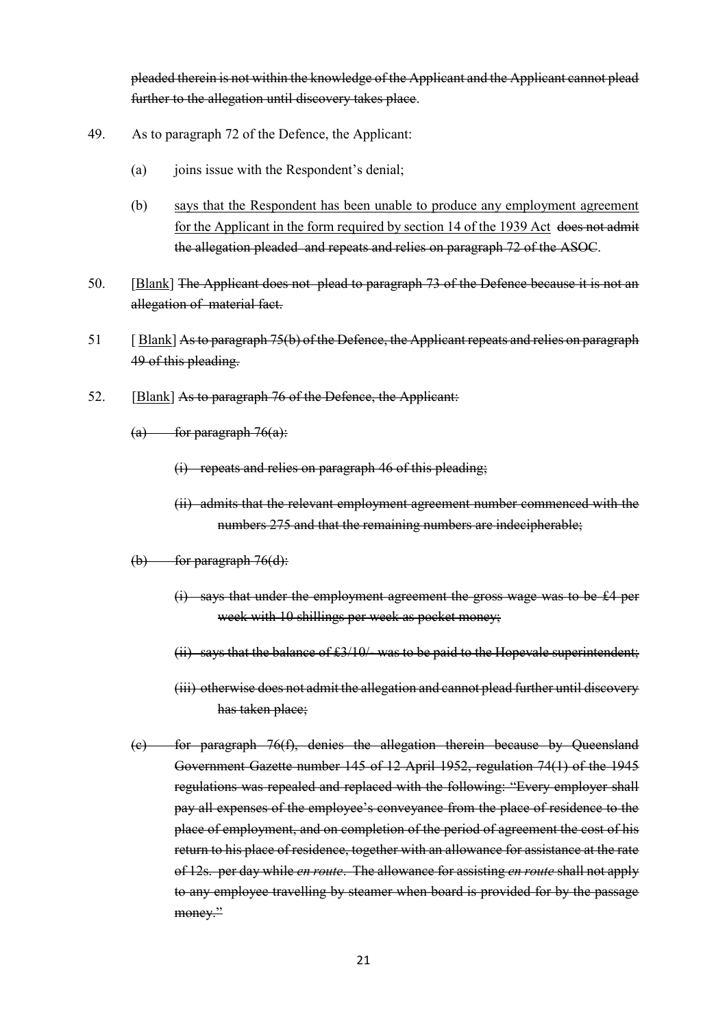~~pleaded therein is not within the knowledge of the Applicant and the Applicant cannot plead further to the allegation until discovery takes place~~.

49. As to paragraph 72 of the Defence, the Applicant:

    (a) joins issue with the Respondent's denial;

    (b) <u>says that the Respondent has been unable to produce any employment agreement for the Applicant in the form required by section 14 of the 1939 Act</u> ~~does not admit the allegation pleaded and repeats and relies on paragraph 72 of the ASOC~~.

50. [<u>Blank</u>] ~~The Applicant does not plead to paragraph 73 of the Defence because it is not an allegation of material fact.~~

51 [ <u>Blank</u>] ~~As to paragraph 75(b) of the Defence, the Applicant repeats and relies on paragraph 49 of this pleading.~~

52. [<u>Blank</u>] ~~As to paragraph 76 of the Defence, the Applicant:~~

    ~~(a) for paragraph 76(a):~~

    ~~(i) repeats and relies on paragraph 46 of this pleading;~~

    ~~(ii) admits that the relevant employment agreement number commenced with the numbers 275 and that the remaining numbers are indecipherable;~~

    ~~(b) for paragraph 76(d):~~

    ~~(i) says that under the employment agreement the gross wage was to be £4 per week with 10 shillings per week as pocket money;~~

    ~~(ii) says that the balance of £3/10/- was to be paid to the Hopevale superintendent;~~

    ~~(iii) otherwise does not admit the allegation and cannot plead further until discovery has taken place;~~

    ~~(c) for paragraph 76(f), denies the allegation therein because by Queensland Government Gazette number 145 of 12 April 1952, regulation 74(1) of the 1945 regulations was repealed and replaced with the following: "Every employer shall pay all expenses of the employee's conveyance from the place of residence to the place of employment, and on completion of the period of agreement the cost of his return to his place of residence, together with an allowance for assistance at the rate of 12s. per day while *en route*. The allowance for assisting *en route* shall not apply to any employee travelling by steamer when board is provided for by the passage money."~~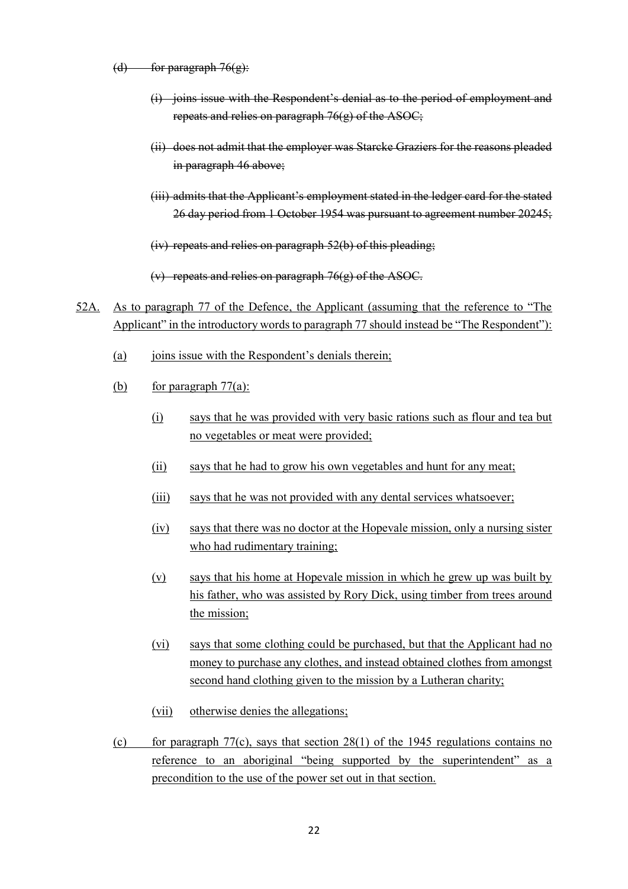~~(d) for paragraph 76(g):~~

~~(i) joins issue with the Respondent's denial as to the period of employment and repeats and relies on paragraph 76(g) of the ASOC;~~

~~(ii) does not admit that the employer was Starcke Graziers for the reasons pleaded in paragraph 46 above;~~

~~(iii) admits that the Applicant's employment stated in the ledger card for the stated 26 day period from 1 October 1954 was pursuant to agreement number 20245;~~

~~(iv) repeats and relies on paragraph 52(b) of this pleading;~~

~~(v) repeats and relies on paragraph 76(g) of the ASOC.~~

<u>52A.</u> <u>As to paragraph 77 of the Defence, the Applicant (assuming that the reference to "The Applicant" in the introductory words to paragraph 77 should instead be "The Respondent"):</u>

<u>(a)</u> <u>joins issue with the Respondent's denials therein;</u>

<u>(b)</u> <u>for paragraph 77(a):</u>

<u>(i)</u> <u>says that he was provided with very basic rations such as flour and tea but no vegetables or meat were provided;</u>

<u>(ii)</u> <u>says that he had to grow his own vegetables and hunt for any meat;</u>

<u>(iii)</u> <u>says that he was not provided with any dental services whatsoever;</u>

<u>(iv)</u> <u>says that there was no doctor at the Hopevale mission, only a nursing sister who had rudimentary training;</u>

<u>(v)</u> <u>says that his home at Hopevale mission in which he grew up was built by his father, who was assisted by Rory Dick, using timber from trees around the mission;</u>

<u>(vi)</u> <u>says that some clothing could be purchased, but that the Applicant had no money to purchase any clothes, and instead obtained clothes from amongst second hand clothing given to the mission by a Lutheran charity;</u>

<u>(vii)</u> <u>otherwise denies the allegations;</u>

<u>(c)</u> <u>for paragraph 77(c), says that section 28(1) of the 1945 regulations contains no reference to an aboriginal "being supported by the superintendent" as a precondition to the use of the power set out in that section.</u>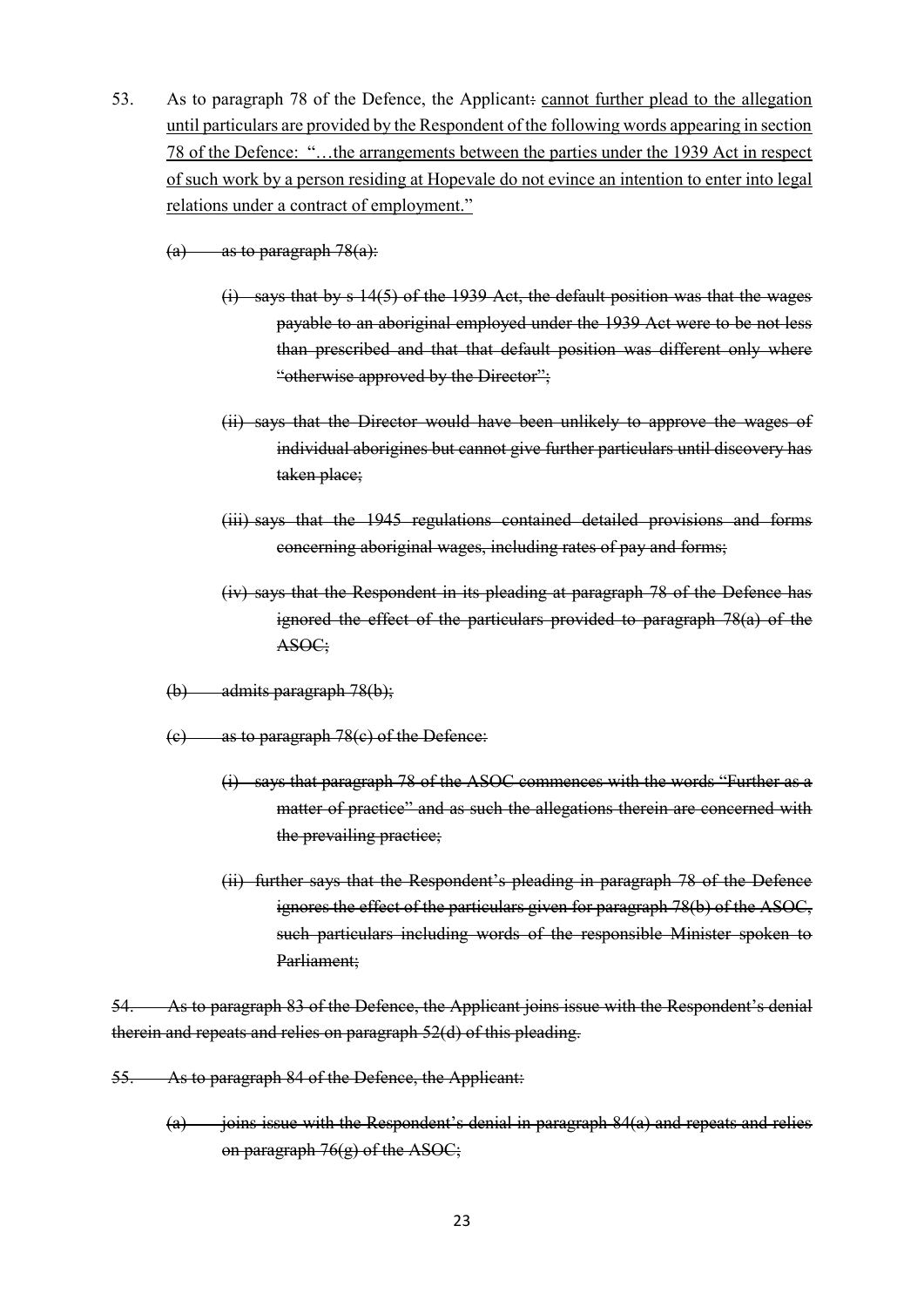53. As to paragraph 78 of the Defence, the Applicant~~:~~ <u>cannot further plead to the allegation until particulars are provided by the Respondent of the following words appearing in section 78 of the Defence: "…the arrangements between the parties under the 1939 Act in respect of such work by a person residing at Hopevale do not evince an intention to enter into legal relations under a contract of employment."</u>

~~(a) as to paragraph 78(a):~~

~~(i) says that by s 14(5) of the 1939 Act, the default position was that the wages payable to an aboriginal employed under the 1939 Act were to be not less than prescribed and that that default position was different only where "otherwise approved by the Director";~~

~~(ii) says that the Director would have been unlikely to approve the wages of individual aborigines but cannot give further particulars until discovery has taken place;~~

~~(iii) says that the 1945 regulations contained detailed provisions and forms concerning aboriginal wages, including rates of pay and forms;~~

~~(iv) says that the Respondent in its pleading at paragraph 78 of the Defence has ignored the effect of the particulars provided to paragraph 78(a) of the ASOC;~~

~~(b) admits paragraph 78(b);~~

~~(c) as to paragraph 78(c) of the Defence:~~

~~(i) says that paragraph 78 of the ASOC commences with the words "Further as a matter of practice" and as such the allegations therein are concerned with the prevailing practice;~~

~~(ii) further says that the Respondent's pleading in paragraph 78 of the Defence ignores the effect of the particulars given for paragraph 78(b) of the ASOC, such particulars including words of the responsible Minister spoken to Parliament;~~

~~54. As to paragraph 83 of the Defence, the Applicant joins issue with the Respondent's denial therein and repeats and relies on paragraph 52(d) of this pleading.~~

~~55. As to paragraph 84 of the Defence, the Applicant:~~

~~(a) joins issue with the Respondent's denial in paragraph 84(a) and repeats and relies on paragraph 76(g) of the ASOC;~~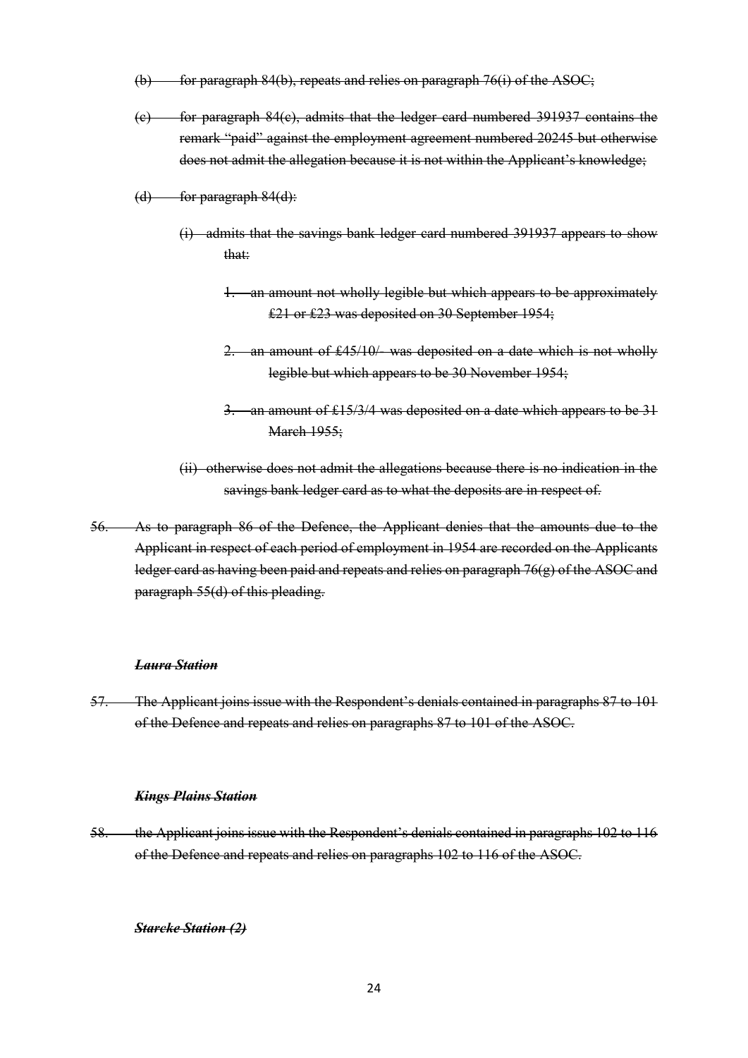~~(b) for paragraph 84(b), repeats and relies on paragraph 76(i) of the ASOC;~~

~~(c) for paragraph 84(c), admits that the ledger card numbered 391937 contains the remark "paid" against the employment agreement numbered 20245 but otherwise does not admit the allegation because it is not within the Applicant's knowledge;~~

~~(d) for paragraph 84(d):~~

~~(i) admits that the savings bank ledger card numbered 391937 appears to show that:~~

~~1. an amount not wholly legible but which appears to be approximately £21 or £23 was deposited on 30 September 1954;~~

~~2. an amount of £45/10/- was deposited on a date which is not wholly legible but which appears to be 30 November 1954;~~

~~3. an amount of £15/3/4 was deposited on a date which appears to be 31 March 1955;~~

~~(ii) otherwise does not admit the allegations because there is no indication in the savings bank ledger card as to what the deposits are in respect of.~~

~~56. As to paragraph 86 of the Defence, the Applicant denies that the amounts due to the Applicant in respect of each period of employment in 1954 are recorded on the Applicants ledger card as having been paid and repeats and relies on paragraph 76(g) of the ASOC and paragraph 55(d) of this pleading.~~

***~~Laura Station~~***

~~57. The Applicant joins issue with the Respondent's denials contained in paragraphs 87 to 101 of the Defence and repeats and relies on paragraphs 87 to 101 of the ASOC.~~

***~~Kings Plains Station~~***

~~58. the Applicant joins issue with the Respondent's denials contained in paragraphs 102 to 116 of the Defence and repeats and relies on paragraphs 102 to 116 of the ASOC.~~

***~~Starcke Station (2)~~***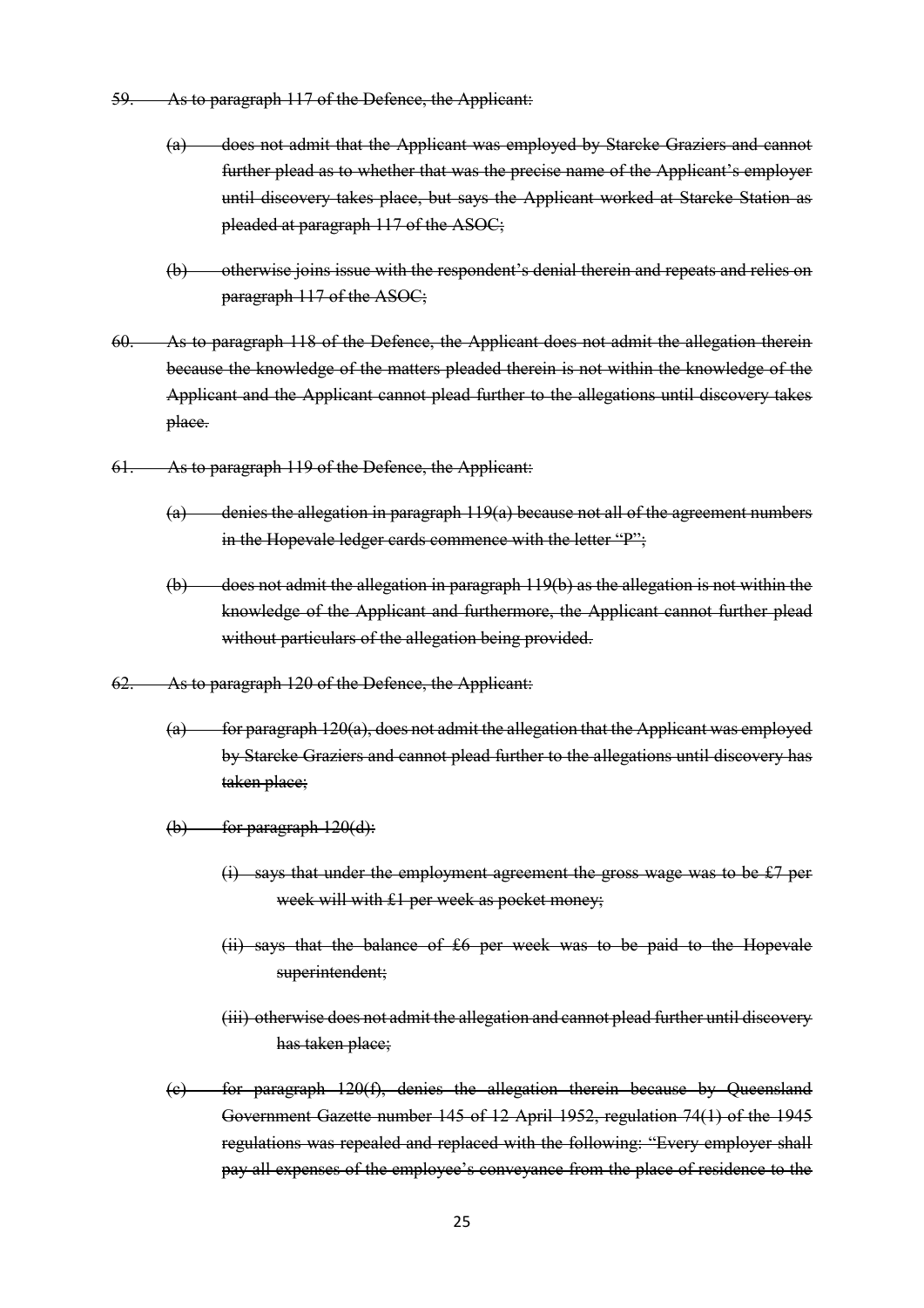~~59. As to paragraph 117 of the Defence, the Applicant:~~

~~(a) does not admit that the Applicant was employed by Starcke Graziers and cannot further plead as to whether that was the precise name of the Applicant's employer until discovery takes place, but says the Applicant worked at Starcke Station as pleaded at paragraph 117 of the ASOC;~~

~~(b) otherwise joins issue with the respondent's denial therein and repeats and relies on paragraph 117 of the ASOC;~~

~~60. As to paragraph 118 of the Defence, the Applicant does not admit the allegation therein because the knowledge of the matters pleaded therein is not within the knowledge of the Applicant and the Applicant cannot plead further to the allegations until discovery takes place.~~

~~61. As to paragraph 119 of the Defence, the Applicant:~~

~~(a) denies the allegation in paragraph 119(a) because not all of the agreement numbers in the Hopevale ledger cards commence with the letter "P";~~

~~(b) does not admit the allegation in paragraph 119(b) as the allegation is not within the knowledge of the Applicant and furthermore, the Applicant cannot further plead without particulars of the allegation being provided.~~

~~62. As to paragraph 120 of the Defence, the Applicant:~~

~~(a) for paragraph 120(a), does not admit the allegation that the Applicant was employed by Starcke Graziers and cannot plead further to the allegations until discovery has taken place;~~

~~(b) for paragraph 120(d):~~

~~(i) says that under the employment agreement the gross wage was to be £7 per week will with £1 per week as pocket money;~~

~~(ii) says that the balance of £6 per week was to be paid to the Hopevale superintendent;~~

~~(iii) otherwise does not admit the allegation and cannot plead further until discovery has taken place;~~

~~(c) for paragraph 120(f), denies the allegation therein because by Queensland Government Gazette number 145 of 12 April 1952, regulation 74(1) of the 1945 regulations was repealed and replaced with the following: "Every employer shall pay all expenses of the employee's conveyance from the place of residence to the~~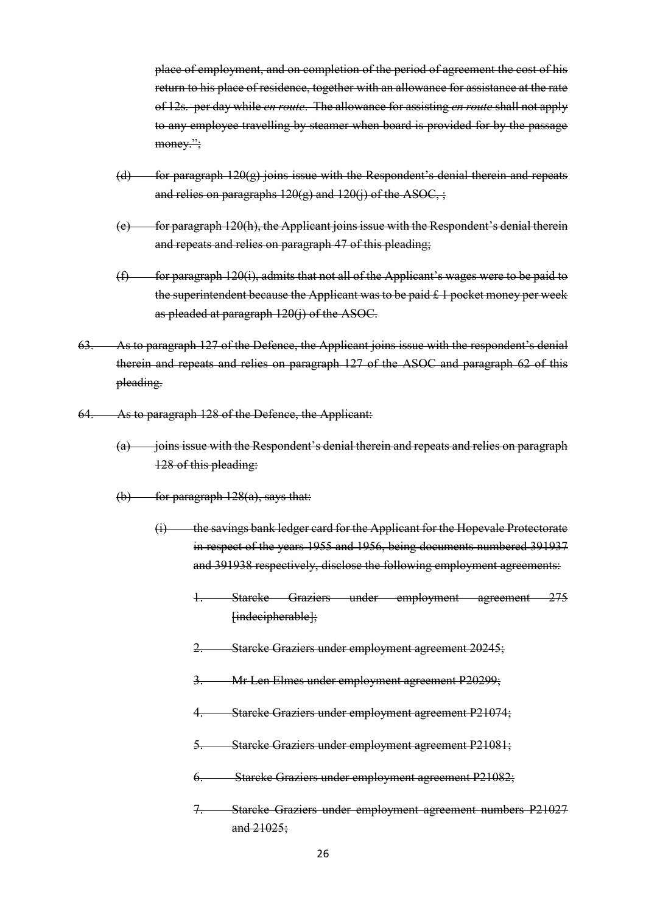~~place of employment, and on completion of the period of agreement the cost of his return to his place of residence, together with an allowance for assistance at the rate of 12s. per day while *en route*. The allowance for assisting *en route* shall not apply to any employee travelling by steamer when board is provided for by the passage money.";~~

~~(d) for paragraph 120(g) joins issue with the Respondent's denial therein and repeats and relies on paragraphs 120(g) and 120(j) of the ASOC, ;~~

~~(e) for paragraph 120(h), the Applicant joins issue with the Respondent's denial therein and repeats and relies on paragraph 47 of this pleading;~~

~~(f) for paragraph 120(i), admits that not all of the Applicant's wages were to be paid to the superintendent because the Applicant was to be paid £ 1 pocket money per week as pleaded at paragraph 120(j) of the ASOC.~~

~~63. As to paragraph 127 of the Defence, the Applicant joins issue with the respondent's denial therein and repeats and relies on paragraph 127 of the ASOC and paragraph 62 of this pleading.~~

~~64. As to paragraph 128 of the Defence, the Applicant:~~

~~(a) joins issue with the Respondent's denial therein and repeats and relies on paragraph 128 of this pleading:~~

~~(b) for paragraph 128(a), says that:~~

~~(i) the savings bank ledger card for the Applicant for the Hopevale Protectorate in respect of the years 1955 and 1956, being documents numbered 391937 and 391938 respectively, disclose the following employment agreements:~~

~~1. Starcke Graziers under employment agreement 275 [indecipherable];~~

~~2. Starcke Graziers under employment agreement 20245;~~

~~3. Mr Len Elmes under employment agreement P20299;~~

~~4. Starcke Graziers under employment agreement P21074;~~

~~5. Starcke Graziers under employment agreement P21081;~~

~~6. Starcke Graziers under employment agreement P21082;~~

~~7. Starcke Graziers under employment agreement numbers P21027 and 21025;~~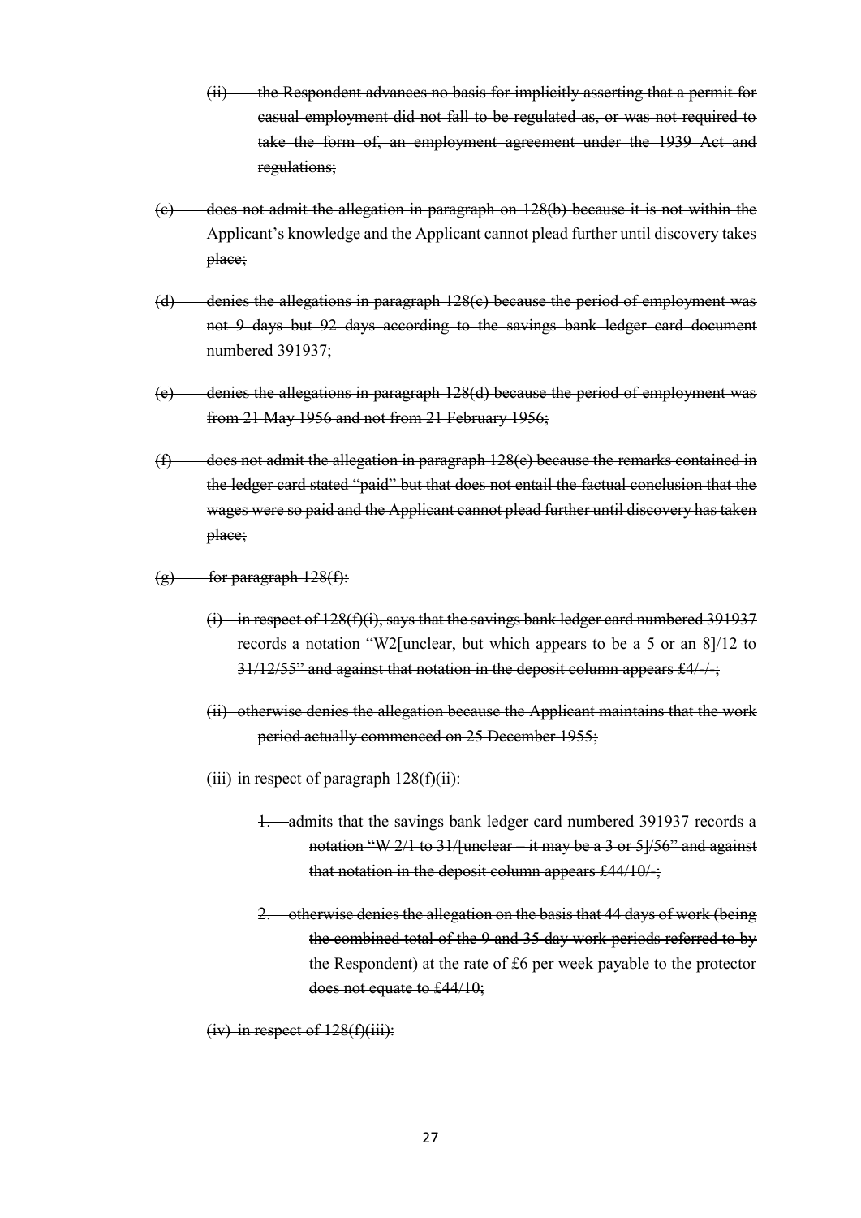~~(ii) the Respondent advances no basis for implicitly asserting that a permit for casual employment did not fall to be regulated as, or was not required to take the form of, an employment agreement under the 1939 Act and regulations;~~

~~(c) does not admit the allegation in paragraph on 128(b) because it is not within the Applicant's knowledge and the Applicant cannot plead further until discovery takes place;~~

~~(d) denies the allegations in paragraph 128(c) because the period of employment was not 9 days but 92 days according to the savings bank ledger card document numbered 391937;~~

~~(e) denies the allegations in paragraph 128(d) because the period of employment was from 21 May 1956 and not from 21 February 1956;~~

~~(f) does not admit the allegation in paragraph 128(e) because the remarks contained in the ledger card stated "paid" but that does not entail the factual conclusion that the wages were so paid and the Applicant cannot plead further until discovery has taken place;~~

~~(g) for paragraph 128(f):~~

~~(i) in respect of 128(f)(i), says that the savings bank ledger card numbered 391937 records a notation "W2[unclear, but which appears to be a 5 or an 8]/12 to 31/12/55" and against that notation in the deposit column appears £4/-/-;~~

~~(ii) otherwise denies the allegation because the Applicant maintains that the work period actually commenced on 25 December 1955;~~

~~(iii) in respect of paragraph 128(f)(ii):~~

~~1. admits that the savings bank ledger card numbered 391937 records a notation "W 2/1 to 31/[unclear – it may be a 3 or 5]/56" and against that notation in the deposit column appears £44/10/-;~~

~~2. otherwise denies the allegation on the basis that 44 days of work (being the combined total of the 9 and 35 day work periods referred to by the Respondent) at the rate of £6 per week payable to the protector does not equate to £44/10;~~

~~(iv) in respect of 128(f)(iii):~~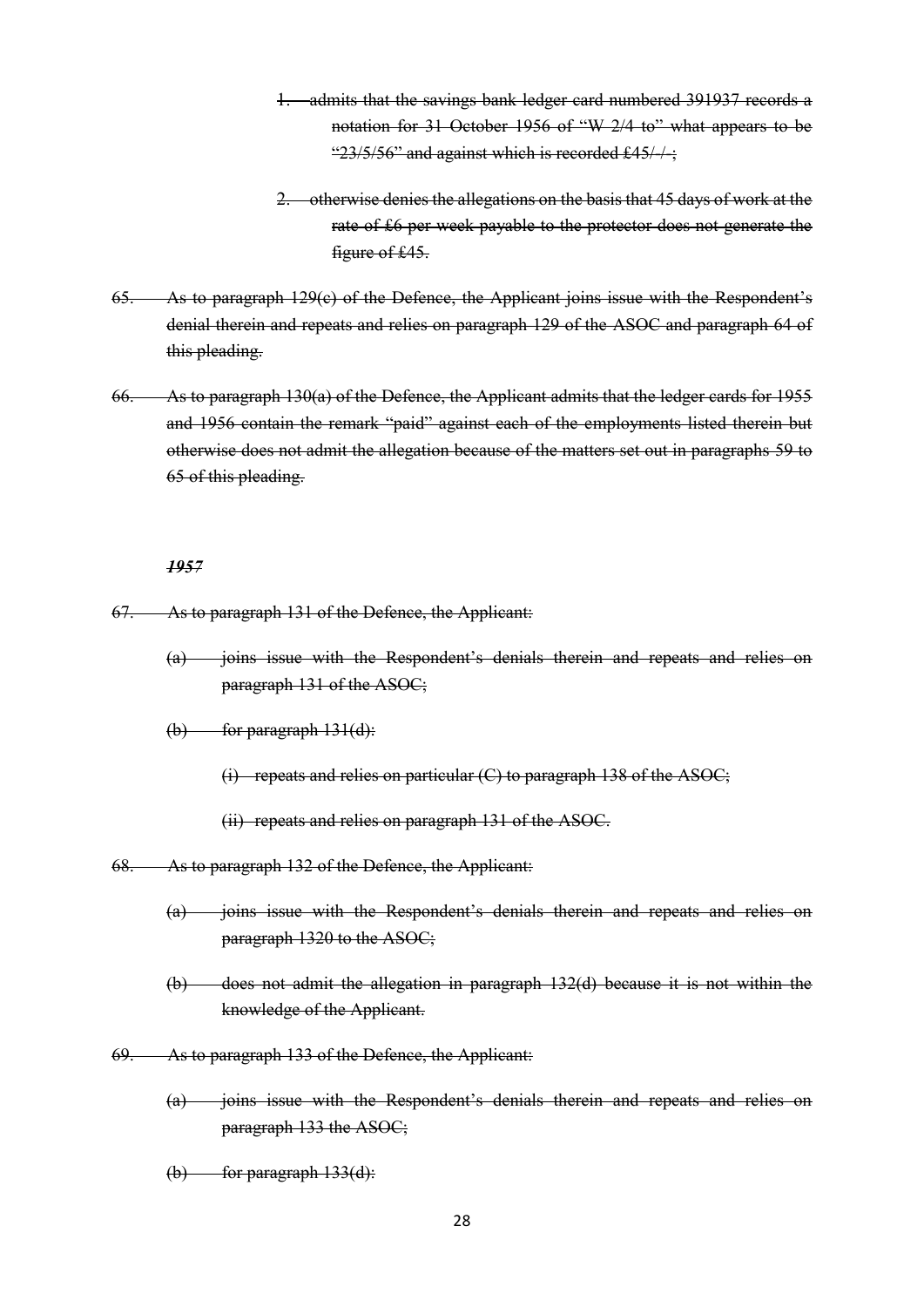~~1. admits that the savings bank ledger card numbered 391937 records a notation for 31 October 1956 of "W 2/4 to" what appears to be "23/5/56" and against which is recorded £45/-/-;~~

~~2. otherwise denies the allegations on the basis that 45 days of work at the rate of £6 per week payable to the protector does not generate the figure of £45.~~

~~65. As to paragraph 129(c) of the Defence, the Applicant joins issue with the Respondent's denial therein and repeats and relies on paragraph 129 of the ASOC and paragraph 64 of this pleading.~~

~~66. As to paragraph 130(a) of the Defence, the Applicant admits that the ledger cards for 1955 and 1956 contain the remark "paid" against each of the employments listed therein but otherwise does not admit the allegation because of the matters set out in paragraphs 59 to 65 of this pleading.~~

~~***1957***~~

~~67. As to paragraph 131 of the Defence, the Applicant:~~

~~(a) joins issue with the Respondent's denials therein and repeats and relies on paragraph 131 of the ASOC;~~

~~(b) for paragraph 131(d):~~

~~(i) repeats and relies on particular (C) to paragraph 138 of the ASOC;~~

~~(ii) repeats and relies on paragraph 131 of the ASOC.~~

~~68. As to paragraph 132 of the Defence, the Applicant:~~

~~(a) joins issue with the Respondent's denials therein and repeats and relies on paragraph 1320 to the ASOC;~~

~~(b) does not admit the allegation in paragraph 132(d) because it is not within the knowledge of the Applicant.~~

~~69. As to paragraph 133 of the Defence, the Applicant:~~

~~(a) joins issue with the Respondent's denials therein and repeats and relies on paragraph 133 the ASOC;~~

~~(b) for paragraph 133(d):~~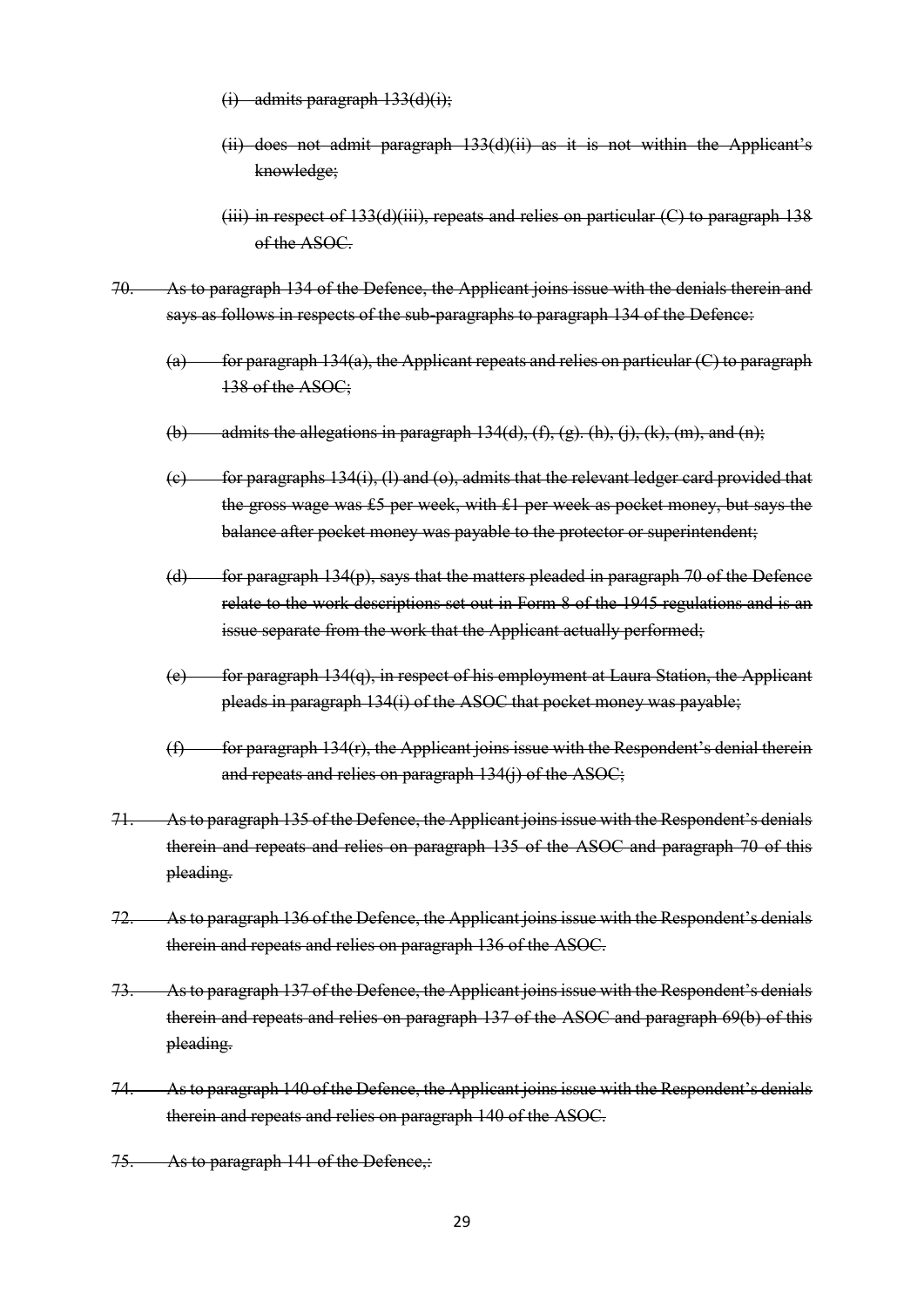~~(i) admits paragraph 133(d)(i);~~

~~(ii) does not admit paragraph 133(d)(ii) as it is not within the Applicant's knowledge;~~

~~(iii) in respect of 133(d)(iii), repeats and relies on particular (C) to paragraph 138 of the ASOC.~~

~~70. As to paragraph 134 of the Defence, the Applicant joins issue with the denials therein and says as follows in respects of the sub-paragraphs to paragraph 134 of the Defence:~~

~~(a) for paragraph 134(a), the Applicant repeats and relies on particular (C) to paragraph 138 of the ASOC;~~

~~(b) admits the allegations in paragraph 134(d), (f), (g). (h), (j), (k), (m), and (n);~~

~~(c) for paragraphs 134(i), (l) and (o), admits that the relevant ledger card provided that the gross wage was £5 per week, with £1 per week as pocket money, but says the balance after pocket money was payable to the protector or superintendent;~~

~~(d) for paragraph 134(p), says that the matters pleaded in paragraph 70 of the Defence relate to the work descriptions set out in Form 8 of the 1945 regulations and is an issue separate from the work that the Applicant actually performed;~~

~~(e) for paragraph 134(q), in respect of his employment at Laura Station, the Applicant pleads in paragraph 134(i) of the ASOC that pocket money was payable;~~

~~(f) for paragraph 134(r), the Applicant joins issue with the Respondent's denial therein and repeats and relies on paragraph 134(j) of the ASOC;~~

~~71. As to paragraph 135 of the Defence, the Applicant joins issue with the Respondent's denials therein and repeats and relies on paragraph 135 of the ASOC and paragraph 70 of this pleading.~~

~~72. As to paragraph 136 of the Defence, the Applicant joins issue with the Respondent's denials therein and repeats and relies on paragraph 136 of the ASOC.~~

~~73. As to paragraph 137 of the Defence, the Applicant joins issue with the Respondent's denials therein and repeats and relies on paragraph 137 of the ASOC and paragraph 69(b) of this pleading.~~

~~74. As to paragraph 140 of the Defence, the Applicant joins issue with the Respondent's denials therein and repeats and relies on paragraph 140 of the ASOC.~~

~~75. As to paragraph 141 of the Defence,:~~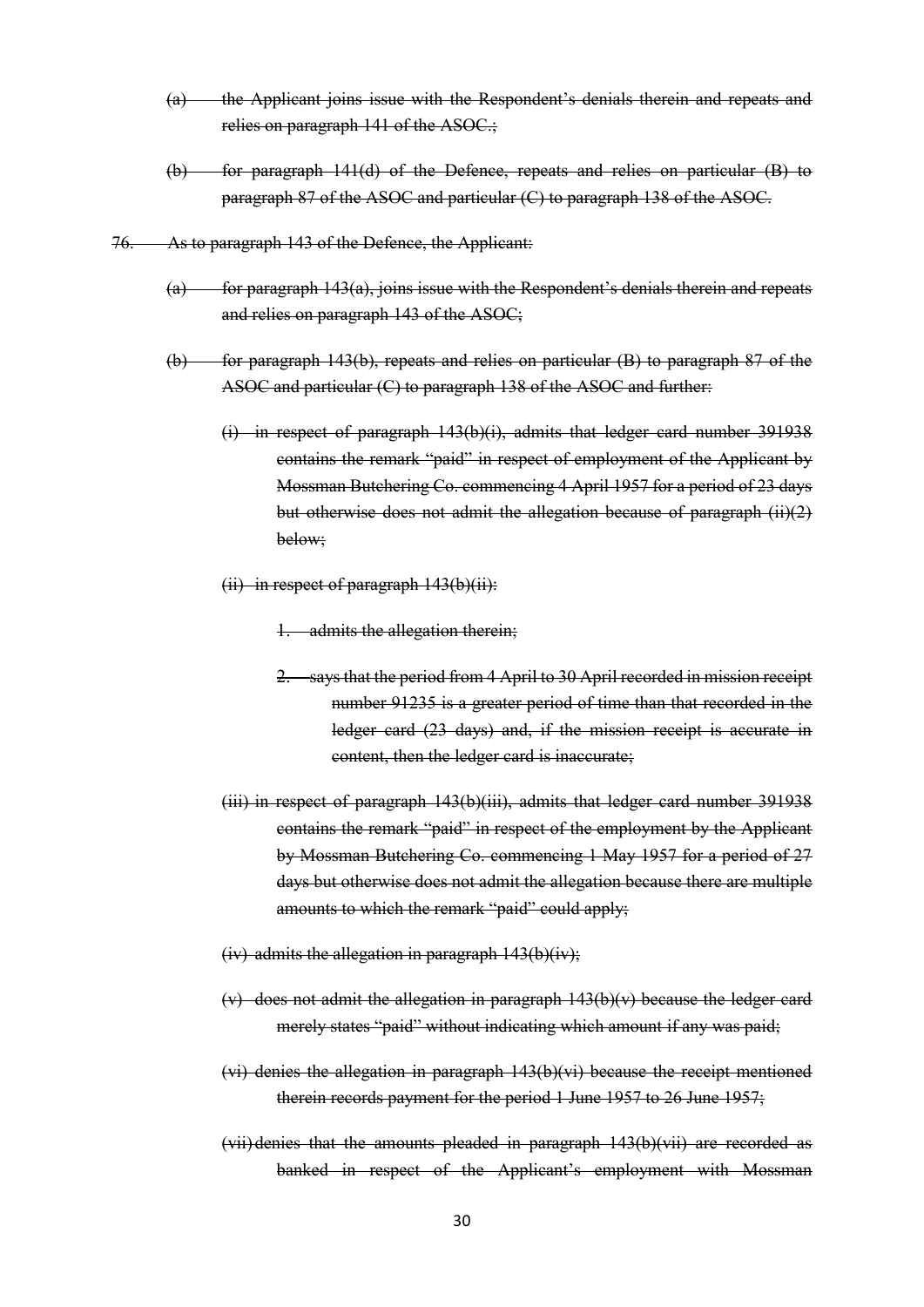~~(a) the Applicant joins issue with the Respondent's denials therein and repeats and relies on paragraph 141 of the ASOC.;~~

~~(b) for paragraph 141(d) of the Defence, repeats and relies on particular (B) to paragraph 87 of the ASOC and particular (C) to paragraph 138 of the ASOC.~~

~~76. As to paragraph 143 of the Defence, the Applicant:~~

~~(a) for paragraph 143(a), joins issue with the Respondent's denials therein and repeats and relies on paragraph 143 of the ASOC;~~

~~(b) for paragraph 143(b), repeats and relies on particular (B) to paragraph 87 of the ASOC and particular (C) to paragraph 138 of the ASOC and further:~~

~~(i) in respect of paragraph 143(b)(i), admits that ledger card number 391938 contains the remark "paid" in respect of employment of the Applicant by Mossman Butchering Co. commencing 4 April 1957 for a period of 23 days but otherwise does not admit the allegation because of paragraph (ii)(2) below;~~

~~(ii) in respect of paragraph 143(b)(ii):~~

~~1. admits the allegation therein;~~

~~2. says that the period from 4 April to 30 April recorded in mission receipt number 91235 is a greater period of time than that recorded in the ledger card (23 days) and, if the mission receipt is accurate in content, then the ledger card is inaccurate;~~

~~(iii) in respect of paragraph 143(b)(iii), admits that ledger card number 391938 contains the remark "paid" in respect of the employment by the Applicant by Mossman Butchering Co. commencing 1 May 1957 for a period of 27 days but otherwise does not admit the allegation because there are multiple amounts to which the remark "paid" could apply;~~

~~(iv) admits the allegation in paragraph 143(b)(iv);~~

~~(v) does not admit the allegation in paragraph 143(b)(v) because the ledger card merely states "paid" without indicating which amount if any was paid;~~

~~(vi) denies the allegation in paragraph 143(b)(vi) because the receipt mentioned therein records payment for the period 1 June 1957 to 26 June 1957;~~

~~(vii) denies that the amounts pleaded in paragraph 143(b)(vii) are recorded as banked in respect of the Applicant's employment with Mossman~~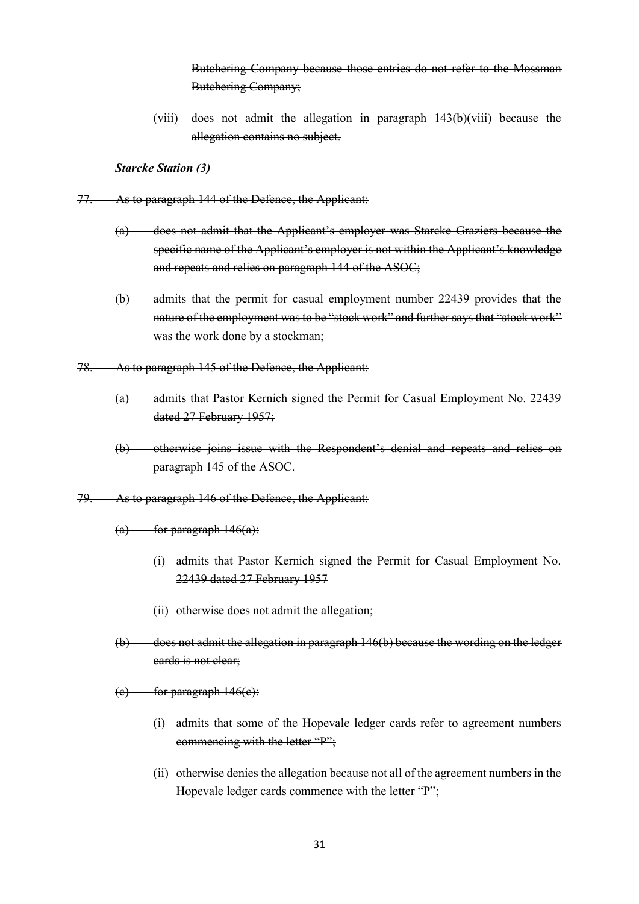~~Butchering Company because those entries do not refer to the Mossman Butchering Company;~~

~~(viii) does not admit the allegation in paragraph 143(b)(viii) because the allegation contains no subject.~~

***~~Starcke Station (3)~~***

~~77. As to paragraph 144 of the Defence, the Applicant:~~

~~(a) does not admit that the Applicant's employer was Starcke Graziers because the specific name of the Applicant's employer is not within the Applicant's knowledge and repeats and relies on paragraph 144 of the ASOC;~~

~~(b) admits that the permit for casual employment number 22439 provides that the nature of the employment was to be "stock work" and further says that "stock work" was the work done by a stockman;~~

~~78. As to paragraph 145 of the Defence, the Applicant:~~

~~(a) admits that Pastor Kernich signed the Permit for Casual Employment No. 22439 dated 27 February 1957;~~

~~(b) otherwise joins issue with the Respondent's denial and repeats and relies on paragraph 145 of the ASOC.~~

~~79. As to paragraph 146 of the Defence, the Applicant:~~

~~(a) for paragraph 146(a):~~

~~(i) admits that Pastor Kernich signed the Permit for Casual Employment No. 22439 dated 27 February 1957~~

~~(ii) otherwise does not admit the allegation;~~

~~(b) does not admit the allegation in paragraph 146(b) because the wording on the ledger cards is not clear;~~

~~(c) for paragraph 146(c):~~

~~(i) admits that some of the Hopevale ledger cards refer to agreement numbers commencing with the letter "P";~~

~~(ii) otherwise denies the allegation because not all of the agreement numbers in the Hopevale ledger cards commence with the letter "P";~~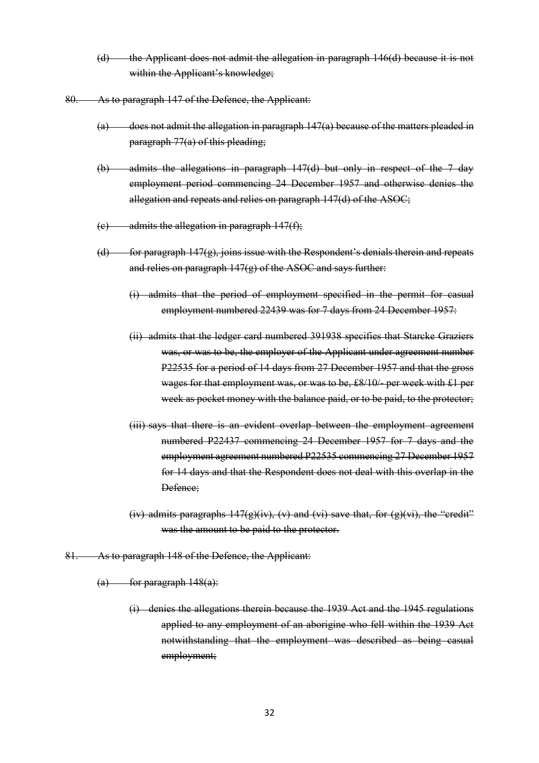~~(d) the Applicant does not admit the allegation in paragraph 146(d) because it is not within the Applicant's knowledge;~~

~~80. As to paragraph 147 of the Defence, the Applicant:~~

~~(a) does not admit the allegation in paragraph 147(a) because of the matters pleaded in paragraph 77(a) of this pleading;~~

~~(b) admits the allegations in paragraph 147(d) but only in respect of the 7 day employment period commencing 24 December 1957 and otherwise denies the allegation and repeats and relies on paragraph 147(d) of the ASOC;~~

~~(c) admits the allegation in paragraph 147(f);~~

~~(d) for paragraph 147(g), joins issue with the Respondent's denials therein and repeats and relies on paragraph 147(g) of the ASOC and says further:~~

~~(i) admits that the period of employment specified in the permit for casual employment numbered 22439 was for 7 days from 24 December 1957:~~

~~(ii) admits that the ledger card numbered 391938 specifies that Starcke Graziers was, or was to be, the employer of the Applicant under agreement number P22535 for a period of 14 days from 27 December 1957 and that the gross wages for that employment was, or was to be, £8/10/- per week with £1 per week as pocket money with the balance paid, or to be paid, to the protector;~~

~~(iii) says that there is an evident overlap between the employment agreement numbered P22437 commencing 24 December 1957 for 7 days and the employment agreement numbered P22535 commencing 27 December 1957 for 14 days and that the Respondent does not deal with this overlap in the Defence;~~

~~(iv) admits paragraphs 147(g)(iv), (v) and (vi) save that, for (g)(vi), the "credit" was the amount to be paid to the protector.~~

~~81. As to paragraph 148 of the Defence, the Applicant:~~

~~(a) for paragraph 148(a):~~

~~(i) denies the allegations therein because the 1939 Act and the 1945 regulations applied to any employment of an aborigine who fell within the 1939 Act notwithstanding that the employment was described as being casual employment;~~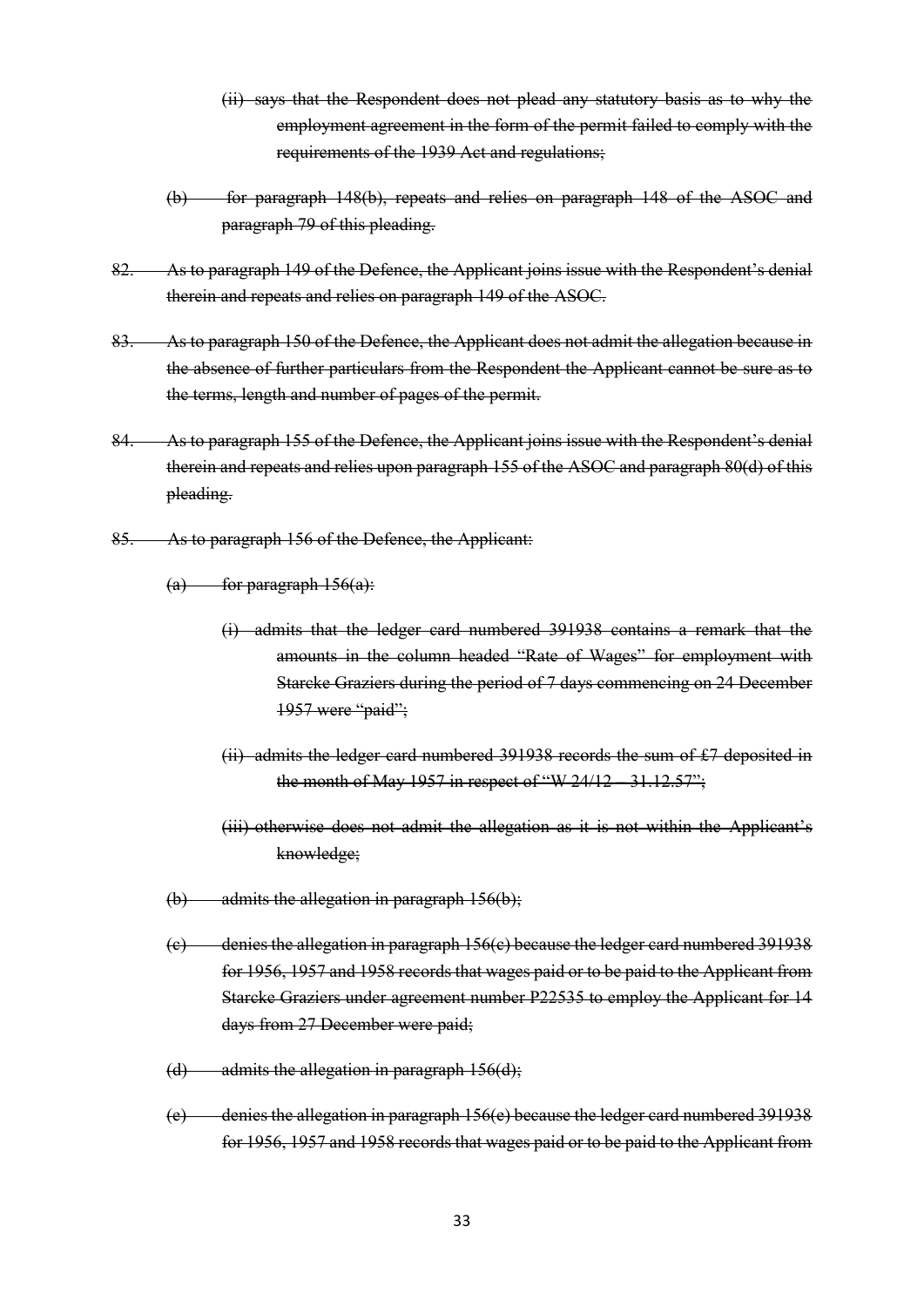~~(ii) says that the Respondent does not plead any statutory basis as to why the employment agreement in the form of the permit failed to comply with the requirements of the 1939 Act and regulations;~~

~~(b) for paragraph 148(b), repeats and relies on paragraph 148 of the ASOC and paragraph 79 of this pleading.~~

~~82. As to paragraph 149 of the Defence, the Applicant joins issue with the Respondent's denial therein and repeats and relies on paragraph 149 of the ASOC.~~

~~83. As to paragraph 150 of the Defence, the Applicant does not admit the allegation because in the absence of further particulars from the Respondent the Applicant cannot be sure as to the terms, length and number of pages of the permit.~~

~~84. As to paragraph 155 of the Defence, the Applicant joins issue with the Respondent's denial therein and repeats and relies upon paragraph 155 of the ASOC and paragraph 80(d) of this pleading.~~

~~85. As to paragraph 156 of the Defence, the Applicant:~~

~~(a) for paragraph 156(a):~~

~~(i) admits that the ledger card numbered 391938 contains a remark that the amounts in the column headed "Rate of Wages" for employment with Starcke Graziers during the period of 7 days commencing on 24 December 1957 were "paid";~~

~~(ii) admits the ledger card numbered 391938 records the sum of £7 deposited in the month of May 1957 in respect of "W 24/12 – 31.12.57";~~

~~(iii) otherwise does not admit the allegation as it is not within the Applicant's knowledge;~~

~~(b) admits the allegation in paragraph 156(b);~~

~~(c) denies the allegation in paragraph 156(c) because the ledger card numbered 391938 for 1956, 1957 and 1958 records that wages paid or to be paid to the Applicant from Starcke Graziers under agreement number P22535 to employ the Applicant for 14 days from 27 December were paid;~~

~~(d) admits the allegation in paragraph 156(d);~~

~~(e) denies the allegation in paragraph 156(e) because the ledger card numbered 391938 for 1956, 1957 and 1958 records that wages paid or to be paid to the Applicant from~~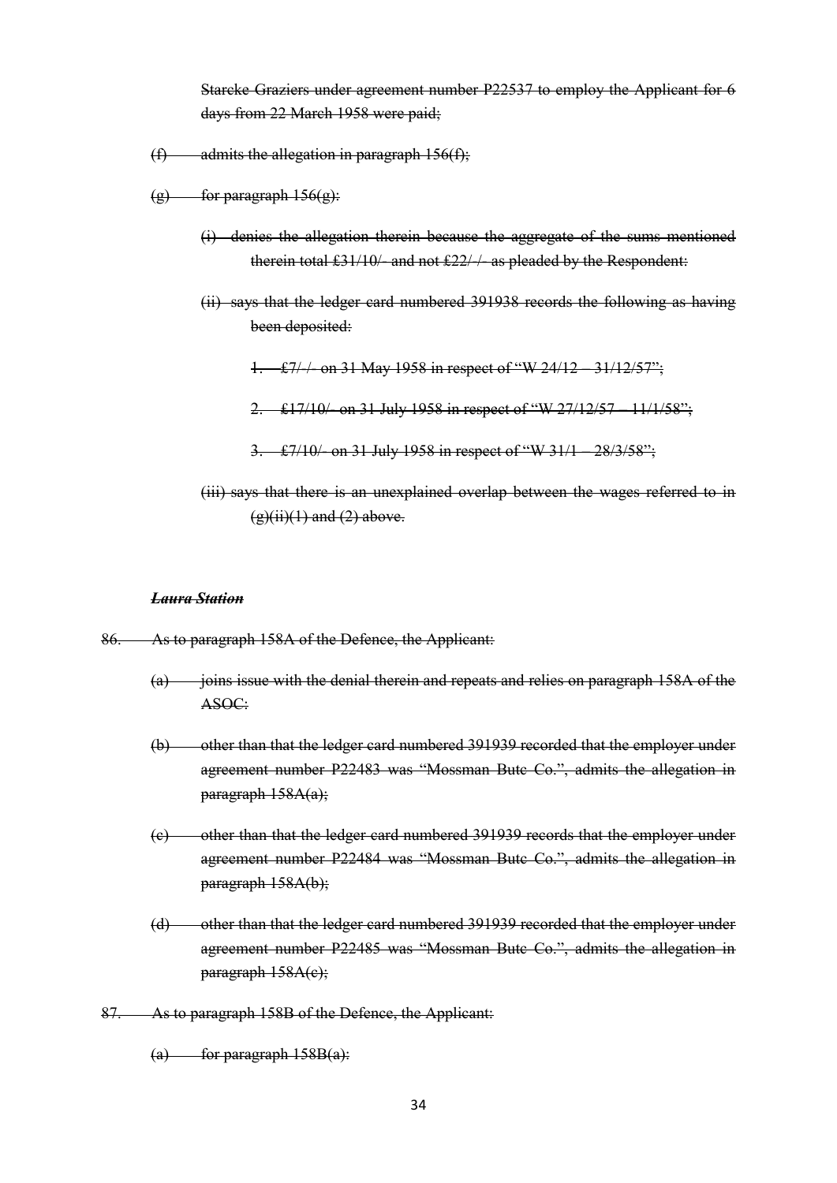~~Starcke Graziers under agreement number P22537 to employ the Applicant for 6 days from 22 March 1958 were paid;~~

~~(f) admits the allegation in paragraph 156(f);~~

~~(g) for paragraph 156(g):~~

~~(i) denies the allegation therein because the aggregate of the sums mentioned therein total £31/10/- and not £22/-/- as pleaded by the Respondent:~~

~~(ii) says that the ledger card numbered 391938 records the following as having been deposited:~~

~~1. £7/-/- on 31 May 1958 in respect of "W 24/12 – 31/12/57";~~

~~2. £17/10/- on 31 July 1958 in respect of "W 27/12/57 – 11/1/58";~~

~~3. £7/10/- on 31 July 1958 in respect of "W 31/1 – 28/3/58";~~

~~(iii) says that there is an unexplained overlap between the wages referred to in (g)(ii)(1) and (2) above.~~

***~~Laura Station~~***

~~86. As to paragraph 158A of the Defence, the Applicant:~~

~~(a) joins issue with the denial therein and repeats and relies on paragraph 158A of the ASOC:~~

~~(b) other than that the ledger card numbered 391939 recorded that the employer under agreement number P22483 was "Mossman Butc Co.", admits the allegation in paragraph 158A(a);~~

~~(c) other than that the ledger card numbered 391939 records that the employer under agreement number P22484 was "Mossman Butc Co.", admits the allegation in paragraph 158A(b);~~

~~(d) other than that the ledger card numbered 391939 recorded that the employer under agreement number P22485 was "Mossman Butc Co.", admits the allegation in paragraph 158A(c);~~

~~87. As to paragraph 158B of the Defence, the Applicant:~~

~~(a) for paragraph 158B(a):~~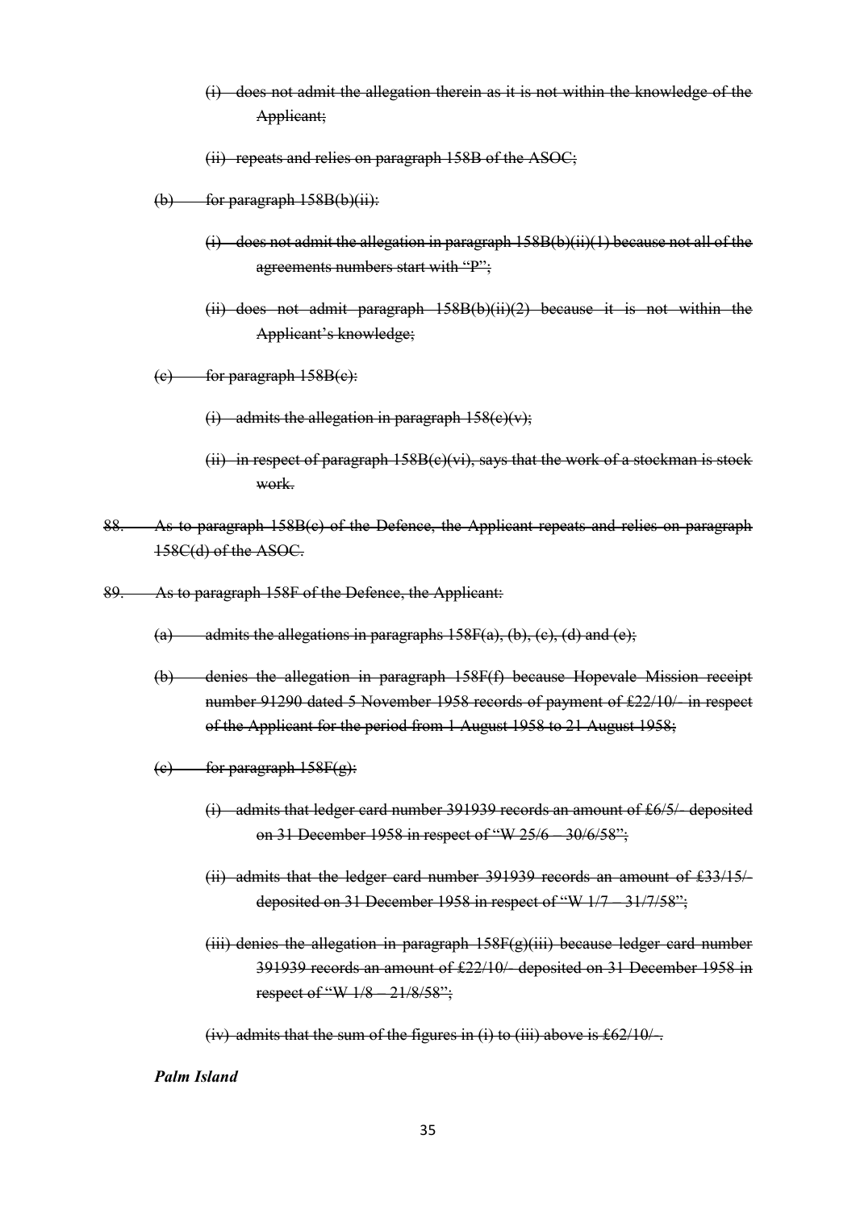~~(i) does not admit the allegation therein as it is not within the knowledge of the Applicant;~~

~~(ii) repeats and relies on paragraph 158B of the ASOC;~~

~~(b) for paragraph 158B(b)(ii):~~

~~(i) does not admit the allegation in paragraph 158B(b)(ii)(1) because not all of the agreements numbers start with "P";~~

~~(ii) does not admit paragraph 158B(b)(ii)(2) because it is not within the Applicant's knowledge;~~

~~(c) for paragraph 158B(c):~~

~~(i) admits the allegation in paragraph 158(c)(v);~~

~~(ii) in respect of paragraph 158B(c)(vi), says that the work of a stockman is stock work.~~

~~88. As to paragraph 158B(e) of the Defence, the Applicant repeats and relies on paragraph 158C(d) of the ASOC.~~

~~89. As to paragraph 158F of the Defence, the Applicant:~~

~~(a) admits the allegations in paragraphs 158F(a), (b), (c), (d) and (e);~~

~~(b) denies the allegation in paragraph 158F(f) because Hopevale Mission receipt number 91290 dated 5 November 1958 records of payment of £22/10/- in respect of the Applicant for the period from 1 August 1958 to 21 August 1958;~~

~~(c) for paragraph 158F(g):~~

~~(i) admits that ledger card number 391939 records an amount of £6/5/- deposited on 31 December 1958 in respect of "W 25/6 – 30/6/58";~~

~~(ii) admits that the ledger card number 391939 records an amount of £33/15/- deposited on 31 December 1958 in respect of "W 1/7 – 31/7/58";~~

~~(iii) denies the allegation in paragraph 158F(g)(iii) because ledger card number 391939 records an amount of £22/10/- deposited on 31 December 1958 in respect of "W 1/8 – 21/8/58";~~

~~(iv) admits that the sum of the figures in (i) to (iii) above is £62/10/-.~~

***Palm Island***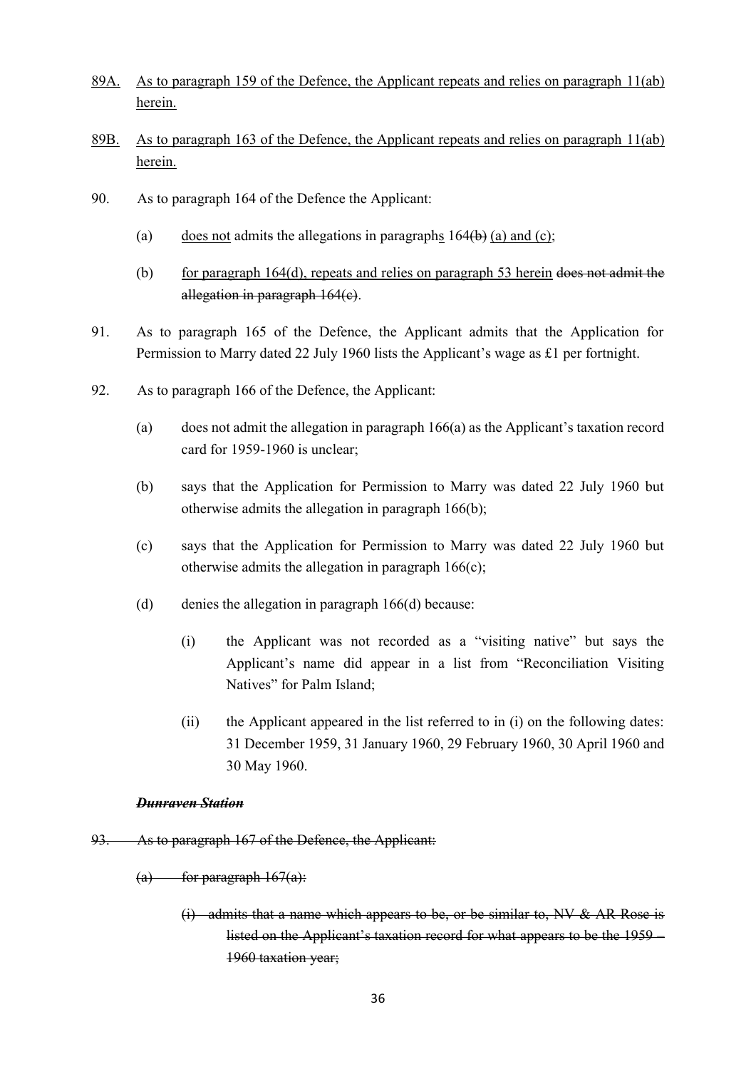<u>89A.</u> <u>As to paragraph 159 of the Defence, the Applicant repeats and relies on paragraph 11(ab) herein.</u>

<u>89B.</u> <u>As to paragraph 163 of the Defence, the Applicant repeats and relies on paragraph 11(ab) herein.</u>

90. As to paragraph 164 of the Defence the Applicant:

(a) <u>does not</u> admits the allegations in paragraph<u>s</u> 164~~(b)~~ <u>(a) and (c)</u>;

(b) <u>for paragraph 164(d), repeats and relies on paragraph 53 herein</u> ~~does not admit the allegation in paragraph 164(c)~~.

91. As to paragraph 165 of the Defence, the Applicant admits that the Application for Permission to Marry dated 22 July 1960 lists the Applicant's wage as £1 per fortnight.

92. As to paragraph 166 of the Defence, the Applicant:

(a) does not admit the allegation in paragraph 166(a) as the Applicant's taxation record card for 1959-1960 is unclear;

(b) says that the Application for Permission to Marry was dated 22 July 1960 but otherwise admits the allegation in paragraph 166(b);

(c) says that the Application for Permission to Marry was dated 22 July 1960 but otherwise admits the allegation in paragraph 166(c);

(d) denies the allegation in paragraph 166(d) because:

(i) the Applicant was not recorded as a "visiting native" but says the Applicant's name did appear in a list from "Reconciliation Visiting Natives" for Palm Island;

(ii) the Applicant appeared in the list referred to in (i) on the following dates: 31 December 1959, 31 January 1960, 29 February 1960, 30 April 1960 and 30 May 1960.

***~~Dunraven Station~~***

~~93. As to paragraph 167 of the Defence, the Applicant:~~

~~(a) for paragraph 167(a):~~

~~(i) admits that a name which appears to be, or be similar to, NV & AR Rose is listed on the Applicant's taxation record for what appears to be the 1959 – 1960 taxation year;~~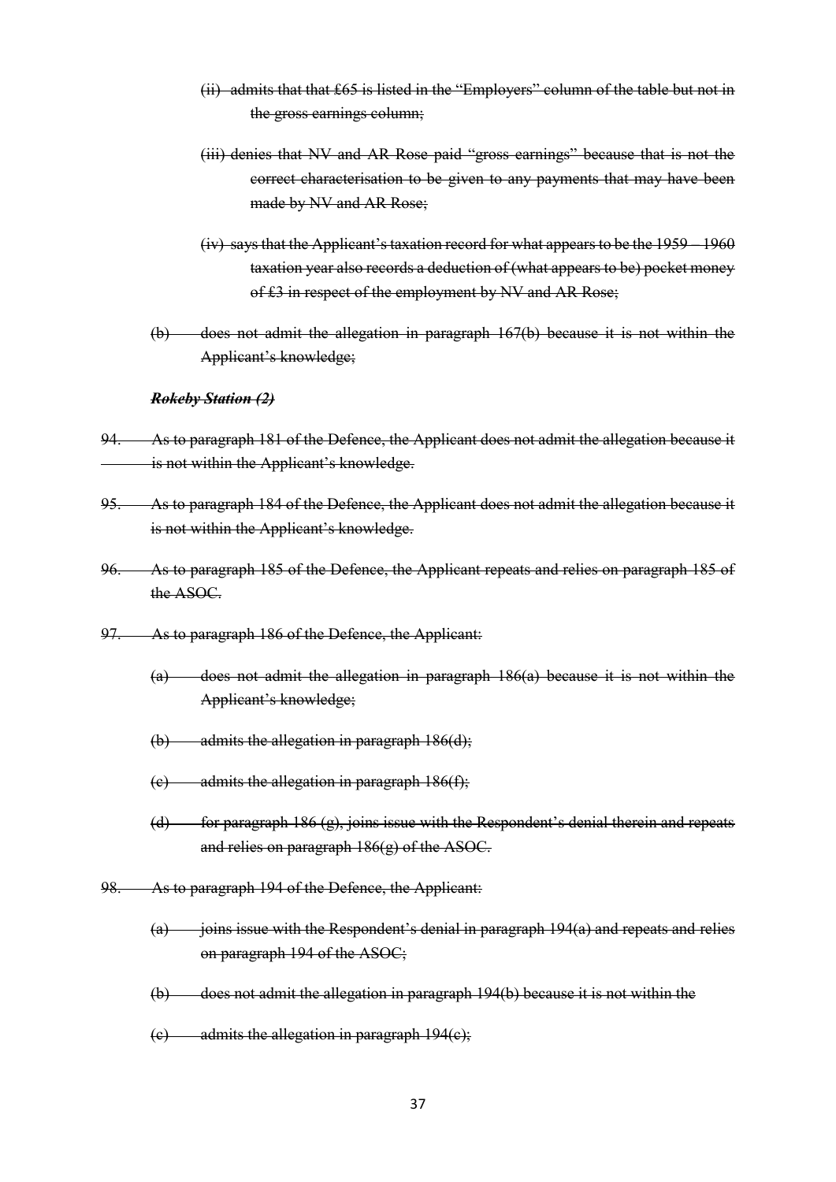~~(ii) admits that that £65 is listed in the "Employers" column of the table but not in the gross earnings column;~~

~~(iii) denies that NV and AR Rose paid "gross earnings" because that is not the correct characterisation to be given to any payments that may have been made by NV and AR Rose;~~

~~(iv) says that the Applicant's taxation record for what appears to be the 1959 – 1960 taxation year also records a deduction of (what appears to be) pocket money of £3 in respect of the employment by NV and AR Rose;~~

~~(b) does not admit the allegation in paragraph 167(b) because it is not within the Applicant's knowledge;~~

***~~Rokeby Station (2)~~***

~~94. As to paragraph 181 of the Defence, the Applicant does not admit the allegation because it is not within the Applicant's knowledge.~~

~~95. As to paragraph 184 of the Defence, the Applicant does not admit the allegation because it is not within the Applicant's knowledge.~~

~~96. As to paragraph 185 of the Defence, the Applicant repeats and relies on paragraph 185 of the ASOC.~~

~~97. As to paragraph 186 of the Defence, the Applicant:~~

~~(a) does not admit the allegation in paragraph 186(a) because it is not within the Applicant's knowledge;~~

~~(b) admits the allegation in paragraph 186(d);~~

~~(c) admits the allegation in paragraph 186(f);~~

~~(d) for paragraph 186 (g), joins issue with the Respondent's denial therein and repeats and relies on paragraph 186(g) of the ASOC.~~

~~98. As to paragraph 194 of the Defence, the Applicant:~~

~~(a) joins issue with the Respondent's denial in paragraph 194(a) and repeats and relies on paragraph 194 of the ASOC;~~

~~(b) does not admit the allegation in paragraph 194(b) because it is not within the~~

~~(c) admits the allegation in paragraph 194(c);~~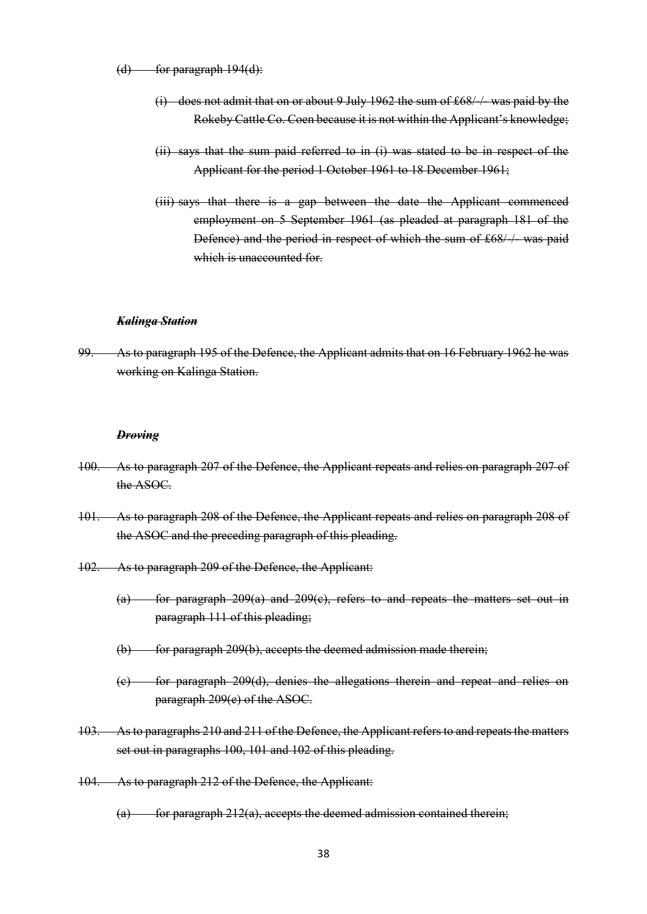~~(d) for paragraph 194(d):~~

~~(i) does not admit that on or about 9 July 1962 the sum of £68/-/- was paid by the Rokeby Cattle Co. Coen because it is not within the Applicant's knowledge;~~

~~(ii) says that the sum paid referred to in (i) was stated to be in respect of the Applicant for the period 1 October 1961 to 18 December 1961;~~

~~(iii) says that there is a gap between the date the Applicant commenced employment on 5 September 1961 (as pleaded at paragraph 181 of the Defence) and the period in respect of which the sum of £68/-/- was paid which is unaccounted for.~~

***~~Kalinga Station~~***

~~99. As to paragraph 195 of the Defence, the Applicant admits that on 16 February 1962 he was working on Kalinga Station.~~

***~~Droving~~***

~~100. As to paragraph 207 of the Defence, the Applicant repeats and relies on paragraph 207 of the ASOC.~~

~~101. As to paragraph 208 of the Defence, the Applicant repeats and relies on paragraph 208 of the ASOC and the preceding paragraph of this pleading.~~

~~102. As to paragraph 209 of the Defence, the Applicant:~~

~~(a) for paragraph 209(a) and 209(c), refers to and repeats the matters set out in paragraph 111 of this pleading;~~

~~(b) for paragraph 209(b), accepts the deemed admission made therein;~~

~~(c) for paragraph 209(d), denies the allegations therein and repeat and relies on paragraph 209(e) of the ASOC.~~

~~103. As to paragraphs 210 and 211 of the Defence, the Applicant refers to and repeats the matters set out in paragraphs 100, 101 and 102 of this pleading.~~

~~104. As to paragraph 212 of the Defence, the Applicant:~~

~~(a) for paragraph 212(a), accepts the deemed admission contained therein;~~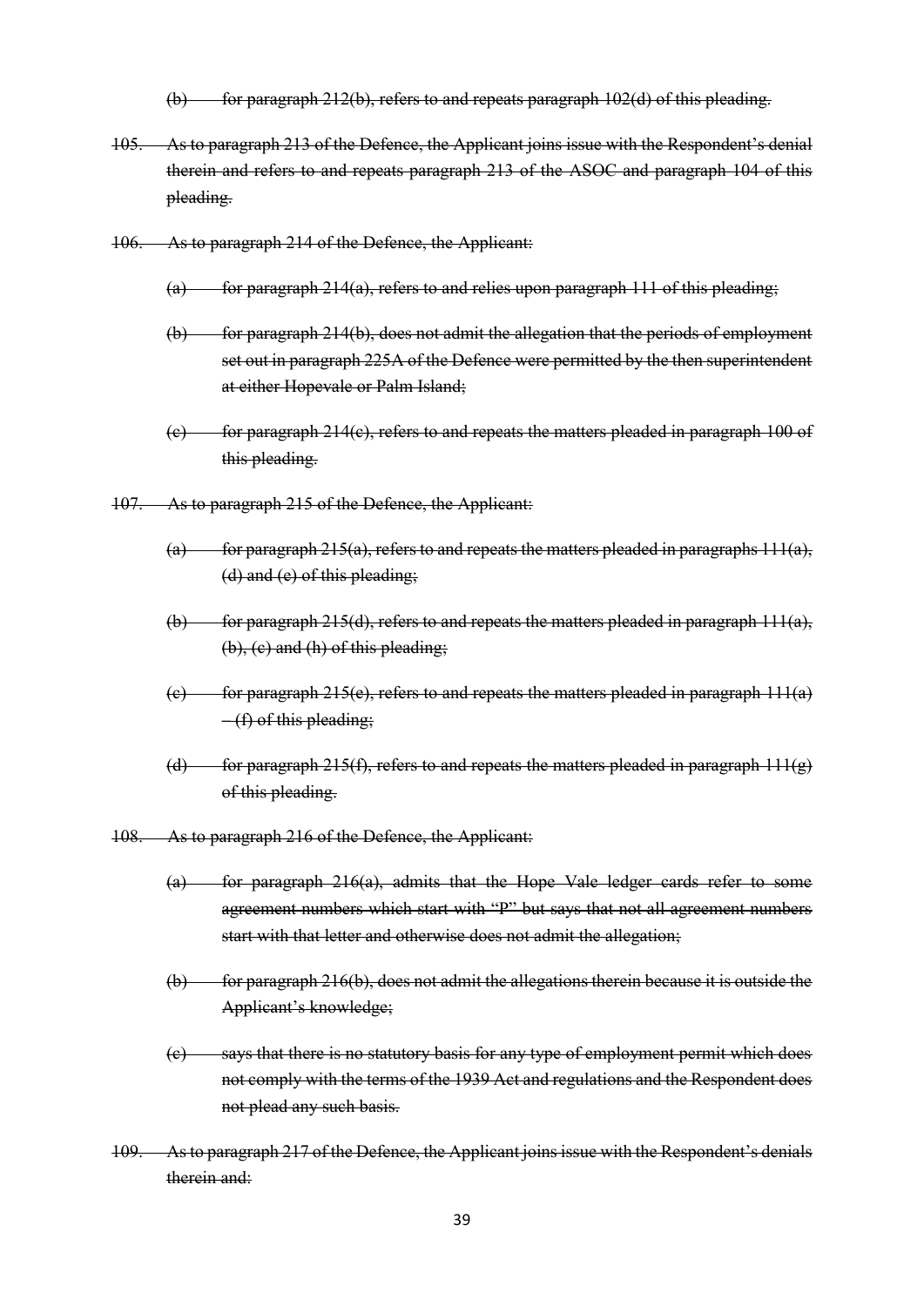~~(b) for paragraph 212(b), refers to and repeats paragraph 102(d) of this pleading.~~

~~105. As to paragraph 213 of the Defence, the Applicant joins issue with the Respondent's denial therein and refers to and repeats paragraph 213 of the ASOC and paragraph 104 of this pleading.~~

~~106. As to paragraph 214 of the Defence, the Applicant:~~

~~(a) for paragraph 214(a), refers to and relies upon paragraph 111 of this pleading;~~

~~(b) for paragraph 214(b), does not admit the allegation that the periods of employment set out in paragraph 225A of the Defence were permitted by the then superintendent at either Hopevale or Palm Island;~~

~~(c) for paragraph 214(c), refers to and repeats the matters pleaded in paragraph 100 of this pleading.~~

~~107. As to paragraph 215 of the Defence, the Applicant:~~

~~(a) for paragraph 215(a), refers to and repeats the matters pleaded in paragraphs 111(a), (d) and (e) of this pleading;~~

~~(b) for paragraph 215(d), refers to and repeats the matters pleaded in paragraph 111(a), (b), (c) and (h) of this pleading;~~

~~(c) for paragraph 215(e), refers to and repeats the matters pleaded in paragraph 111(a) – (f) of this pleading;~~

~~(d) for paragraph 215(f), refers to and repeats the matters pleaded in paragraph 111(g) of this pleading.~~

~~108. As to paragraph 216 of the Defence, the Applicant:~~

~~(a) for paragraph 216(a), admits that the Hope Vale ledger cards refer to some agreement numbers which start with "P" but says that not all agreement numbers start with that letter and otherwise does not admit the allegation;~~

~~(b) for paragraph 216(b), does not admit the allegations therein because it is outside the Applicant's knowledge;~~

~~(c) says that there is no statutory basis for any type of employment permit which does not comply with the terms of the 1939 Act and regulations and the Respondent does not plead any such basis.~~

~~109. As to paragraph 217 of the Defence, the Applicant joins issue with the Respondent's denials therein and:~~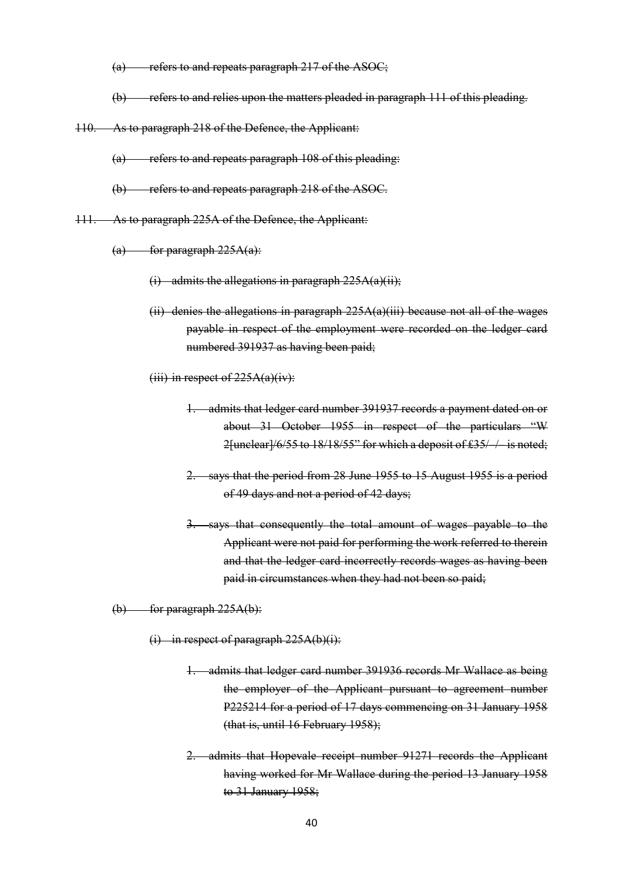~~(a) refers to and repeats paragraph 217 of the ASOC;~~

~~(b) refers to and relies upon the matters pleaded in paragraph 111 of this pleading.~~

~~110. As to paragraph 218 of the Defence, the Applicant:~~

~~(a) refers to and repeats paragraph 108 of this pleading:~~

~~(b) refers to and repeats paragraph 218 of the ASOC.~~

~~111. As to paragraph 225A of the Defence, the Applicant:~~

~~(a) for paragraph 225A(a):~~

~~(i) admits the allegations in paragraph 225A(a)(ii);~~

~~(ii) denies the allegations in paragraph 225A(a)(iii) because not all of the wages payable in respect of the employment were recorded on the ledger card numbered 391937 as having been paid;~~

~~(iii) in respect of 225A(a)(iv):~~

~~1. admits that ledger card number 391937 records a payment dated on or about 31 October 1955 in respect of the particulars "W 2[unclear]/6/55 to 18/18/55" for which a deposit of £35/ / is noted;~~

~~2. says that the period from 28 June 1955 to 15 August 1955 is a period of 49 days and not a period of 42 days;~~

~~3. says that consequently the total amount of wages payable to the Applicant were not paid for performing the work referred to therein and that the ledger card incorrectly records wages as having been paid in circumstances when they had not been so paid;~~

~~(b) for paragraph 225A(b):~~

~~(i) in respect of paragraph 225A(b)(i):~~

~~1. admits that ledger card number 391936 records Mr Wallace as being the employer of the Applicant pursuant to agreement number P225214 for a period of 17 days commencing on 31 January 1958 (that is, until 16 February 1958);~~

~~2. admits that Hopevale receipt number 91271 records the Applicant having worked for Mr Wallace during the period 13 January 1958 to 31 January 1958;~~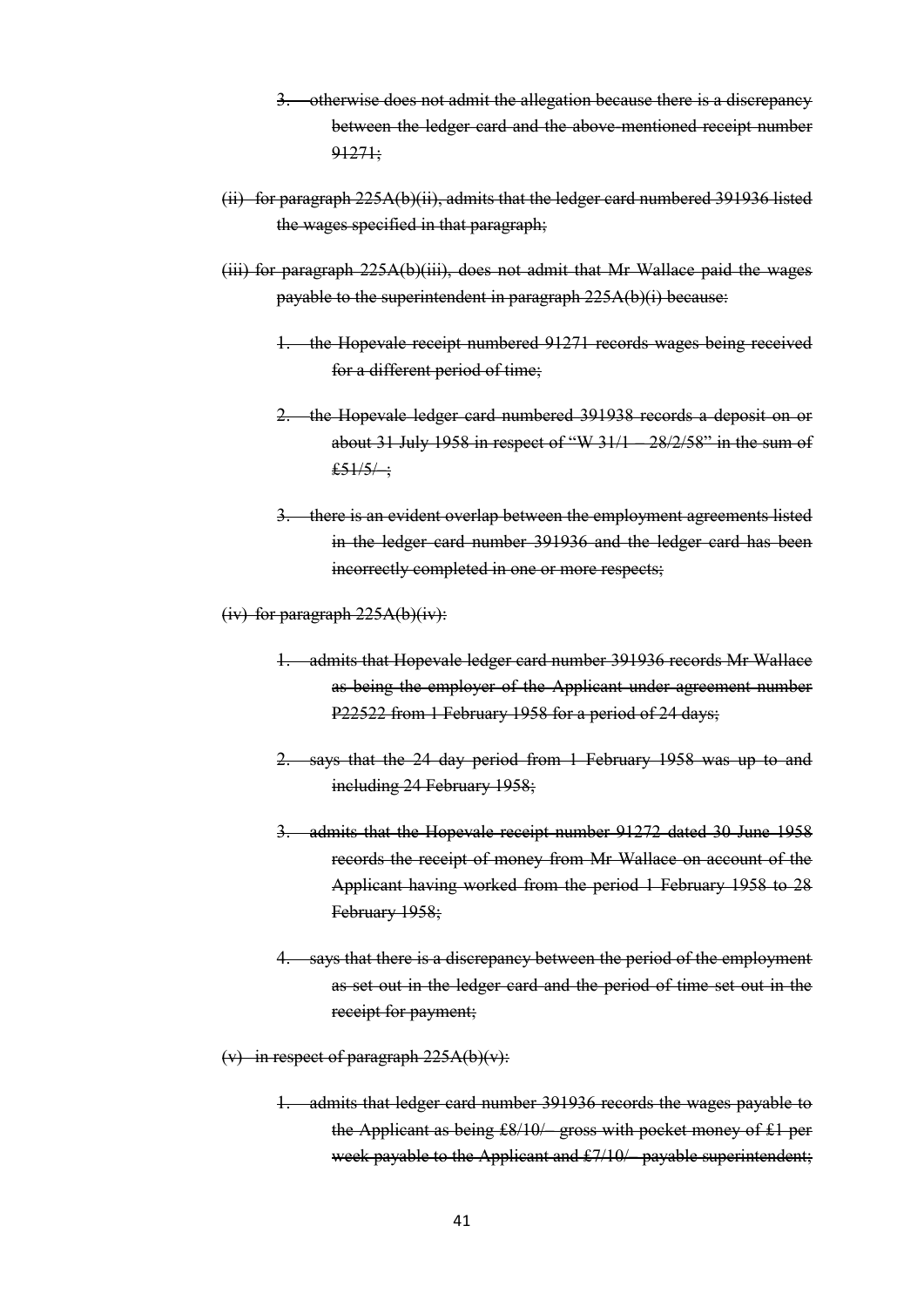~~3. otherwise does not admit the allegation because there is a discrepancy between the ledger card and the above-mentioned receipt number 91271;~~

~~(ii) for paragraph 225A(b)(ii), admits that the ledger card numbered 391936 listed the wages specified in that paragraph;~~

~~(iii) for paragraph 225A(b)(iii), does not admit that Mr Wallace paid the wages payable to the superintendent in paragraph 225A(b)(i) because:~~

~~1. the Hopevale receipt numbered 91271 records wages being received for a different period of time;~~

~~2. the Hopevale ledger card numbered 391938 records a deposit on or about 31 July 1958 in respect of "W 31/1 – 28/2/58" in the sum of £51/5/–;~~

~~3. there is an evident overlap between the employment agreements listed in the ledger card number 391936 and the ledger card has been incorrectly completed in one or more respects;~~

~~(iv) for paragraph 225A(b)(iv):~~

~~1. admits that Hopevale ledger card number 391936 records Mr Wallace as being the employer of the Applicant under agreement number P22522 from 1 February 1958 for a period of 24 days;~~

~~2. says that the 24 day period from 1 February 1958 was up to and including 24 February 1958;~~

~~3. admits that the Hopevale receipt number 91272 dated 30 June 1958 records the receipt of money from Mr Wallace on account of the Applicant having worked from the period 1 February 1958 to 28 February 1958;~~

~~4. says that there is a discrepancy between the period of the employment as set out in the ledger card and the period of time set out in the receipt for payment;~~

~~(v) in respect of paragraph 225A(b)(v):~~

~~1. admits that ledger card number 391936 records the wages payable to the Applicant as being £8/10/– gross with pocket money of £1 per week payable to the Applicant and £7/10/– payable superintendent;~~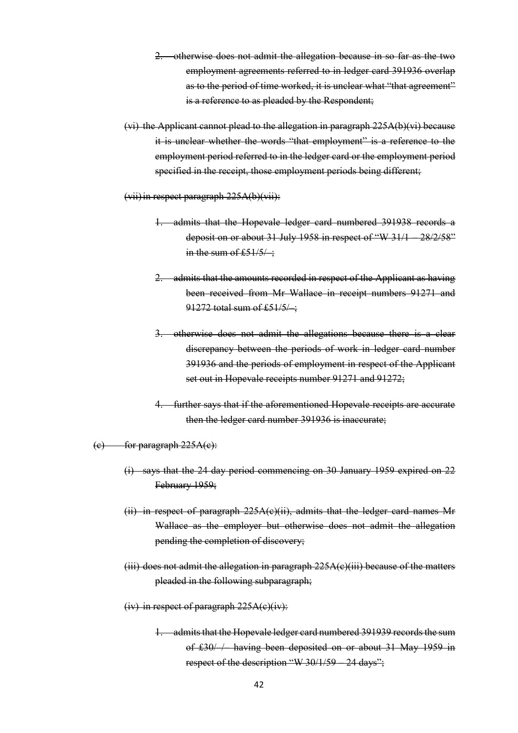~~2. otherwise does not admit the allegation because in so far as the two employment agreements referred to in ledger card 391936 overlap as to the period of time worked, it is unclear what "that agreement" is a reference to as pleaded by the Respondent;~~

~~(vi) the Applicant cannot plead to the allegation in paragraph 225A(b)(vi) because it is unclear whether the words "that employment" is a reference to the employment period referred to in the ledger card or the employment period specified in the receipt, those employment periods being different;~~

~~(vii) in respect paragraph 225A(b)(vii):~~

~~1. admits that the Hopevale ledger card numbered 391938 records a deposit on or about 31 July 1958 in respect of "W 31/1 – 28/2/58" in the sum of £51/5/–;~~

~~2. admits that the amounts recorded in respect of the Applicant as having been received from Mr Wallace in receipt numbers 91271 and 91272 total sum of £51/5/–;~~

~~3. otherwise does not admit the allegations because there is a clear discrepancy between the periods of work in ledger card number 391936 and the periods of employment in respect of the Applicant set out in Hopevale receipts number 91271 and 91272;~~

~~4. further says that if the aforementioned Hopevale receipts are accurate then the ledger card number 391936 is inaccurate;~~

~~(c) for paragraph 225A(c):~~

~~(i) says that the 24 day period commencing on 30 January 1959 expired on 22 February 1959;~~

~~(ii) in respect of paragraph 225A(c)(ii), admits that the ledger card names Mr Wallace as the employer but otherwise does not admit the allegation pending the completion of discovery;~~

~~(iii) does not admit the allegation in paragraph 225A(c)(iii) because of the matters pleaded in the following subparagraph;~~

~~(iv) in respect of paragraph 225A(c)(iv):~~

~~1. admits that the Hopevale ledger card numbered 391939 records the sum of £30/–/– having been deposited on or about 31 May 1959 in respect of the description "W 30/1/59 – 24 days";~~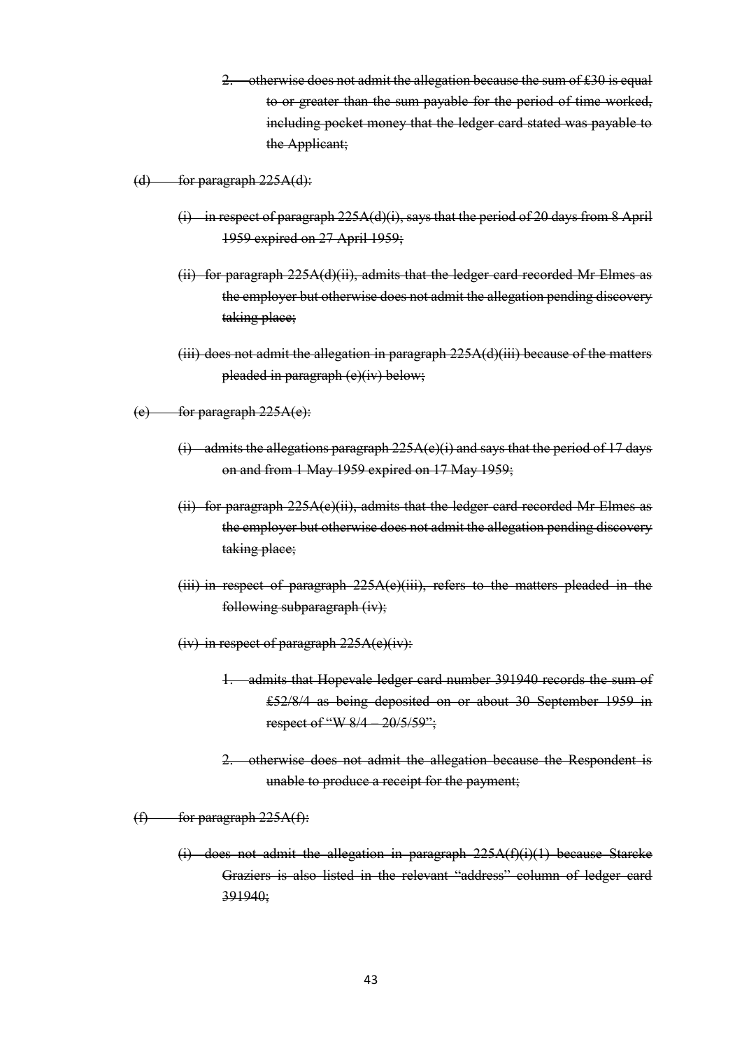~~2. otherwise does not admit the allegation because the sum of £30 is equal to or greater than the sum payable for the period of time worked, including pocket money that the ledger card stated was payable to the Applicant;~~

~~(d) for paragraph 225A(d):~~

~~(i) in respect of paragraph 225A(d)(i), says that the period of 20 days from 8 April 1959 expired on 27 April 1959;~~

~~(ii) for paragraph 225A(d)(ii), admits that the ledger card recorded Mr Elmes as the employer but otherwise does not admit the allegation pending discovery taking place;~~

~~(iii) does not admit the allegation in paragraph 225A(d)(iii) because of the matters pleaded in paragraph (e)(iv) below;~~

~~(e) for paragraph 225A(e):~~

~~(i) admits the allegations paragraph 225A(e)(i) and says that the period of 17 days on and from 1 May 1959 expired on 17 May 1959;~~

~~(ii) for paragraph 225A(e)(ii), admits that the ledger card recorded Mr Elmes as the employer but otherwise does not admit the allegation pending discovery taking place;~~

~~(iii) in respect of paragraph 225A(e)(iii), refers to the matters pleaded in the following subparagraph (iv);~~

~~(iv) in respect of paragraph 225A(e)(iv):~~

~~1. admits that Hopevale ledger card number 391940 records the sum of £52/8/4 as being deposited on or about 30 September 1959 in respect of "W 8/4 – 20/5/59";~~

~~2. otherwise does not admit the allegation because the Respondent is unable to produce a receipt for the payment;~~

~~(f) for paragraph 225A(f):~~

~~(i) does not admit the allegation in paragraph 225A(f)(i)(1) because Starcke Graziers is also listed in the relevant "address" column of ledger card 391940;~~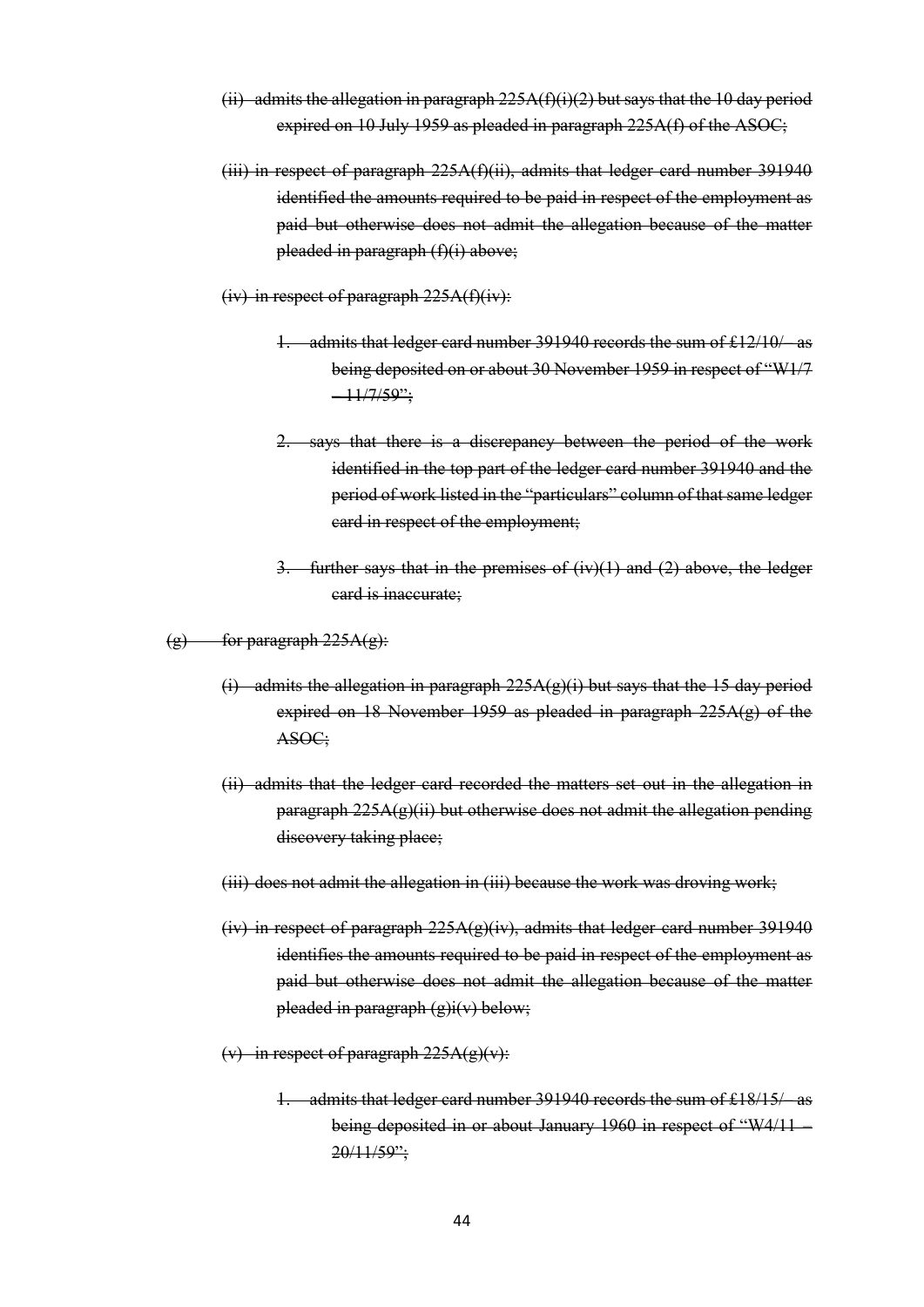~~(ii) admits the allegation in paragraph 225A(f)(i)(2) but says that the 10 day period expired on 10 July 1959 as pleaded in paragraph 225A(f) of the ASOC;~~

~~(iii) in respect of paragraph 225A(f)(ii), admits that ledger card number 391940 identified the amounts required to be paid in respect of the employment as paid but otherwise does not admit the allegation because of the matter pleaded in paragraph (f)(i) above;~~

~~(iv) in respect of paragraph 225A(f)(iv):~~

~~1. admits that ledger card number 391940 records the sum of £12/10/- as being deposited on or about 30 November 1959 in respect of "W1/7 – 11/7/59";~~

~~2. says that there is a discrepancy between the period of the work identified in the top part of the ledger card number 391940 and the period of work listed in the "particulars" column of that same ledger card in respect of the employment;~~

~~3. further says that in the premises of (iv)(1) and (2) above, the ledger card is inaccurate;~~

~~(g) for paragraph 225A(g):~~

~~(i) admits the allegation in paragraph 225A(g)(i) but says that the 15 day period expired on 18 November 1959 as pleaded in paragraph 225A(g) of the ASOC;~~

~~(ii) admits that the ledger card recorded the matters set out in the allegation in paragraph 225A(g)(ii) but otherwise does not admit the allegation pending discovery taking place;~~

~~(iii) does not admit the allegation in (iii) because the work was droving work;~~

~~(iv) in respect of paragraph 225A(g)(iv), admits that ledger card number 391940 identifies the amounts required to be paid in respect of the employment as paid but otherwise does not admit the allegation because of the matter pleaded in paragraph (g)i(v) below;~~

~~(v) in respect of paragraph 225A(g)(v):~~

~~1. admits that ledger card number 391940 records the sum of £18/15/- as being deposited in or about January 1960 in respect of "W4/11 – 20/11/59";~~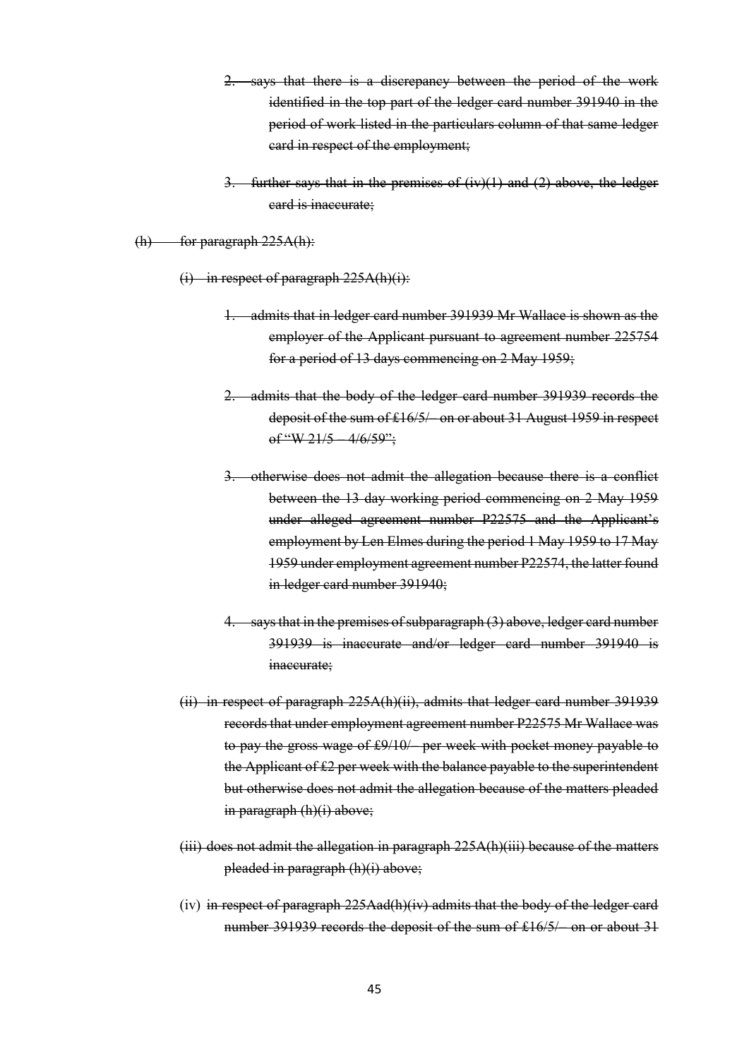2. ~~says that there is a discrepancy between the period of the work identified in the top part of the ledger card number 391940 in the period of work listed in the particulars column of that same ledger card in respect of the employment;~~

3. ~~further says that in the premises of (iv)(1) and (2) above, the ledger card is inaccurate;~~

~~(h) for paragraph 225A(h):~~

~~(i) in respect of paragraph 225A(h)(i):~~

1. ~~admits that in ledger card number 391939 Mr Wallace is shown as the employer of the Applicant pursuant to agreement number 225754 for a period of 13 days commencing on 2 May 1959;~~

2. ~~admits that the body of the ledger card number 391939 records the deposit of the sum of £16/5/– on or about 31 August 1959 in respect of "W 21/5 – 4/6/59";~~

3. ~~otherwise does not admit the allegation because there is a conflict between the 13 day working period commencing on 2 May 1959 under alleged agreement number P22575 and the Applicant's employment by Len Elmes during the period 1 May 1959 to 17 May 1959 under employment agreement number P22574, the latter found in ledger card number 391940;~~

4. ~~says that in the premises of subparagraph (3) above, ledger card number 391939 is inaccurate and/or ledger card number 391940 is inaccurate;~~

~~(ii) in respect of paragraph 225A(h)(ii), admits that ledger card number 391939 records that under employment agreement number P22575 Mr Wallace was to pay the gross wage of £9/10/– per week with pocket money payable to the Applicant of £2 per week with the balance payable to the superintendent but otherwise does not admit the allegation because of the matters pleaded in paragraph (h)(i) above;~~

~~(iii) does not admit the allegation in paragraph 225A(h)(iii) because of the matters pleaded in paragraph (h)(i) above;~~

(iv) ~~in respect of paragraph 225Aad(h)(iv) admits that the body of the ledger card number 391939 records the deposit of the sum of £16/5/– on or about 31~~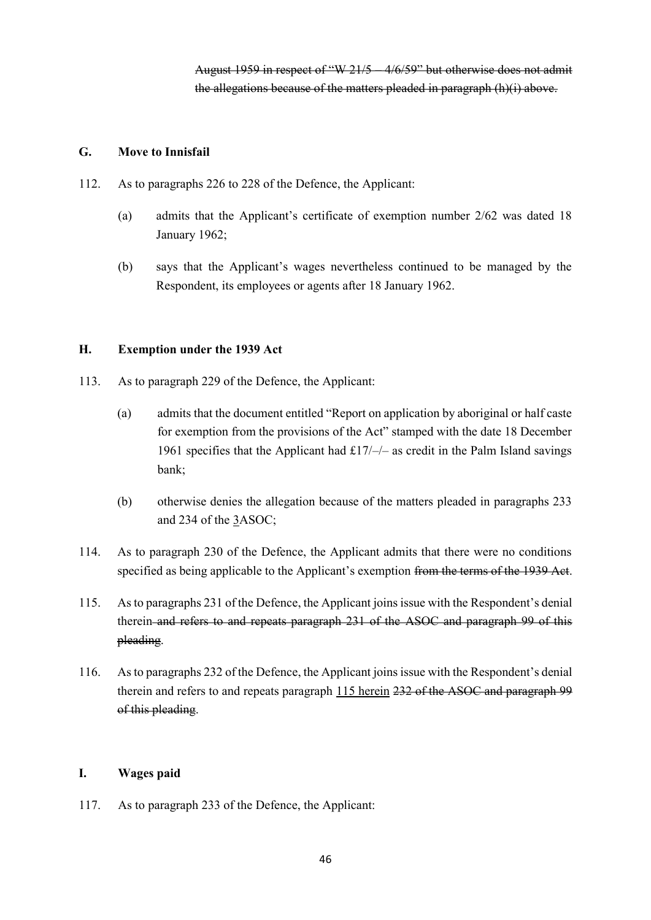~~August 1959 in respect of "W 21/5 – 4/6/59" but otherwise does not admit the allegations because of the matters pleaded in paragraph (h)(i) above.~~

## G. Move to Innisfail

112. As to paragraphs 226 to 228 of the Defence, the Applicant:

   (a) admits that the Applicant's certificate of exemption number 2/62 was dated 18 January 1962;

   (b) says that the Applicant's wages nevertheless continued to be managed by the Respondent, its employees or agents after 18 January 1962.

## H. Exemption under the 1939 Act

113. As to paragraph 229 of the Defence, the Applicant:

   (a) admits that the document entitled "Report on application by aboriginal or half caste for exemption from the provisions of the Act" stamped with the date 18 December 1961 specifies that the Applicant had £17/–/– as credit in the Palm Island savings bank;

   (b) otherwise denies the allegation because of the matters pleaded in paragraphs 233 and 234 of the <u>3</u>ASOC;

114. As to paragraph 230 of the Defence, the Applicant admits that there were no conditions specified as being applicable to the Applicant's exemption ~~from the terms of the 1939 Act~~.

115. As to paragraphs 231 of the Defence, the Applicant joins issue with the Respondent's denial therein ~~and refers to and repeats paragraph 231 of the ASOC and paragraph 99 of this pleading~~.

116. As to paragraphs 232 of the Defence, the Applicant joins issue with the Respondent's denial therein and refers to and repeats paragraph <u>115 herein</u> ~~232 of the ASOC and paragraph 99 of this pleading~~.

## I. Wages paid

117. As to paragraph 233 of the Defence, the Applicant: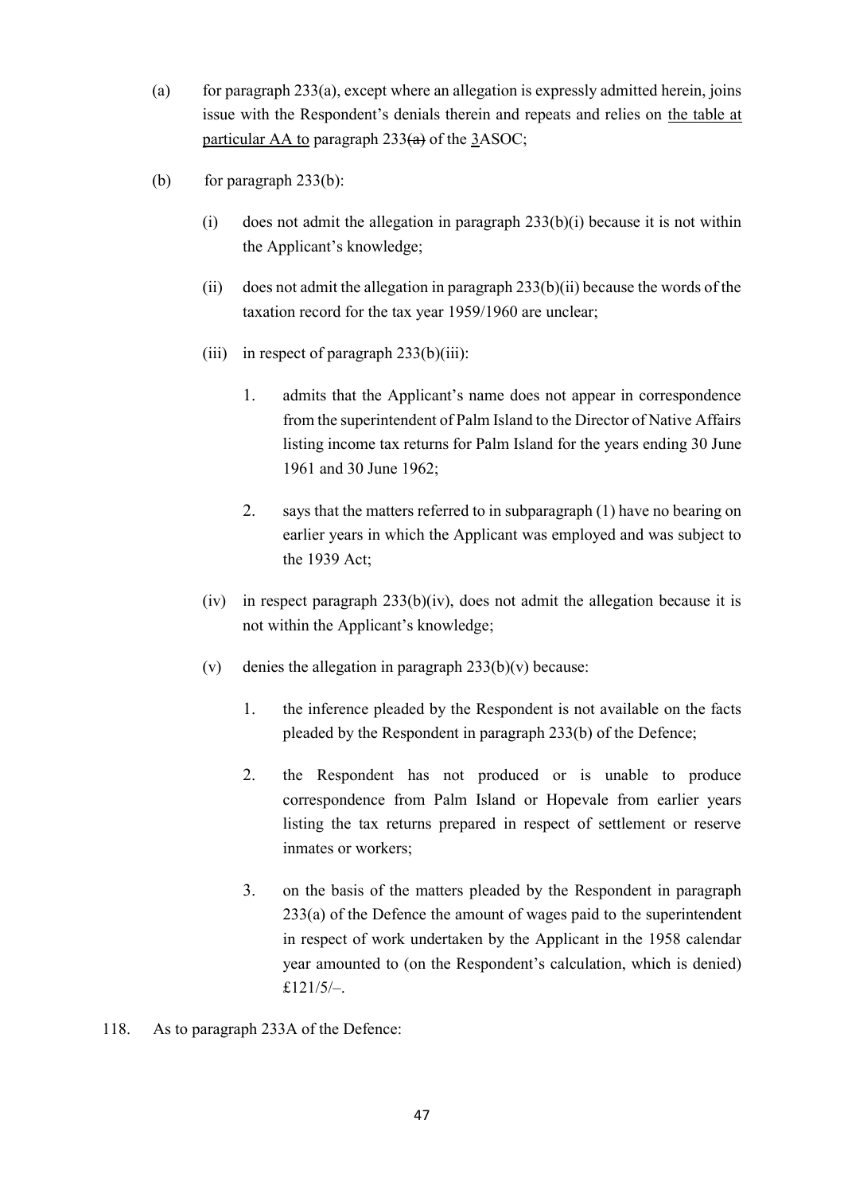(a) for paragraph 233(a), except where an allegation is expressly admitted herein, joins issue with the Respondent's denials therein and repeats and relies on the table at particular AA to paragraph 233~~(a)~~ of the 3ASOC;

(b) for paragraph 233(b):

   (i) does not admit the allegation in paragraph 233(b)(i) because it is not within the Applicant's knowledge;

   (ii) does not admit the allegation in paragraph 233(b)(ii) because the words of the taxation record for the tax year 1959/1960 are unclear;

   (iii) in respect of paragraph 233(b)(iii):

      1. admits that the Applicant's name does not appear in correspondence from the superintendent of Palm Island to the Director of Native Affairs listing income tax returns for Palm Island for the years ending 30 June 1961 and 30 June 1962;

      2. says that the matters referred to in subparagraph (1) have no bearing on earlier years in which the Applicant was employed and was subject to the 1939 Act;

   (iv) in respect paragraph 233(b)(iv), does not admit the allegation because it is not within the Applicant's knowledge;

   (v) denies the allegation in paragraph 233(b)(v) because:

      1. the inference pleaded by the Respondent is not available on the facts pleaded by the Respondent in paragraph 233(b) of the Defence;

      2. the Respondent has not produced or is unable to produce correspondence from Palm Island or Hopevale from earlier years listing the tax returns prepared in respect of settlement or reserve inmates or workers;

      3. on the basis of the matters pleaded by the Respondent in paragraph 233(a) of the Defence the amount of wages paid to the superintendent in respect of work undertaken by the Applicant in the 1958 calendar year amounted to (on the Respondent's calculation, which is denied) £121/5/–.

118. As to paragraph 233A of the Defence: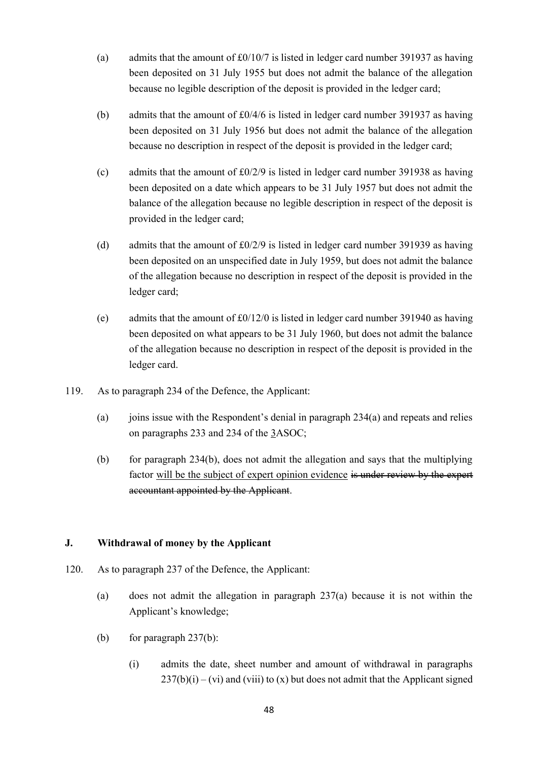(a) admits that the amount of £0/10/7 is listed in ledger card number 391937 as having been deposited on 31 July 1955 but does not admit the balance of the allegation because no legible description of the deposit is provided in the ledger card;

(b) admits that the amount of £0/4/6 is listed in ledger card number 391937 as having been deposited on 31 July 1956 but does not admit the balance of the allegation because no description in respect of the deposit is provided in the ledger card;

(c) admits that the amount of £0/2/9 is listed in ledger card number 391938 as having been deposited on a date which appears to be 31 July 1957 but does not admit the balance of the allegation because no legible description in respect of the deposit is provided in the ledger card;

(d) admits that the amount of £0/2/9 is listed in ledger card number 391939 as having been deposited on an unspecified date in July 1959, but does not admit the balance of the allegation because no description in respect of the deposit is provided in the ledger card;

(e) admits that the amount of £0/12/0 is listed in ledger card number 391940 as having been deposited on what appears to be 31 July 1960, but does not admit the balance of the allegation because no description in respect of the deposit is provided in the ledger card.

119. As to paragraph 234 of the Defence, the Applicant:

(a) joins issue with the Respondent's denial in paragraph 234(a) and repeats and relies on paragraphs 233 and 234 of the <u>3</u>ASOC;

(b) for paragraph 234(b), does not admit the allegation and says that the multiplying factor <u>will be the subject of expert opinion evidence</u> ~~is under review by the expert accountant appointed by the Applicant~~.

## J. Withdrawal of money by the Applicant

120. As to paragraph 237 of the Defence, the Applicant:

(a) does not admit the allegation in paragraph 237(a) because it is not within the Applicant's knowledge;

(b) for paragraph 237(b):

(i) admits the date, sheet number and amount of withdrawal in paragraphs 237(b)(i) – (vi) and (viii) to (x) but does not admit that the Applicant signed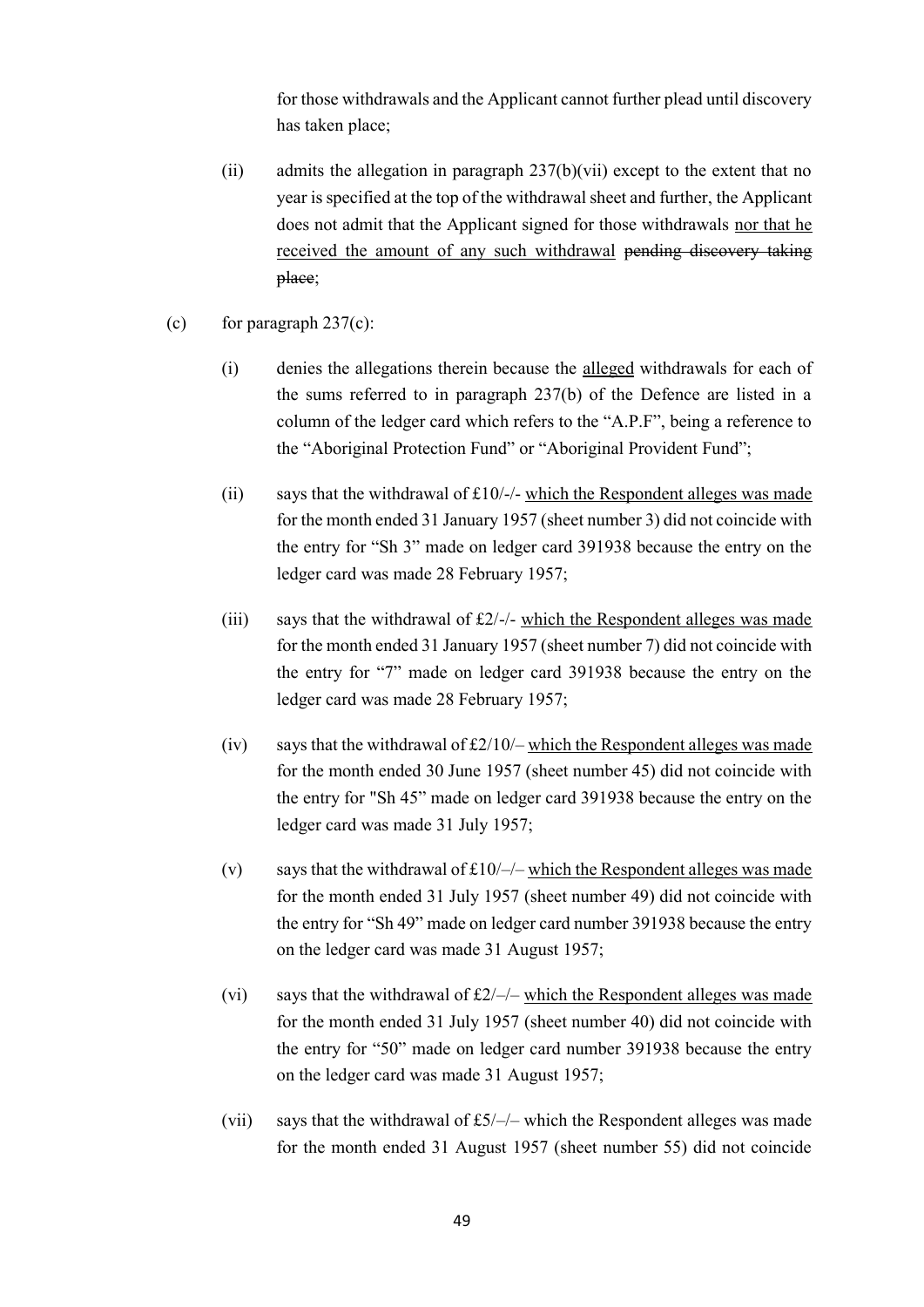for those withdrawals and the Applicant cannot further plead until discovery has taken place;

(ii) admits the allegation in paragraph 237(b)(vii) except to the extent that no year is specified at the top of the withdrawal sheet and further, the Applicant does not admit that the Applicant signed for those withdrawals <u>nor that he received the amount of any such withdrawal</u> ~~pending discovery taking place~~;

(c) for paragraph 237(c):

(i) denies the allegations therein because the <u>alleged</u> withdrawals for each of the sums referred to in paragraph 237(b) of the Defence are listed in a column of the ledger card which refers to the "A.P.F", being a reference to the "Aboriginal Protection Fund" or "Aboriginal Provident Fund";

(ii) says that the withdrawal of £10/-/- <u>which the Respondent alleges was made</u> for the month ended 31 January 1957 (sheet number 3) did not coincide with the entry for "Sh 3" made on ledger card 391938 because the entry on the ledger card was made 28 February 1957;

(iii) says that the withdrawal of £2/-/- <u>which the Respondent alleges was made</u> for the month ended 31 January 1957 (sheet number 7) did not coincide with the entry for "7" made on ledger card 391938 because the entry on the ledger card was made 28 February 1957;

(iv) says that the withdrawal of £2/10/– <u>which the Respondent alleges was made</u> for the month ended 30 June 1957 (sheet number 45) did not coincide with the entry for "Sh 45" made on ledger card 391938 because the entry on the ledger card was made 31 July 1957;

(v) says that the withdrawal of £10/–/– <u>which the Respondent alleges was made</u> for the month ended 31 July 1957 (sheet number 49) did not coincide with the entry for "Sh 49" made on ledger card number 391938 because the entry on the ledger card was made 31 August 1957;

(vi) says that the withdrawal of £2/–/– <u>which the Respondent alleges was made</u> for the month ended 31 July 1957 (sheet number 40) did not coincide with the entry for "50" made on ledger card number 391938 because the entry on the ledger card was made 31 August 1957;

(vii) says that the withdrawal of £5/–/– which the Respondent alleges was made for the month ended 31 August 1957 (sheet number 55) did not coincide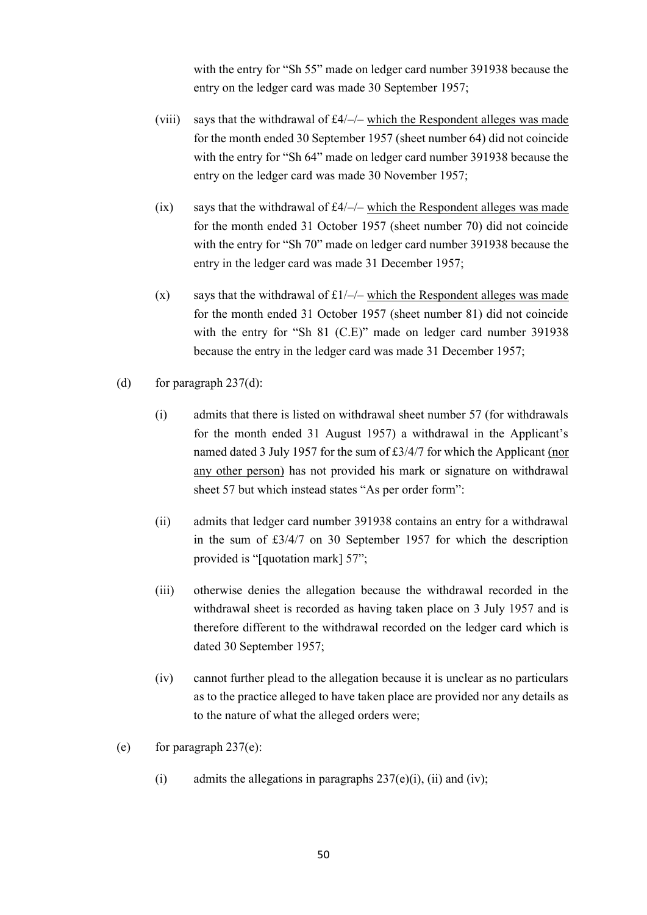with the entry for "Sh 55" made on ledger card number 391938 because the entry on the ledger card was made 30 September 1957;

(viii) says that the withdrawal of £4/–/– <u>which the Respondent alleges was made</u> for the month ended 30 September 1957 (sheet number 64) did not coincide with the entry for "Sh 64" made on ledger card number 391938 because the entry on the ledger card was made 30 November 1957;

(ix) says that the withdrawal of £4/–/– <u>which the Respondent alleges was made</u> for the month ended 31 October 1957 (sheet number 70) did not coincide with the entry for "Sh 70" made on ledger card number 391938 because the entry in the ledger card was made 31 December 1957;

(x) says that the withdrawal of £1/–/– <u>which the Respondent alleges was made</u> for the month ended 31 October 1957 (sheet number 81) did not coincide with the entry for "Sh 81 (C.E)" made on ledger card number 391938 because the entry in the ledger card was made 31 December 1957;

(d) for paragraph 237(d):

(i) admits that there is listed on withdrawal sheet number 57 (for withdrawals for the month ended 31 August 1957) a withdrawal in the Applicant's named dated 3 July 1957 for the sum of £3/4/7 for which the Applicant <u>(nor any other person)</u> has not provided his mark or signature on withdrawal sheet 57 but which instead states "As per order form":

(ii) admits that ledger card number 391938 contains an entry for a withdrawal in the sum of £3/4/7 on 30 September 1957 for which the description provided is "[quotation mark] 57";

(iii) otherwise denies the allegation because the withdrawal recorded in the withdrawal sheet is recorded as having taken place on 3 July 1957 and is therefore different to the withdrawal recorded on the ledger card which is dated 30 September 1957;

(iv) cannot further plead to the allegation because it is unclear as no particulars as to the practice alleged to have taken place are provided nor any details as to the nature of what the alleged orders were;

(e) for paragraph 237(e):

(i) admits the allegations in paragraphs 237(e)(i), (ii) and (iv);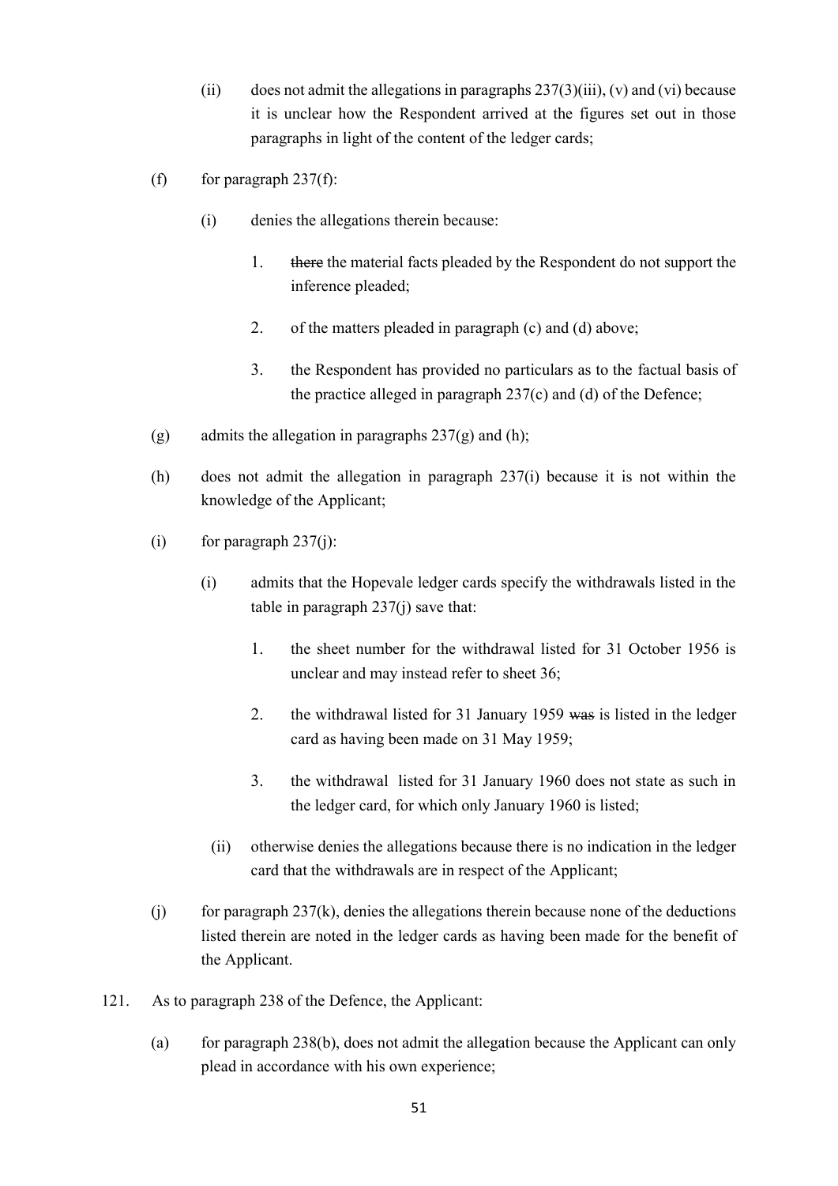(ii) does not admit the allegations in paragraphs 237(3)(iii), (v) and (vi) because it is unclear how the Respondent arrived at the figures set out in those paragraphs in light of the content of the ledger cards;

(f) for paragraph 237(f):

(i) denies the allegations therein because:

1. ~~there~~ the material facts pleaded by the Respondent do not support the inference pleaded;

2. of the matters pleaded in paragraph (c) and (d) above;

3. the Respondent has provided no particulars as to the factual basis of the practice alleged in paragraph 237(c) and (d) of the Defence;

(g) admits the allegation in paragraphs 237(g) and (h);

(h) does not admit the allegation in paragraph 237(i) because it is not within the knowledge of the Applicant;

(i) for paragraph 237(j):

(i) admits that the Hopevale ledger cards specify the withdrawals listed in the table in paragraph 237(j) save that:

1. the sheet number for the withdrawal listed for 31 October 1956 is unclear and may instead refer to sheet 36;

2. the withdrawal listed for 31 January 1959 ~~was~~ is listed in the ledger card as having been made on 31 May 1959;

3. the withdrawal listed for 31 January 1960 does not state as such in the ledger card, for which only January 1960 is listed;

(ii) otherwise denies the allegations because there is no indication in the ledger card that the withdrawals are in respect of the Applicant;

(j) for paragraph 237(k), denies the allegations therein because none of the deductions listed therein are noted in the ledger cards as having been made for the benefit of the Applicant.

121. As to paragraph 238 of the Defence, the Applicant:

(a) for paragraph 238(b), does not admit the allegation because the Applicant can only plead in accordance with his own experience;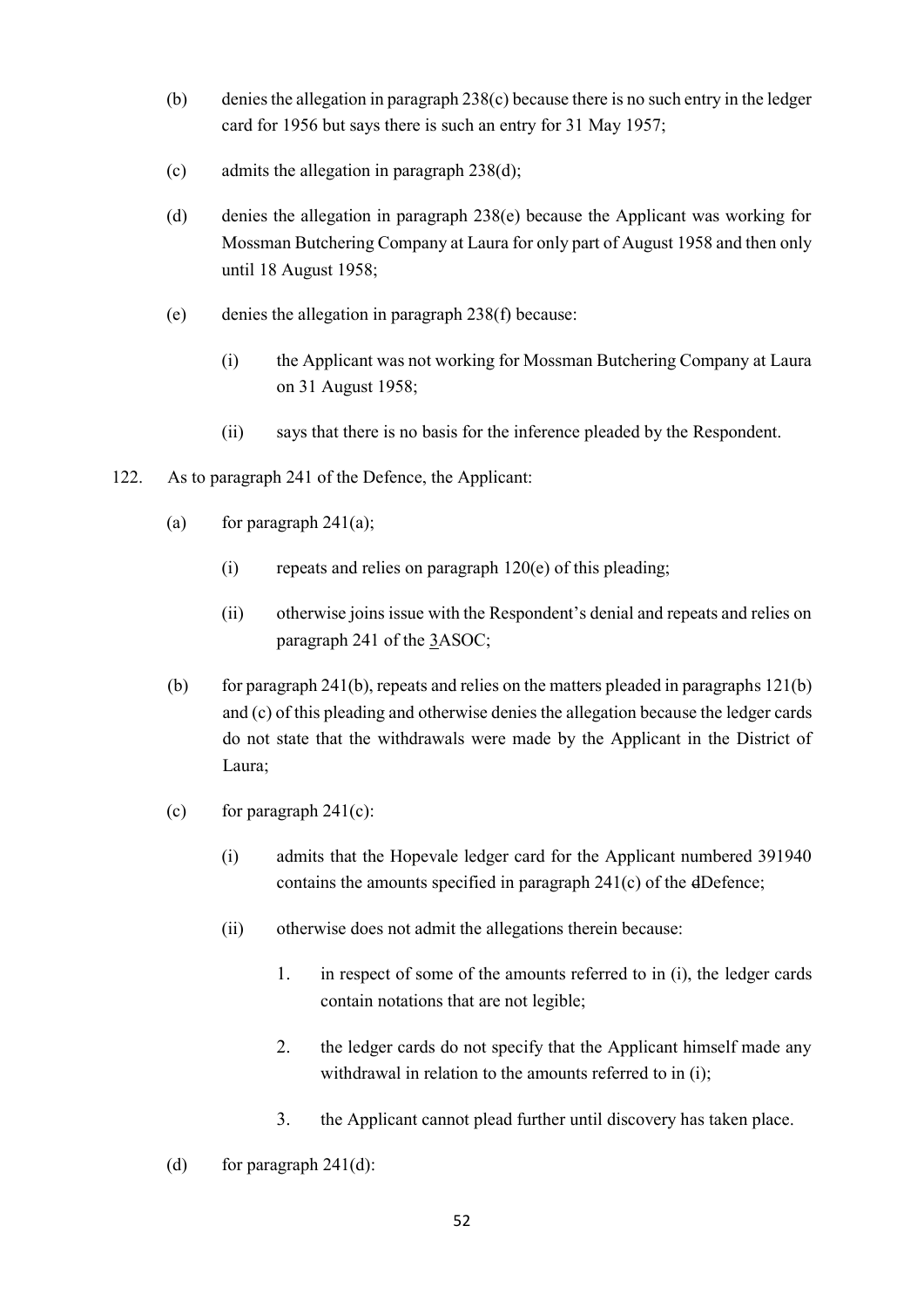(b) denies the allegation in paragraph 238(c) because there is no such entry in the ledger card for 1956 but says there is such an entry for 31 May 1957;

(c) admits the allegation in paragraph 238(d);

(d) denies the allegation in paragraph 238(e) because the Applicant was working for Mossman Butchering Company at Laura for only part of August 1958 and then only until 18 August 1958;

(e) denies the allegation in paragraph 238(f) because:

  (i) the Applicant was not working for Mossman Butchering Company at Laura on 31 August 1958;

  (ii) says that there is no basis for the inference pleaded by the Respondent.

122. As to paragraph 241 of the Defence, the Applicant:

(a) for paragraph 241(a);

  (i) repeats and relies on paragraph 120(e) of this pleading;

  (ii) otherwise joins issue with the Respondent's denial and repeats and relies on paragraph 241 of the 3ASOC;

(b) for paragraph 241(b), repeats and relies on the matters pleaded in paragraphs 121(b) and (c) of this pleading and otherwise denies the allegation because the ledger cards do not state that the withdrawals were made by the Applicant in the District of Laura;

(c) for paragraph 241(c):

  (i) admits that the Hopevale ledger card for the Applicant numbered 391940 contains the amounts specified in paragraph 241(c) of the dDefence;

  (ii) otherwise does not admit the allegations therein because:

    1. in respect of some of the amounts referred to in (i), the ledger cards contain notations that are not legible;

    2. the ledger cards do not specify that the Applicant himself made any withdrawal in relation to the amounts referred to in (i);

    3. the Applicant cannot plead further until discovery has taken place.

(d) for paragraph 241(d):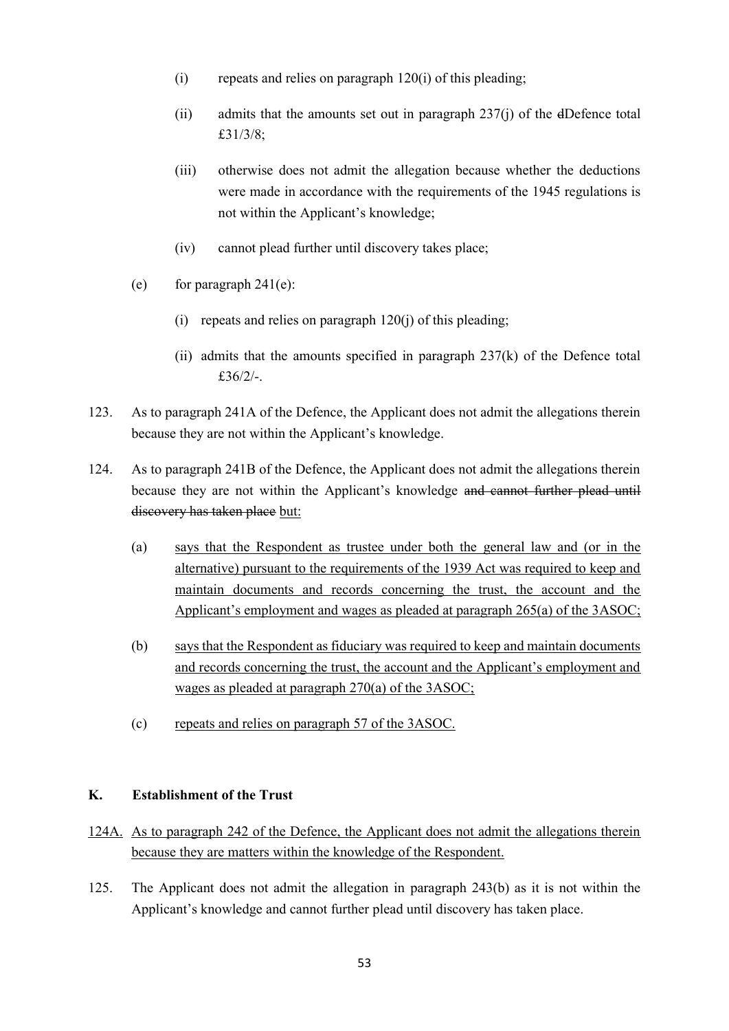(i) repeats and relies on paragraph 120(i) of this pleading;

(ii) admits that the amounts set out in paragraph 237(j) of the ~~d~~Defence total £31/3/8;

(iii) otherwise does not admit the allegation because whether the deductions were made in accordance with the requirements of the 1945 regulations is not within the Applicant's knowledge;

(iv) cannot plead further until discovery takes place;

(e) for paragraph 241(e):

(i) repeats and relies on paragraph 120(j) of this pleading;

(ii) admits that the amounts specified in paragraph 237(k) of the Defence total £36/2/-.

123. As to paragraph 241A of the Defence, the Applicant does not admit the allegations therein because they are not within the Applicant's knowledge.

124. As to paragraph 241B of the Defence, the Applicant does not admit the allegations therein because they are not within the Applicant's knowledge ~~and cannot further plead until discovery has taken place~~ <u>but:</u>

(a) <u>says that the Respondent as trustee under both the general law and (or in the alternative) pursuant to the requirements of the 1939 Act was required to keep and maintain documents and records concerning the trust, the account and the Applicant's employment and wages as pleaded at paragraph 265(a) of the 3ASOC;</u>

(b) <u>says that the Respondent as fiduciary was required to keep and maintain documents and records concerning the trust, the account and the Applicant's employment and wages as pleaded at paragraph 270(a) of the 3ASOC;</u>

(c) <u>repeats and relies on paragraph 57 of the 3ASOC.</u>

## K. Establishment of the Trust

<u>124A. As to paragraph 242 of the Defence, the Applicant does not admit the allegations therein because they are matters within the knowledge of the Respondent.</u>

125. The Applicant does not admit the allegation in paragraph 243(b) as it is not within the Applicant's knowledge and cannot further plead until discovery has taken place.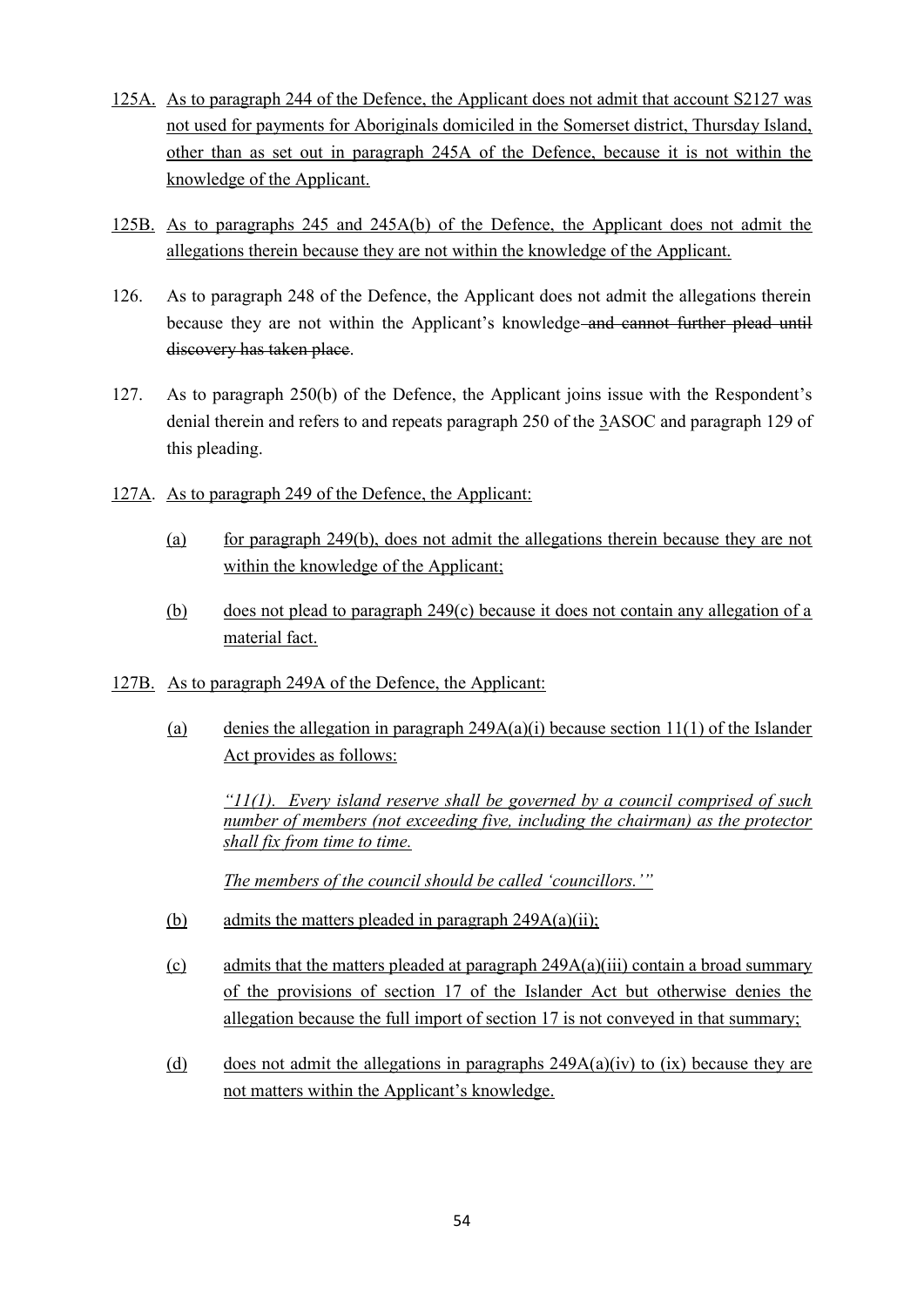125A. As to paragraph 244 of the Defence, the Applicant does not admit that account S2127 was not used for payments for Aboriginals domiciled in the Somerset district, Thursday Island, other than as set out in paragraph 245A of the Defence, because it is not within the knowledge of the Applicant.

125B. As to paragraphs 245 and 245A(b) of the Defence, the Applicant does not admit the allegations therein because they are not within the knowledge of the Applicant.

126. As to paragraph 248 of the Defence, the Applicant does not admit the allegations therein because they are not within the Applicant's knowledge ~~and cannot further plead until discovery has taken place~~.

127. As to paragraph 250(b) of the Defence, the Applicant joins issue with the Respondent's denial therein and refers to and repeats paragraph 250 of the 3ASOC and paragraph 129 of this pleading.

127A. As to paragraph 249 of the Defence, the Applicant:

(a) for paragraph 249(b), does not admit the allegations therein because they are not within the knowledge of the Applicant;

(b) does not plead to paragraph 249(c) because it does not contain any allegation of a material fact.

127B. As to paragraph 249A of the Defence, the Applicant:

(a) denies the allegation in paragraph 249A(a)(i) because section 11(1) of the Islander Act provides as follows:

> *"11(1). Every island reserve shall be governed by a council comprised of such number of members (not exceeding five, including the chairman) as the protector shall fix from time to time.*
>
> *The members of the council should be called 'councillors.'"*

(b) admits the matters pleaded in paragraph 249A(a)(ii);

(c) admits that the matters pleaded at paragraph 249A(a)(iii) contain a broad summary of the provisions of section 17 of the Islander Act but otherwise denies the allegation because the full import of section 17 is not conveyed in that summary;

(d) does not admit the allegations in paragraphs 249A(a)(iv) to (ix) because they are not matters within the Applicant's knowledge.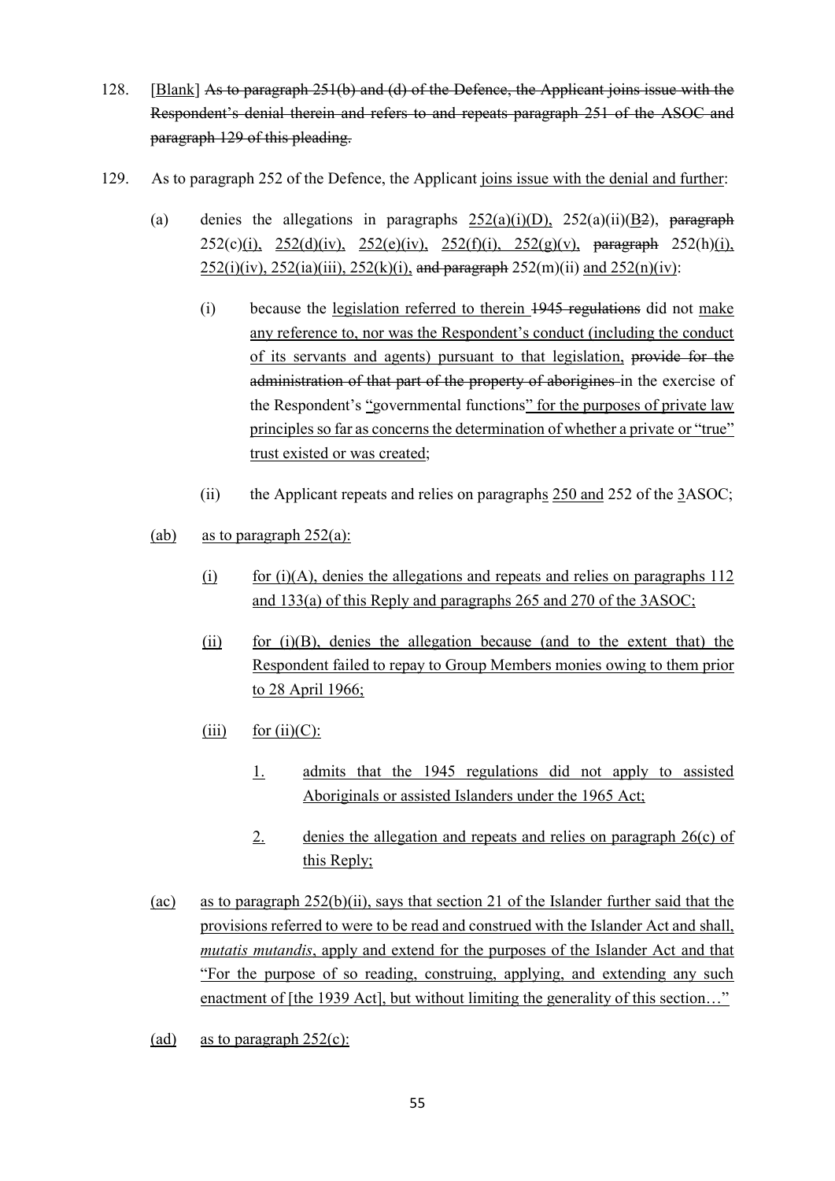128. [Blank] ~~As to paragraph 251(b) and (d) of the Defence, the Applicant joins issue with the Respondent's denial therein and refers to and repeats paragraph 251 of the ASOC and paragraph 129 of this pleading.~~

129. As to paragraph 252 of the Defence, the Applicant joins issue with the denial and further:

    (a) denies the allegations in paragraphs 252(a)(i)(D), 252(a)(ii)(B~~2~~), ~~paragraph~~ 252(c)(i), 252(d)(iv), 252(e)(iv), 252(f)(i), 252(g)(v), ~~paragraph~~ 252(h)(i), 252(i)(iv), 252(ia)(iii), 252(k)(i), ~~and paragraph~~ 252(m)(ii) and 252(n)(iv):

        (i) because the legislation referred to therein ~~1945 regulations~~ did not make any reference to, nor was the Respondent's conduct (including the conduct of its servants and agents) pursuant to that legislation, ~~provide for the administration of that part of the property of aborigines~~ in the exercise of the Respondent's "governmental functions" for the purposes of private law principles so far as concerns the determination of whether a private or "true" trust existed or was created;

        (ii) the Applicant repeats and relies on paragraphs 250 and 252 of the 3ASOC;

    (ab) as to paragraph 252(a):

        (i) for (i)(A), denies the allegations and repeats and relies on paragraphs 112 and 133(a) of this Reply and paragraphs 265 and 270 of the 3ASOC;

        (ii) for (i)(B), denies the allegation because (and to the extent that) the Respondent failed to repay to Group Members monies owing to them prior to 28 April 1966;

        (iii) for (ii)(C):

            1. admits that the 1945 regulations did not apply to assisted Aboriginals or assisted Islanders under the 1965 Act;

            2. denies the allegation and repeats and relies on paragraph 26(c) of this Reply;

    (ac) as to paragraph 252(b)(ii), says that section 21 of the Islander further said that the provisions referred to were to be read and construed with the Islander Act and shall, *mutatis mutandis*, apply and extend for the purposes of the Islander Act and that "For the purpose of so reading, construing, applying, and extending any such enactment of [the 1939 Act], but without limiting the generality of this section…"

    (ad) as to paragraph 252(c):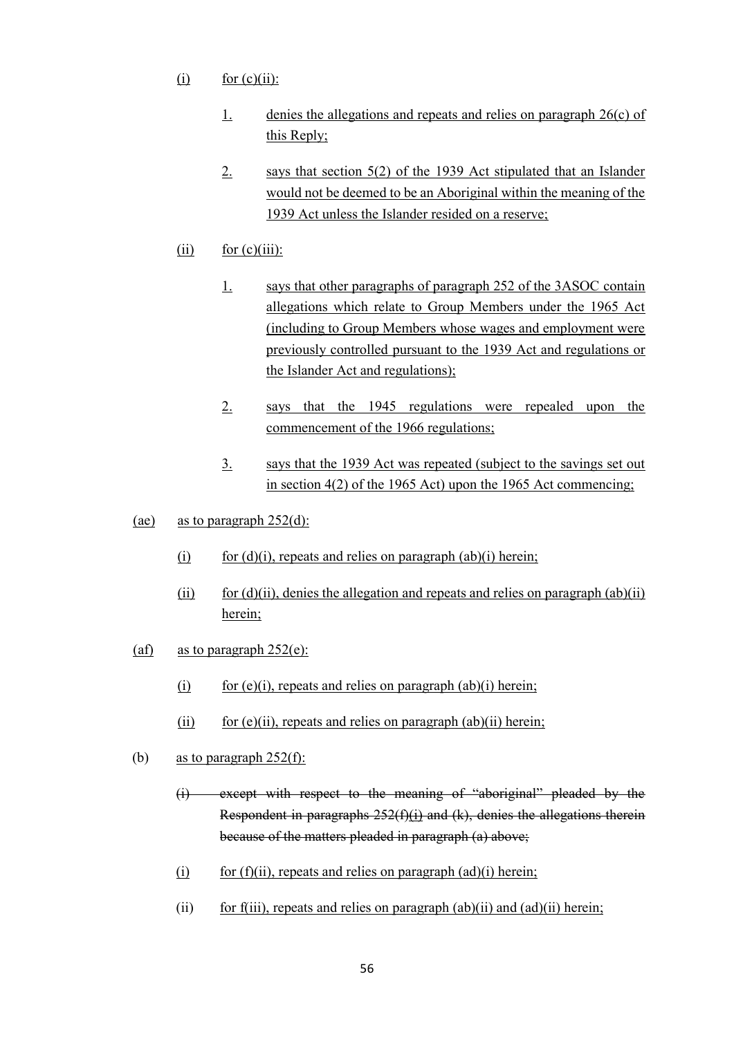(i) for (c)(ii):

1. denies the allegations and repeats and relies on paragraph 26(c) of this Reply;

2. says that section 5(2) of the 1939 Act stipulated that an Islander would not be deemed to be an Aboriginal within the meaning of the 1939 Act unless the Islander resided on a reserve;

(ii) for (c)(iii):

1. says that other paragraphs of paragraph 252 of the 3ASOC contain allegations which relate to Group Members under the 1965 Act (including to Group Members whose wages and employment were previously controlled pursuant to the 1939 Act and regulations or the Islander Act and regulations);

2. says that the 1945 regulations were repealed upon the commencement of the 1966 regulations;

3. says that the 1939 Act was repeated (subject to the savings set out in section 4(2) of the 1965 Act) upon the 1965 Act commencing;

(ae) as to paragraph 252(d):

(i) for (d)(i), repeats and relies on paragraph (ab)(i) herein;

(ii) for (d)(ii), denies the allegation and repeats and relies on paragraph (ab)(ii) herein;

(af) as to paragraph 252(e):

(i) for (e)(i), repeats and relies on paragraph (ab)(i) herein;

(ii) for (e)(ii), repeats and relies on paragraph (ab)(ii) herein;

(b) as to paragraph 252(f):

~~(i) except with respect to the meaning of "aboriginal" pleaded by the Respondent in paragraphs 252(f)(i) and (k), denies the allegations therein because of the matters pleaded in paragraph (a) above;~~

(i) for (f)(ii), repeats and relies on paragraph (ad)(i) herein;

(ii) for f(iii), repeats and relies on paragraph (ab)(ii) and (ad)(ii) herein;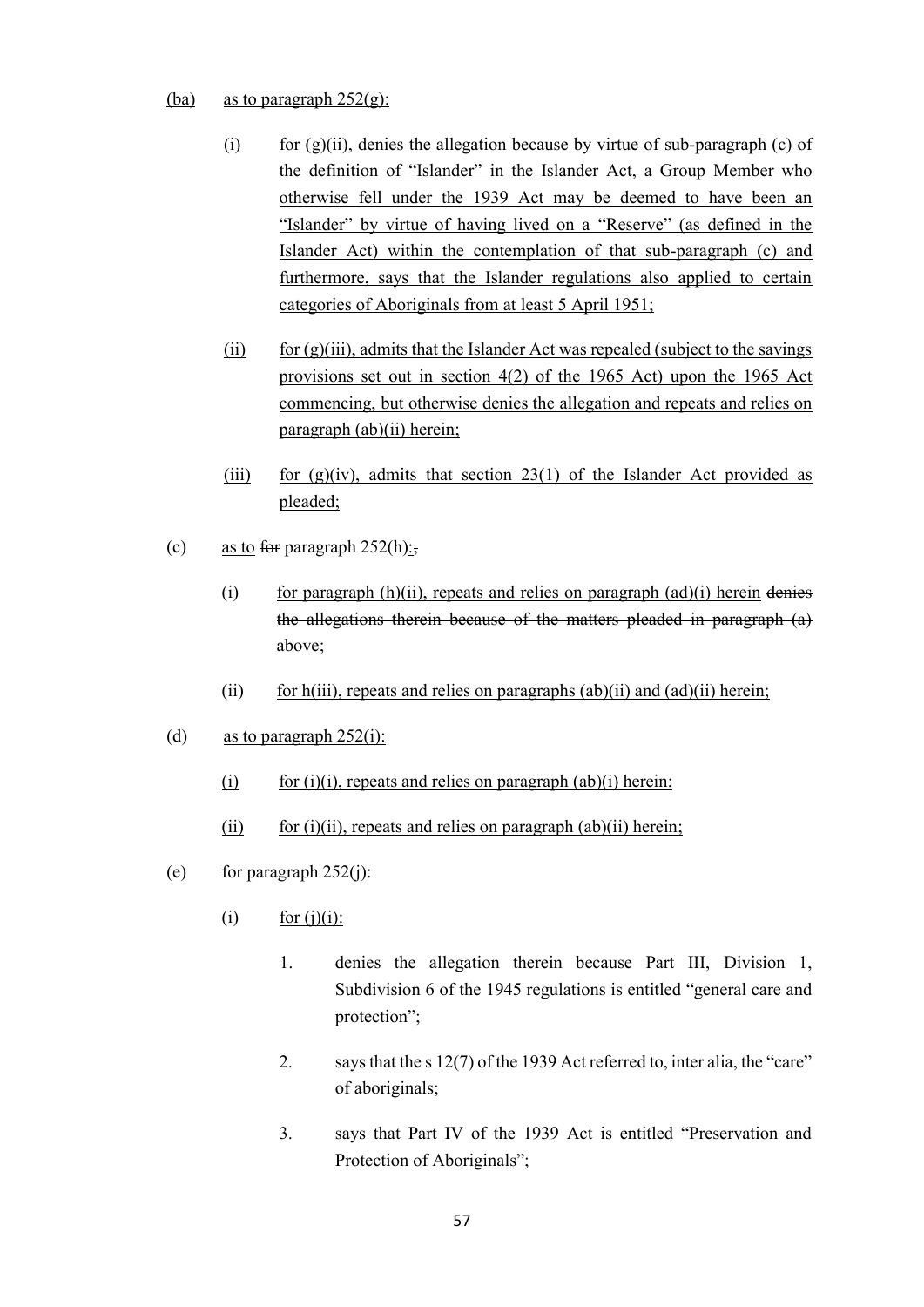(ba) as to paragraph 252(g):

(i) for (g)(ii), denies the allegation because by virtue of sub-paragraph (c) of the definition of "Islander" in the Islander Act, a Group Member who otherwise fell under the 1939 Act may be deemed to have been an "Islander" by virtue of having lived on a "Reserve" (as defined in the Islander Act) within the contemplation of that sub-paragraph (c) and furthermore, says that the Islander regulations also applied to certain categories of Aboriginals from at least 5 April 1951;

(ii) for (g)(iii), admits that the Islander Act was repealed (subject to the savings provisions set out in section 4(2) of the 1965 Act) upon the 1965 Act commencing, but otherwise denies the allegation and repeats and relies on paragraph (ab)(ii) herein;

(iii) for (g)(iv), admits that section 23(1) of the Islander Act provided as pleaded;

(c) as to ~~for~~ paragraph 252(h):~~,~~

(i) for paragraph (h)(ii), repeats and relies on paragraph (ad)(i) herein ~~denies the allegations therein because of the matters pleaded in paragraph (a) above~~;

(ii) for h(iii), repeats and relies on paragraphs (ab)(ii) and (ad)(ii) herein;

(d) as to paragraph 252(i):

(i) for (i)(i), repeats and relies on paragraph (ab)(i) herein;

(ii) for (i)(ii), repeats and relies on paragraph (ab)(ii) herein;

(e) for paragraph 252(j):

(i) for (j)(i):

1. denies the allegation therein because Part III, Division 1, Subdivision 6 of the 1945 regulations is entitled "general care and protection";

2. says that the s 12(7) of the 1939 Act referred to, inter alia, the "care" of aboriginals;

3. says that Part IV of the 1939 Act is entitled "Preservation and Protection of Aboriginals";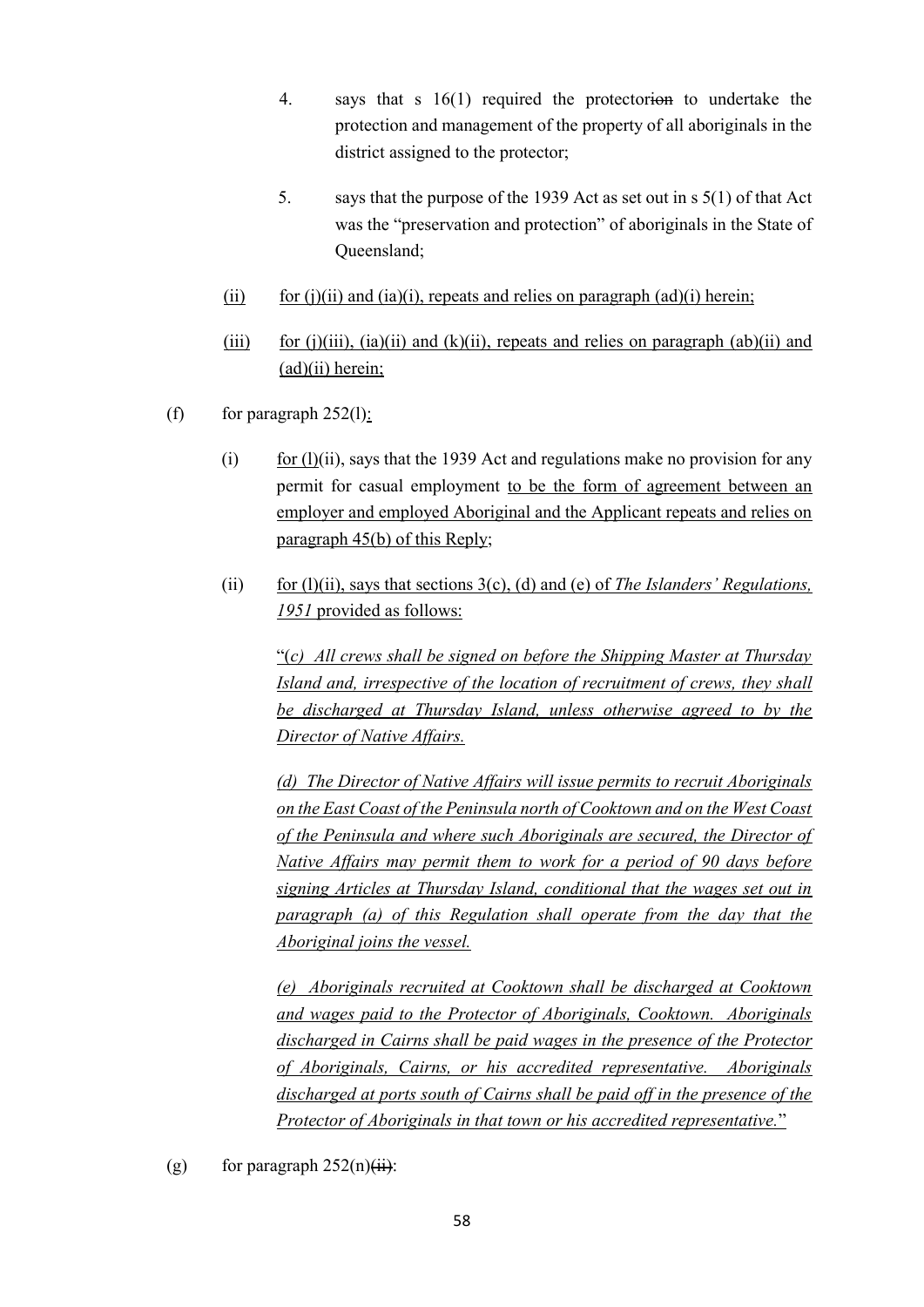4. says that s 16(1) required the protector~~ion~~ to undertake the protection and management of the property of all aboriginals in the district assigned to the protector;

5. says that the purpose of the 1939 Act as set out in s 5(1) of that Act was the "preservation and protection" of aboriginals in the State of Queensland;

<u>(ii)</u> <u>for (j)(ii) and (ia)(i), repeats and relies on paragraph (ad)(i) herein;</u>

<u>(iii)</u> <u>for (j)(iii), (ia)(ii) and (k)(ii), repeats and relies on paragraph (ab)(ii) and (ad)(ii) herein;</u>

(f) for paragraph 252(l)<u>:</u>

(i) <u>for (l)</u>(ii), says that the 1939 Act and regulations make no provision for any permit for casual employment <u>to be the form of agreement between an employer and employed Aboriginal and the Applicant repeats and relies on paragraph 45(b) of this Reply</u>;

(ii) <u>for (l)(ii), says that sections 3(c), (d) and (e) of *The Islanders' Regulations, 1951* provided as follows:</u>

"<u>*(c) All crews shall be signed on before the Shipping Master at Thursday Island and, irrespective of the location of recruitment of crews, they shall be discharged at Thursday Island, unless otherwise agreed to by the Director of Native Affairs.*</u>

<u>*(d) The Director of Native Affairs will issue permits to recruit Aboriginals on the East Coast of the Peninsula north of Cooktown and on the West Coast of the Peninsula and where such Aboriginals are secured, the Director of Native Affairs may permit them to work for a period of 90 days before signing Articles at Thursday Island, conditional that the wages set out in paragraph (a) of this Regulation shall operate from the day that the Aboriginal joins the vessel.*</u>

<u>*(e) Aboriginals recruited at Cooktown shall be discharged at Cooktown and wages paid to the Protector of Aboriginals, Cooktown. Aboriginals discharged in Cairns shall be paid wages in the presence of the Protector of Aboriginals, Cairns, or his accredited representative. Aboriginals discharged at ports south of Cairns shall be paid off in the presence of the Protector of Aboriginals in that town or his accredited representative.*</u>"

(g) for paragraph 252(n)~~(ii)~~: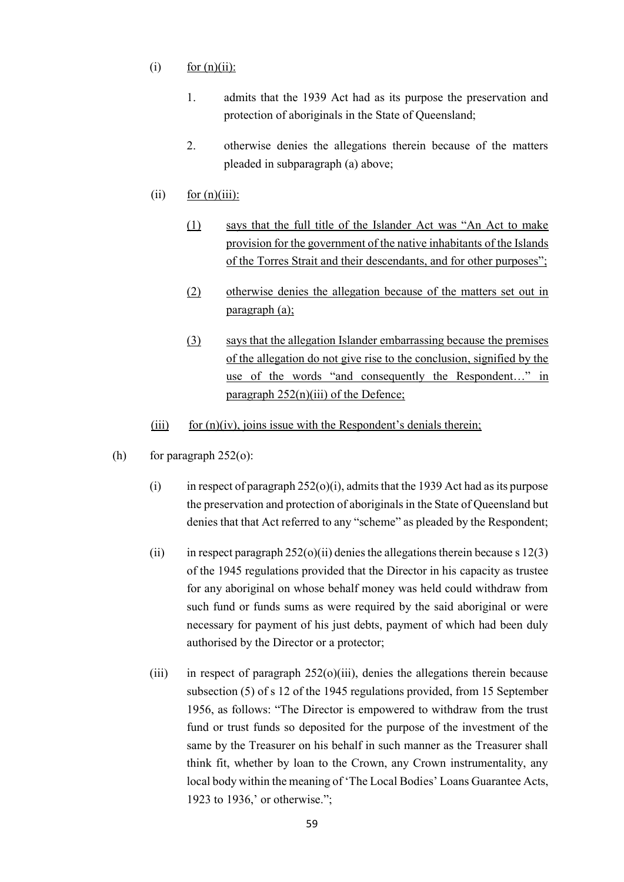(i) for (n)(ii):

1. admits that the 1939 Act had as its purpose the preservation and protection of aboriginals in the State of Queensland;

2. otherwise denies the allegations therein because of the matters pleaded in subparagraph (a) above;

(ii) <u>for (n)(iii):</u>

<u>(1)</u> <u>says that the full title of the Islander Act was "An Act to make provision for the government of the native inhabitants of the Islands of the Torres Strait and their descendants, and for other purposes";</u>

<u>(2)</u> <u>otherwise denies the allegation because of the matters set out in paragraph (a);</u>

<u>(3)</u> <u>says that the allegation Islander embarrassing because the premises of the allegation do not give rise to the conclusion, signified by the use of the words "and consequently the Respondent…" in paragraph 252(n)(iii) of the Defence;</u>

<u>(iii)</u> <u>for (n)(iv), joins issue with the Respondent's denials therein;</u>

(h) for paragraph 252(o):

(i) in respect of paragraph 252(o)(i), admits that the 1939 Act had as its purpose the preservation and protection of aboriginals in the State of Queensland but denies that that Act referred to any "scheme" as pleaded by the Respondent;

(ii) in respect paragraph 252(o)(ii) denies the allegations therein because s 12(3) of the 1945 regulations provided that the Director in his capacity as trustee for any aboriginal on whose behalf money was held could withdraw from such fund or funds sums as were required by the said aboriginal or were necessary for payment of his just debts, payment of which had been duly authorised by the Director or a protector;

(iii) in respect of paragraph 252(o)(iii), denies the allegations therein because subsection (5) of s 12 of the 1945 regulations provided, from 15 September 1956, as follows: "The Director is empowered to withdraw from the trust fund or trust funds so deposited for the purpose of the investment of the same by the Treasurer on his behalf in such manner as the Treasurer shall think fit, whether by loan to the Crown, any Crown instrumentality, any local body within the meaning of 'The Local Bodies' Loans Guarantee Acts, 1923 to 1936,' or otherwise.";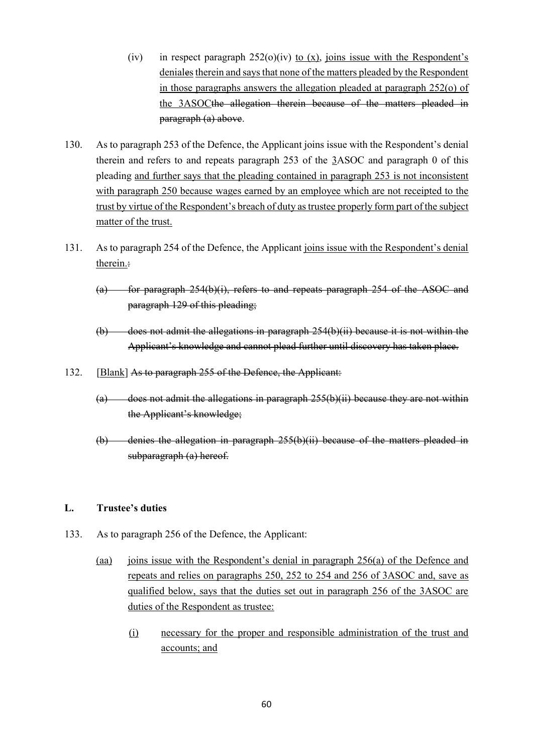(iv) in respect paragraph 252(o)(iv) <u>to (x)</u>, <u>joins issue with the Respondent's denial</u>~~es~~ <u>therein and says that none of the matters pleaded by the Respondent in those paragraphs answers the allegation pleaded at paragraph 252(o) of the 3ASOC</u>~~the allegation therein because of the matters pleaded in paragraph (a) above~~.

130. As to paragraph 253 of the Defence, the Applicant joins issue with the Respondent's denial therein and refers to and repeats paragraph 253 of the <u>3</u>ASOC and paragraph 0 of this pleading <u>and further says that the pleading contained in paragraph 253 is not inconsistent with paragraph 250 because wages earned by an employee which are not receipted to the trust by virtue of the Respondent's breach of duty as trustee properly form part of the subject matter of the trust.</u>

131. As to paragraph 254 of the Defence, the Applicant <u>joins issue with the Respondent's denial therein.</u>~~:~~

~~(a) for paragraph 254(b)(i), refers to and repeats paragraph 254 of the ASOC and paragraph 129 of this pleading;~~

~~(b) does not admit the allegations in paragraph 254(b)(ii) because it is not within the Applicant's knowledge and cannot plead further until discovery has taken place.~~

132. <u>[Blank]</u> ~~As to paragraph 255 of the Defence, the Applicant:~~

~~(a) does not admit the allegations in paragraph 255(b)(ii) because they are not within the Applicant's knowledge;~~

~~(b) denies the allegation in paragraph 255(b)(ii) because of the matters pleaded in subparagraph (a) hereof.~~

## L. Trustee's duties

133. As to paragraph 256 of the Defence, the Applicant:

<u>(aa)</u> <u>joins issue with the Respondent's denial in paragraph 256(a) of the Defence and repeats and relies on paragraphs 250, 252 to 254 and 256 of 3ASOC and, save as qualified below, says that the duties set out in paragraph 256 of the 3ASOC are duties of the Respondent as trustee:</u>

<u>(i)</u> <u>necessary for the proper and responsible administration of the trust and accounts; and</u>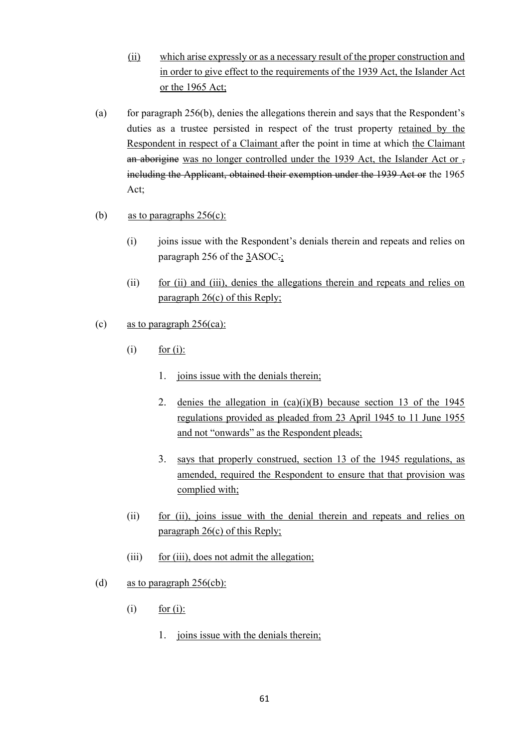(ii) which arise expressly or as a necessary result of the proper construction and in order to give effect to the requirements of the 1939 Act, the Islander Act or the 1965 Act;

(a) for paragraph 256(b), denies the allegations therein and says that the Respondent's duties as a trustee persisted in respect of the trust property retained by the Respondent in respect of a Claimant after the point in time at which the Claimant ~~an aborigine~~ was no longer controlled under the 1939 Act, the Islander Act or ~~, including the Applicant, obtained their exemption under the 1939 Act or~~ the 1965 Act;

(b) as to paragraphs 256(c):

  (i) joins issue with the Respondent's denials therein and repeats and relies on paragraph 256 of the 3ASOC~~.~~;

  (ii) for (ii) and (iii), denies the allegations therein and repeats and relies on paragraph 26(c) of this Reply;

(c) as to paragraph 256(ca):

  (i) for (i):

    1. joins issue with the denials therein;

    2. denies the allegation in (ca)(i)(B) because section 13 of the 1945 regulations provided as pleaded from 23 April 1945 to 11 June 1955 and not "onwards" as the Respondent pleads;

    3. says that properly construed, section 13 of the 1945 regulations, as amended, required the Respondent to ensure that that provision was complied with;

  (ii) for (ii), joins issue with the denial therein and repeats and relies on paragraph 26(c) of this Reply;

  (iii) for (iii), does not admit the allegation;

(d) as to paragraph 256(cb):

  (i) for (i):

    1. joins issue with the denials therein;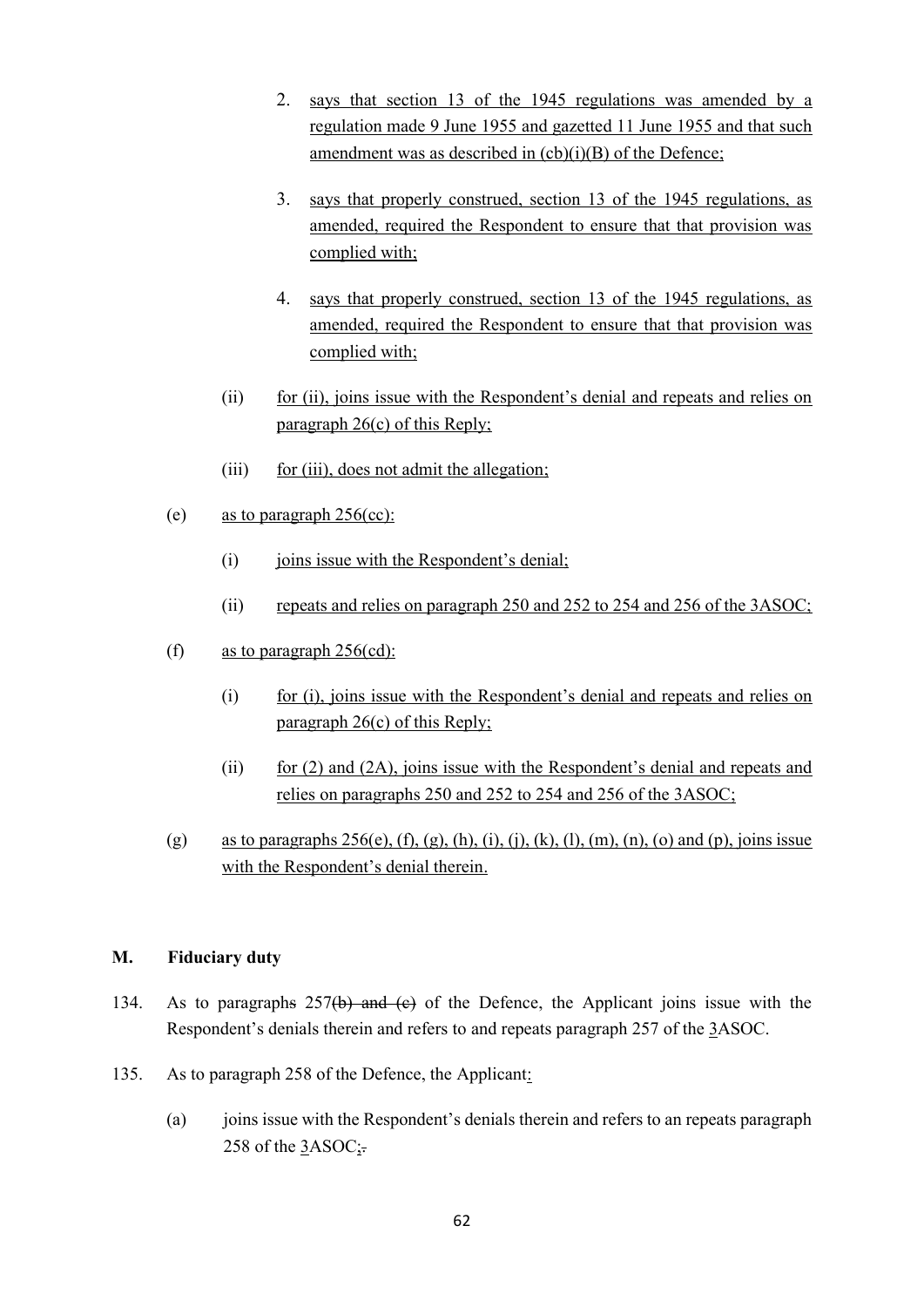2. says that section 13 of the 1945 regulations was amended by a regulation made 9 June 1955 and gazetted 11 June 1955 and that such amendment was as described in (cb)(i)(B) of the Defence;

3. says that properly construed, section 13 of the 1945 regulations, as amended, required the Respondent to ensure that that provision was complied with;

4. says that properly construed, section 13 of the 1945 regulations, as amended, required the Respondent to ensure that that provision was complied with;

(ii) for (ii), joins issue with the Respondent's denial and repeats and relies on paragraph 26(c) of this Reply;

(iii) for (iii), does not admit the allegation;

(e) as to paragraph 256(cc):

(i) joins issue with the Respondent's denial;

(ii) repeats and relies on paragraph 250 and 252 to 254 and 256 of the 3ASOC;

(f) as to paragraph 256(cd):

(i) for (i), joins issue with the Respondent's denial and repeats and relies on paragraph 26(c) of this Reply;

(ii) for (2) and (2A), joins issue with the Respondent's denial and repeats and relies on paragraphs 250 and 252 to 254 and 256 of the 3ASOC;

(g) as to paragraphs 256(e), (f), (g), (h), (i), (j), (k), (l), (m), (n), (o) and (p), joins issue with the Respondent's denial therein.

## M. Fiduciary duty

134. As to paragraphs 257~~(b) and (c)~~ of the Defence, the Applicant joins issue with the Respondent's denials therein and refers to and repeats paragraph 257 of the 3ASOC.

135. As to paragraph 258 of the Defence, the Applicant:

(a) joins issue with the Respondent's denials therein and refers to an repeats paragraph 258 of the 3ASOC;~~.~~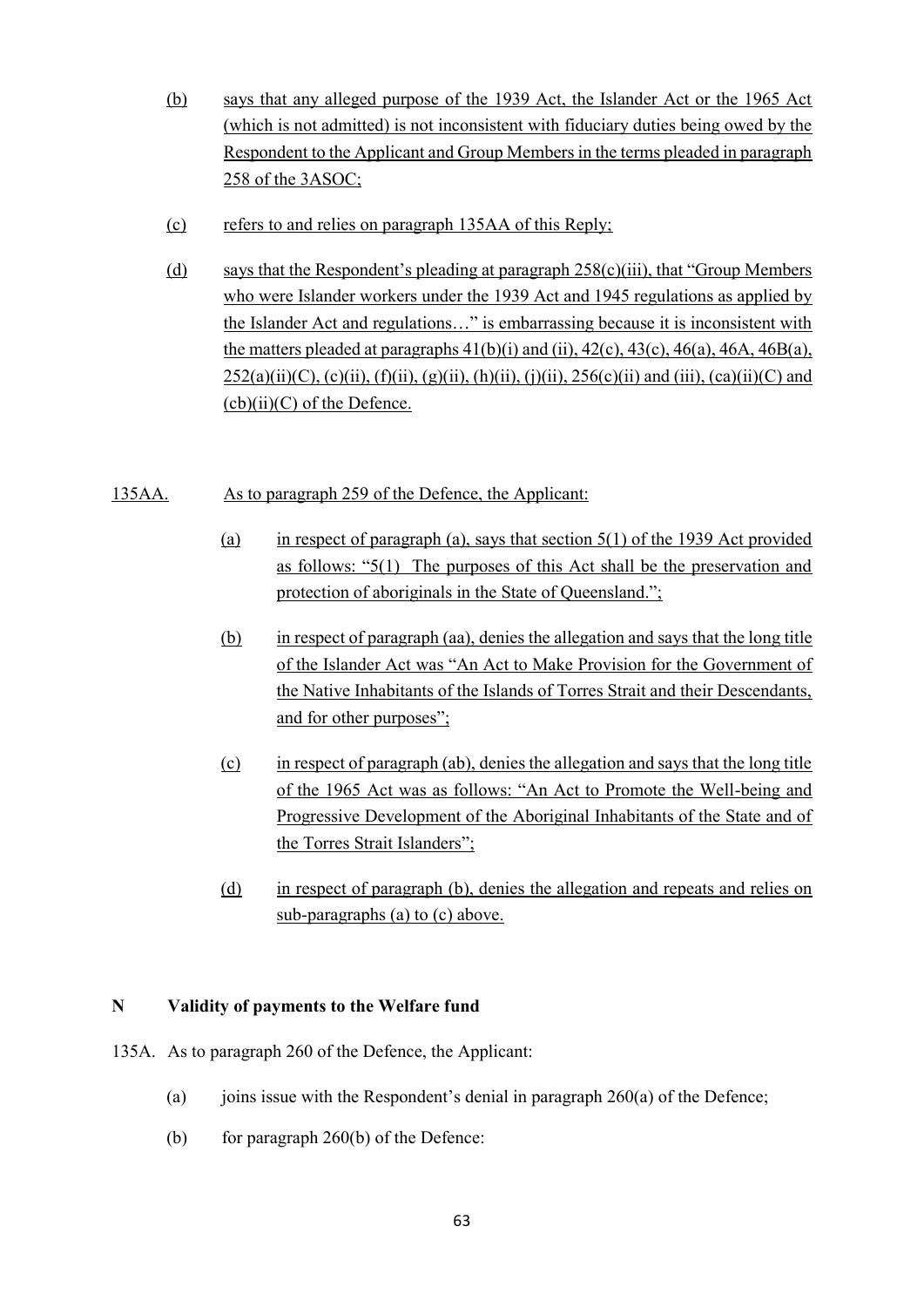(b) says that any alleged purpose of the 1939 Act, the Islander Act or the 1965 Act (which is not admitted) is not inconsistent with fiduciary duties being owed by the Respondent to the Applicant and Group Members in the terms pleaded in paragraph 258 of the 3ASOC;

(c) refers to and relies on paragraph 135AA of this Reply;

(d) says that the Respondent's pleading at paragraph 258(c)(iii), that "Group Members who were Islander workers under the 1939 Act and 1945 regulations as applied by the Islander Act and regulations…" is embarrassing because it is inconsistent with the matters pleaded at paragraphs 41(b)(i) and (ii), 42(c), 43(c), 46(a), 46A, 46B(a), 252(a)(ii)(C), (c)(ii), (f)(ii), (g)(ii), (h)(ii), (j)(ii), 256(c)(ii) and (iii), (ca)(ii)(C) and (cb)(ii)(C) of the Defence.

135AA. As to paragraph 259 of the Defence, the Applicant:

(a) in respect of paragraph (a), says that section 5(1) of the 1939 Act provided as follows: "5(1) The purposes of this Act shall be the preservation and protection of aboriginals in the State of Queensland.";

(b) in respect of paragraph (aa), denies the allegation and says that the long title of the Islander Act was "An Act to Make Provision for the Government of the Native Inhabitants of the Islands of Torres Strait and their Descendants, and for other purposes";

(c) in respect of paragraph (ab), denies the allegation and says that the long title of the 1965 Act was as follows: "An Act to Promote the Well-being and Progressive Development of the Aboriginal Inhabitants of the State and of the Torres Strait Islanders";

(d) in respect of paragraph (b), denies the allegation and repeats and relies on sub-paragraphs (a) to (c) above.

## N Validity of payments to the Welfare fund

135A. As to paragraph 260 of the Defence, the Applicant:

(a) joins issue with the Respondent's denial in paragraph 260(a) of the Defence;

(b) for paragraph 260(b) of the Defence: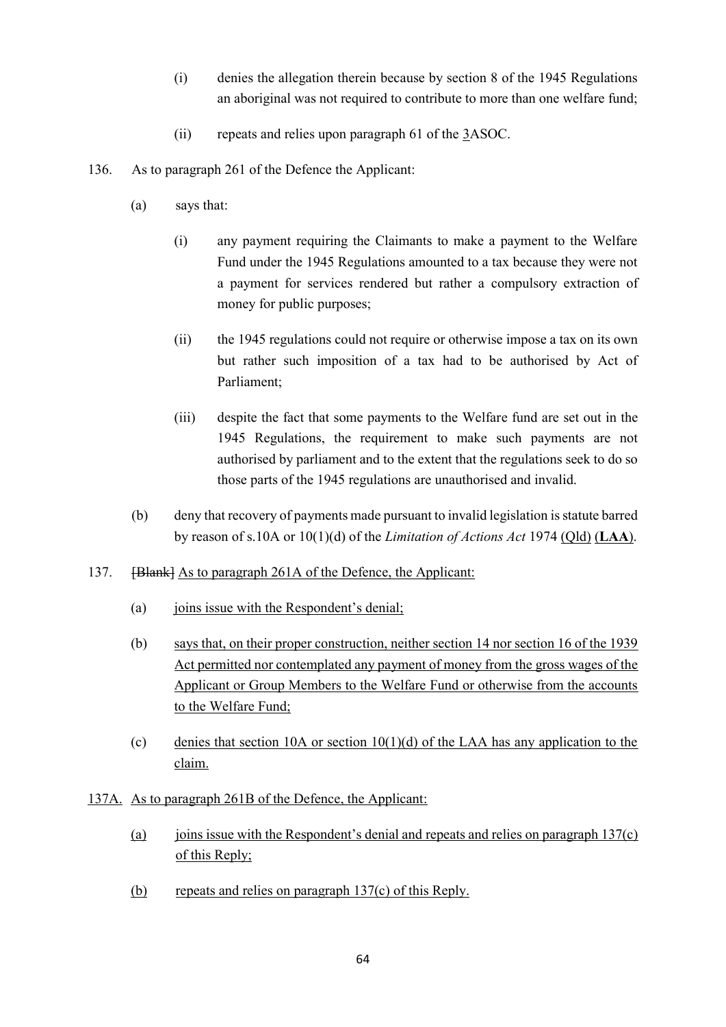(i) denies the allegation therein because by section 8 of the 1945 Regulations an aboriginal was not required to contribute to more than one welfare fund;

(ii) repeats and relies upon paragraph 61 of the 3ASOC.

136. As to paragraph 261 of the Defence the Applicant:

(a) says that:

(i) any payment requiring the Claimants to make a payment to the Welfare Fund under the 1945 Regulations amounted to a tax because they were not a payment for services rendered but rather a compulsory extraction of money for public purposes;

(ii) the 1945 regulations could not require or otherwise impose a tax on its own but rather such imposition of a tax had to be authorised by Act of Parliament;

(iii) despite the fact that some payments to the Welfare fund are set out in the 1945 Regulations, the requirement to make such payments are not authorised by parliament and to the extent that the regulations seek to do so those parts of the 1945 regulations are unauthorised and invalid.

(b) deny that recovery of payments made pursuant to invalid legislation is statute barred by reason of s.10A or 10(1)(d) of the *Limitation of Actions Act* 1974 (Qld) (**LAA**).

137. ~~[Blank]~~ As to paragraph 261A of the Defence, the Applicant:

(a) joins issue with the Respondent's denial;

(b) says that, on their proper construction, neither section 14 nor section 16 of the 1939 Act permitted nor contemplated any payment of money from the gross wages of the Applicant or Group Members to the Welfare Fund or otherwise from the accounts to the Welfare Fund;

(c) denies that section 10A or section 10(1)(d) of the LAA has any application to the claim.

137A. As to paragraph 261B of the Defence, the Applicant:

(a) joins issue with the Respondent's denial and repeats and relies on paragraph 137(c) of this Reply;

(b) repeats and relies on paragraph 137(c) of this Reply.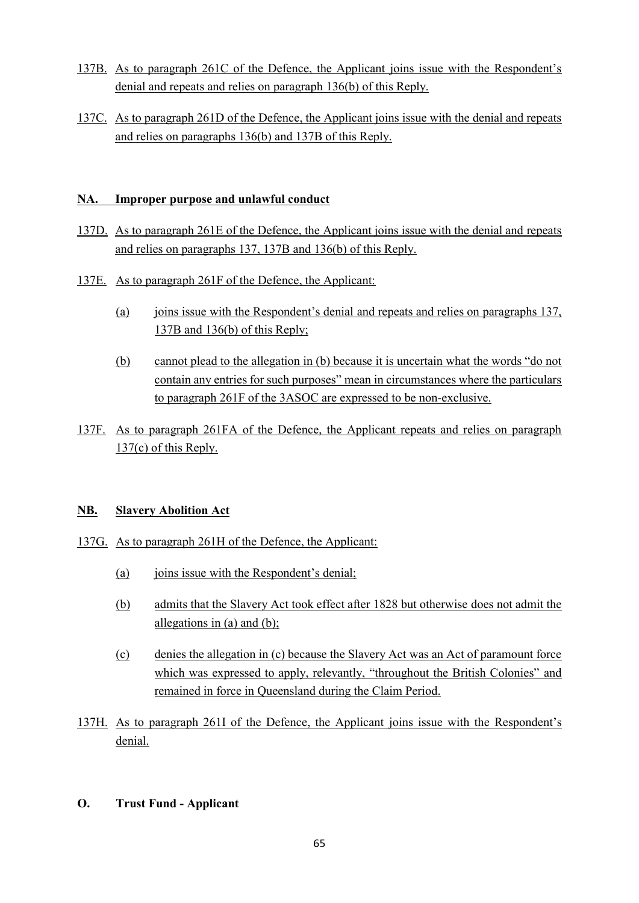137B. As to paragraph 261C of the Defence, the Applicant joins issue with the Respondent's denial and repeats and relies on paragraph 136(b) of this Reply.

137C. As to paragraph 261D of the Defence, the Applicant joins issue with the denial and repeats and relies on paragraphs 136(b) and 137B of this Reply.

## NA. Improper purpose and unlawful conduct

137D. As to paragraph 261E of the Defence, the Applicant joins issue with the denial and repeats and relies on paragraphs 137, 137B and 136(b) of this Reply.

137E. As to paragraph 261F of the Defence, the Applicant:

(a) joins issue with the Respondent's denial and repeats and relies on paragraphs 137, 137B and 136(b) of this Reply;

(b) cannot plead to the allegation in (b) because it is uncertain what the words "do not contain any entries for such purposes" mean in circumstances where the particulars to paragraph 261F of the 3ASOC are expressed to be non-exclusive.

137F. As to paragraph 261FA of the Defence, the Applicant repeats and relies on paragraph 137(c) of this Reply.

## NB. Slavery Abolition Act

137G. As to paragraph 261H of the Defence, the Applicant:

(a) joins issue with the Respondent's denial;

(b) admits that the Slavery Act took effect after 1828 but otherwise does not admit the allegations in (a) and (b);

(c) denies the allegation in (c) because the Slavery Act was an Act of paramount force which was expressed to apply, relevantly, "throughout the British Colonies" and remained in force in Queensland during the Claim Period.

137H. As to paragraph 261I of the Defence, the Applicant joins issue with the Respondent's denial.

## O. Trust Fund - Applicant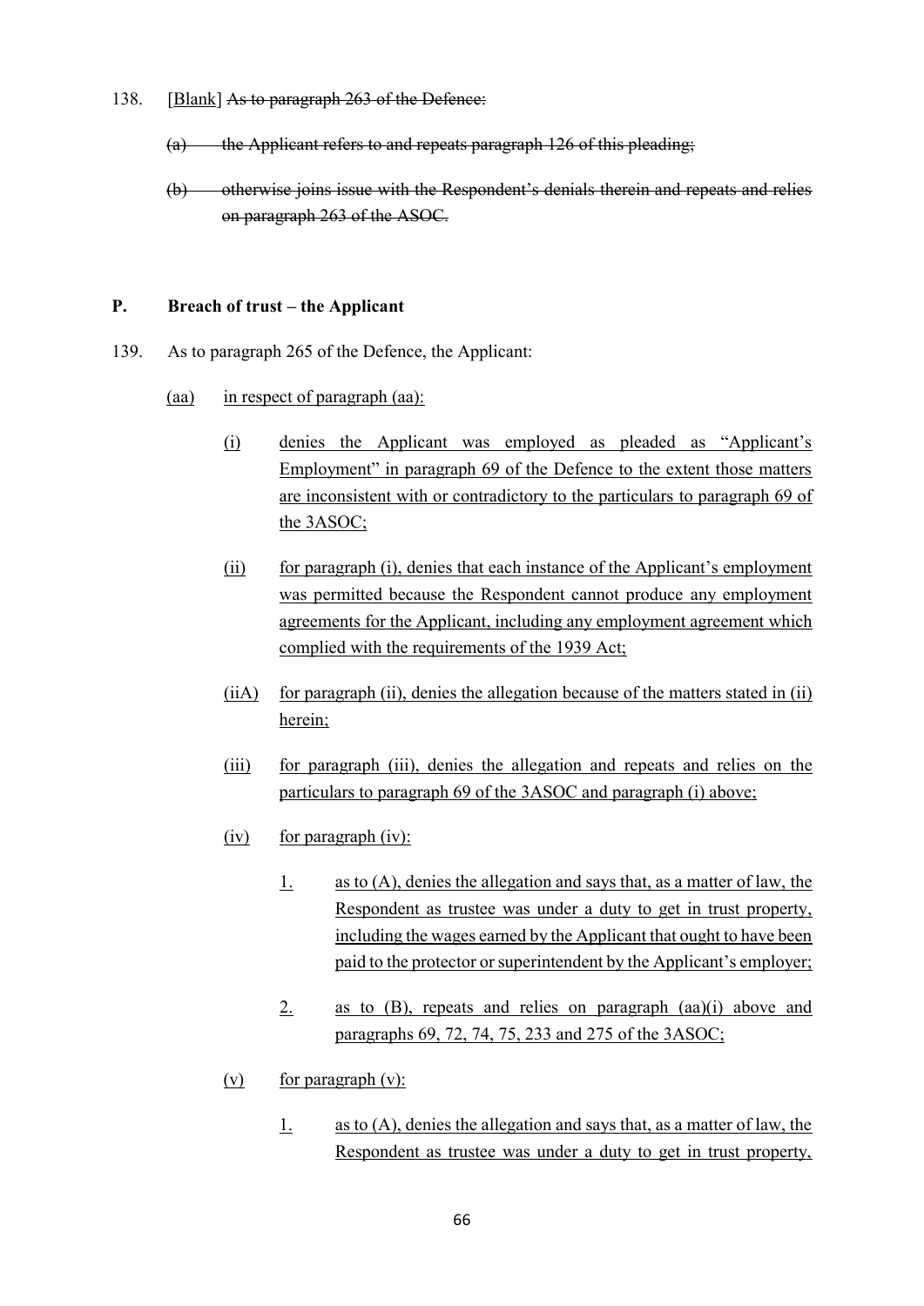138. [Blank] ~~As to paragraph 263 of the Defence:~~

~~(a) the Applicant refers to and repeats paragraph 126 of this pleading;~~

~~(b) otherwise joins issue with the Respondent's denials therein and repeats and relies on paragraph 263 of the ASOC.~~

## P. Breach of trust – the Applicant

139. As to paragraph 265 of the Defence, the Applicant:

(aa) in respect of paragraph (aa):

(i) denies the Applicant was employed as pleaded as "Applicant's Employment" in paragraph 69 of the Defence to the extent those matters are inconsistent with or contradictory to the particulars to paragraph 69 of the 3ASOC;

(ii) for paragraph (i), denies that each instance of the Applicant's employment was permitted because the Respondent cannot produce any employment agreements for the Applicant, including any employment agreement which complied with the requirements of the 1939 Act;

(iiA) for paragraph (ii), denies the allegation because of the matters stated in (ii) herein;

(iii) for paragraph (iii), denies the allegation and repeats and relies on the particulars to paragraph 69 of the 3ASOC and paragraph (i) above;

(iv) for paragraph (iv):

1. as to (A), denies the allegation and says that, as a matter of law, the Respondent as trustee was under a duty to get in trust property, including the wages earned by the Applicant that ought to have been paid to the protector or superintendent by the Applicant's employer;

2. as to (B), repeats and relies on paragraph (aa)(i) above and paragraphs 69, 72, 74, 75, 233 and 275 of the 3ASOC;

(v) for paragraph (v):

1. as to (A), denies the allegation and says that, as a matter of law, the Respondent as trustee was under a duty to get in trust property,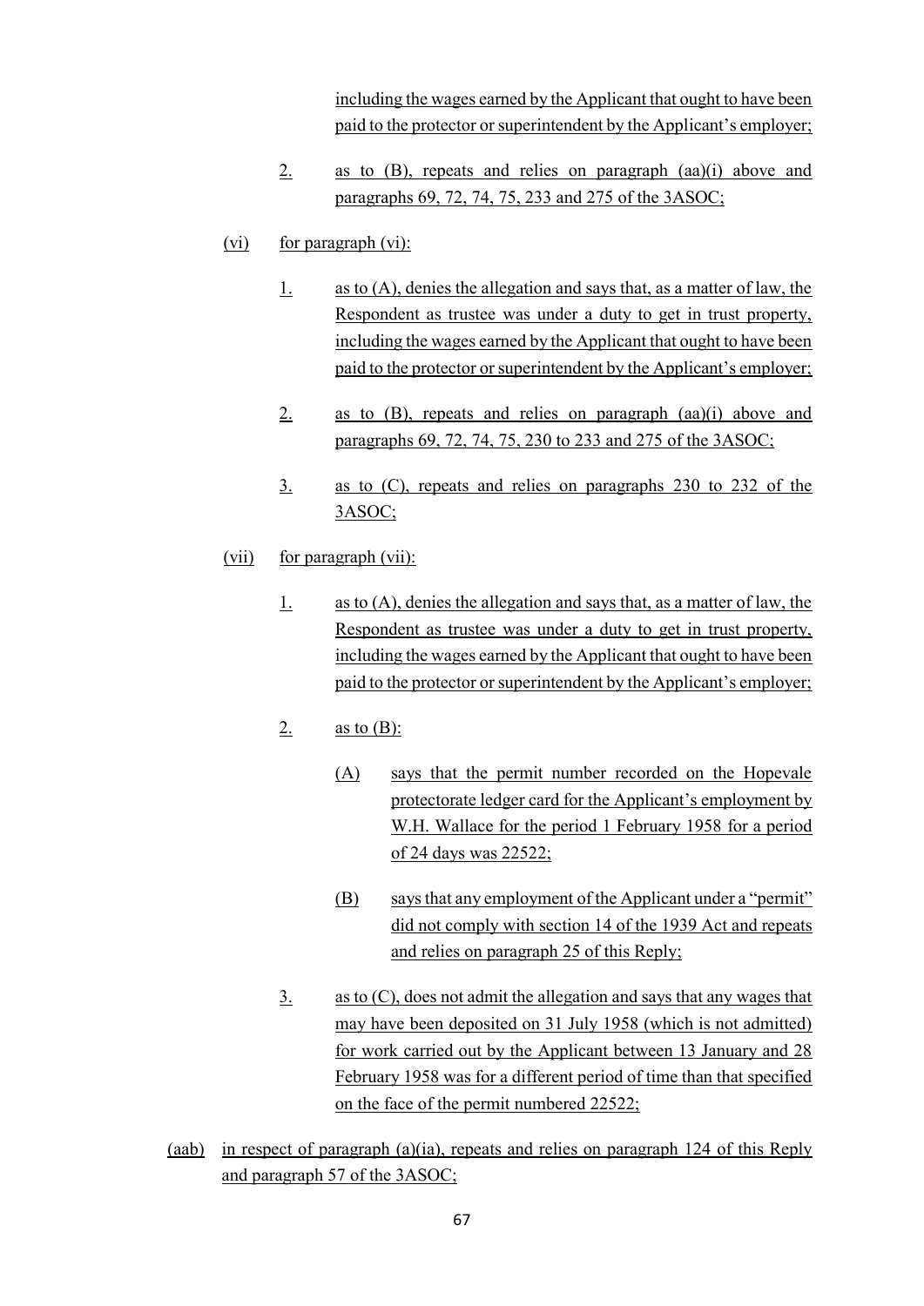including the wages earned by the Applicant that ought to have been paid to the protector or superintendent by the Applicant's employer;

2. as to (B), repeats and relies on paragraph (aa)(i) above and paragraphs 69, 72, 74, 75, 233 and 275 of the 3ASOC;

(vi) for paragraph (vi):

1. as to (A), denies the allegation and says that, as a matter of law, the Respondent as trustee was under a duty to get in trust property, including the wages earned by the Applicant that ought to have been paid to the protector or superintendent by the Applicant's employer;

2. as to (B), repeats and relies on paragraph (aa)(i) above and paragraphs 69, 72, 74, 75, 230 to 233 and 275 of the 3ASOC;

3. as to (C), repeats and relies on paragraphs 230 to 232 of the 3ASOC;

(vii) for paragraph (vii):

1. as to (A), denies the allegation and says that, as a matter of law, the Respondent as trustee was under a duty to get in trust property, including the wages earned by the Applicant that ought to have been paid to the protector or superintendent by the Applicant's employer;

2. as to (B):

(A) says that the permit number recorded on the Hopevale protectorate ledger card for the Applicant's employment by W.H. Wallace for the period 1 February 1958 for a period of 24 days was 22522;

(B) says that any employment of the Applicant under a "permit" did not comply with section 14 of the 1939 Act and repeats and relies on paragraph 25 of this Reply;

3. as to (C), does not admit the allegation and says that any wages that may have been deposited on 31 July 1958 (which is not admitted) for work carried out by the Applicant between 13 January and 28 February 1958 was for a different period of time than that specified on the face of the permit numbered 22522;

(aab) in respect of paragraph (a)(ia), repeats and relies on paragraph 124 of this Reply and paragraph 57 of the 3ASOC;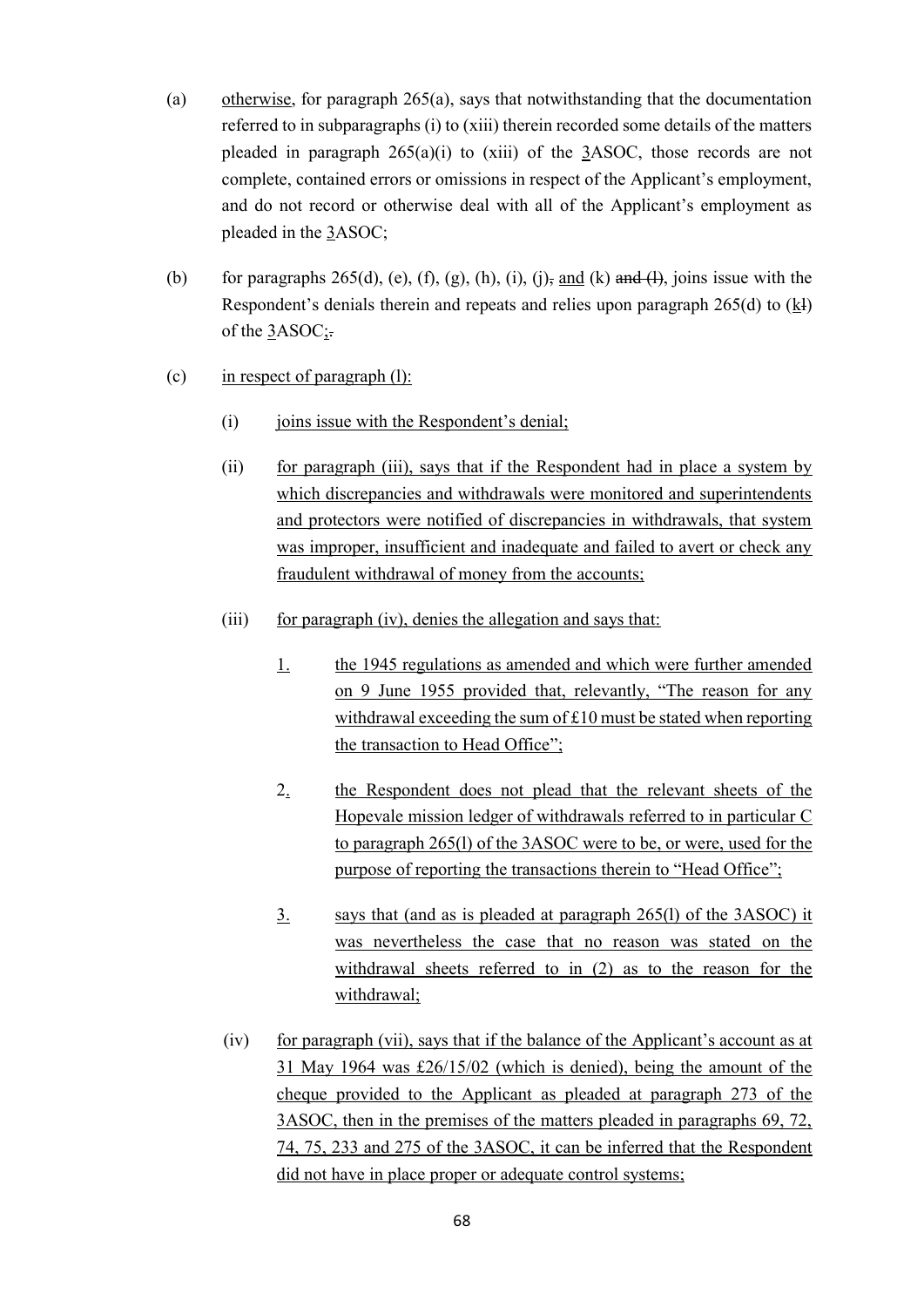(a) otherwise, for paragraph 265(a), says that notwithstanding that the documentation referred to in subparagraphs (i) to (xiii) therein recorded some details of the matters pleaded in paragraph 265(a)(i) to (xiii) of the 3ASOC, those records are not complete, contained errors or omissions in respect of the Applicant's employment, and do not record or otherwise deal with all of the Applicant's employment as pleaded in the 3ASOC;

(b) for paragraphs 265(d), (e), (f), (g), (h), (i), (j), ~~,~~ and (k) ~~and (l)~~, joins issue with the Respondent's denials therein and repeats and relies upon paragraph 265(d) to (k~~l~~) of the 3ASOC;~~.~~

(c) in respect of paragraph (l):

 (i) joins issue with the Respondent's denial;

 (ii) for paragraph (iii), says that if the Respondent had in place a system by which discrepancies and withdrawals were monitored and superintendents and protectors were notified of discrepancies in withdrawals, that system was improper, insufficient and inadequate and failed to avert or check any fraudulent withdrawal of money from the accounts;

 (iii) for paragraph (iv), denies the allegation and says that:

  1. the 1945 regulations as amended and which were further amended on 9 June 1955 provided that, relevantly, "The reason for any withdrawal exceeding the sum of £10 must be stated when reporting the transaction to Head Office";

  2. the Respondent does not plead that the relevant sheets of the Hopevale mission ledger of withdrawals referred to in particular C to paragraph 265(l) of the 3ASOC were to be, or were, used for the purpose of reporting the transactions therein to "Head Office";

  3. says that (and as is pleaded at paragraph 265(l) of the 3ASOC) it was nevertheless the case that no reason was stated on the withdrawal sheets referred to in (2) as to the reason for the withdrawal;

 (iv) for paragraph (vii), says that if the balance of the Applicant's account as at 31 May 1964 was £26/15/02 (which is denied), being the amount of the cheque provided to the Applicant as pleaded at paragraph 273 of the 3ASOC, then in the premises of the matters pleaded in paragraphs 69, 72, 74, 75, 233 and 275 of the 3ASOC, it can be inferred that the Respondent did not have in place proper or adequate control systems;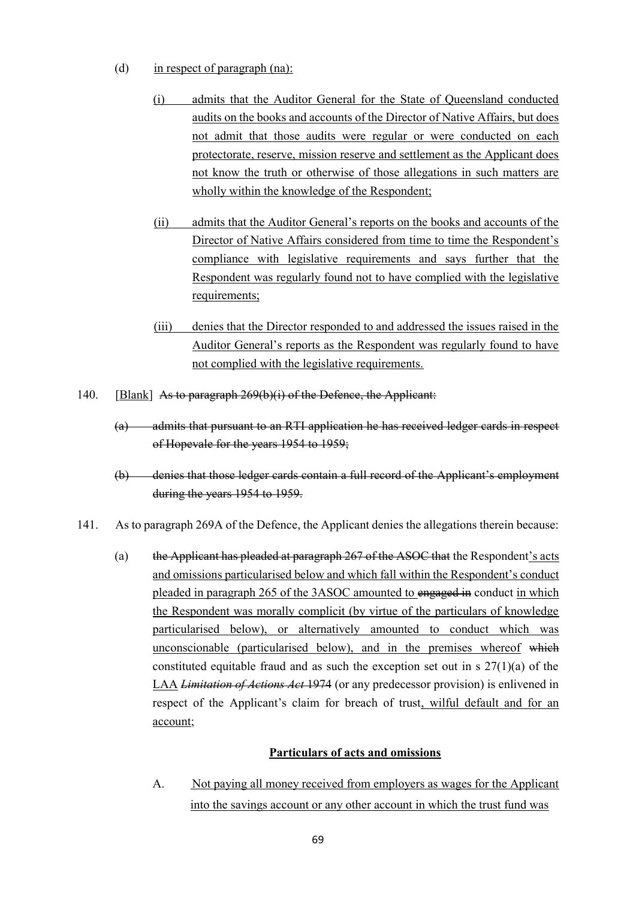(d) in respect of paragraph (na):

(i) admits that the Auditor General for the State of Queensland conducted audits on the books and accounts of the Director of Native Affairs, but does not admit that those audits were regular or were conducted on each protectorate, reserve, mission reserve and settlement as the Applicant does not know the truth or otherwise of those allegations in such matters are wholly within the knowledge of the Respondent;

(ii) admits that the Auditor General's reports on the books and accounts of the Director of Native Affairs considered from time to time the Respondent's compliance with legislative requirements and says further that the Respondent was regularly found not to have complied with the legislative requirements;

(iii) denies that the Director responded to and addressed the issues raised in the Auditor General's reports as the Respondent was regularly found to have not complied with the legislative requirements.

140. [Blank] ~~As to paragraph 269(b)(i) of the Defence, the Applicant:~~

~~(a) admits that pursuant to an RTI application he has received ledger cards in respect of Hopevale for the years 1954 to 1959;~~

~~(b) denies that those ledger cards contain a full record of the Applicant's employment during the years 1954 to 1959.~~

141. As to paragraph 269A of the Defence, the Applicant denies the allegations therein because:

(a) ~~the Applicant has pleaded at paragraph 267 of the ASOC that~~ the Respondent's acts and omissions particularised below and which fall within the Respondent's conduct pleaded in paragraph 265 of the 3ASOC amounted to ~~engaged in~~ conduct in which the Respondent was morally complicit (by virtue of the particulars of knowledge particularised below), or alternatively amounted to conduct which was unconscionable (particularised below), and in the premises whereof ~~which~~ constituted equitable fraud and as such the exception set out in s 27(1)(a) of the LAA ~~*Limitation of Actions Act* 1974~~ (or any predecessor provision) is enlivened in respect of the Applicant's claim for breach of trust, wilful default and for an account;

**Particulars of acts and omissions**

A. Not paying all money received from employers as wages for the Applicant into the savings account or any other account in which the trust fund was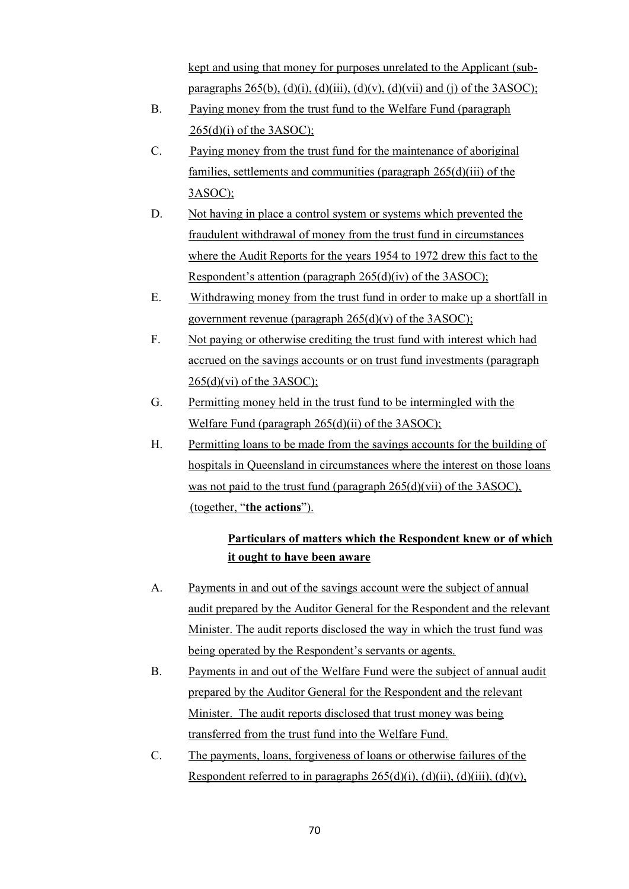kept and using that money for purposes unrelated to the Applicant (sub-paragraphs 265(b), (d)(i), (d)(iii), (d)(v), (d)(vii) and (j) of the 3ASOC);

B. Paying money from the trust fund to the Welfare Fund (paragraph 265(d)(i) of the 3ASOC);

C. Paying money from the trust fund for the maintenance of aboriginal families, settlements and communities (paragraph 265(d)(iii) of the 3ASOC);

D. Not having in place a control system or systems which prevented the fraudulent withdrawal of money from the trust fund in circumstances where the Audit Reports for the years 1954 to 1972 drew this fact to the Respondent's attention (paragraph 265(d)(iv) of the 3ASOC);

E. Withdrawing money from the trust fund in order to make up a shortfall in government revenue (paragraph 265(d)(v) of the 3ASOC);

F. Not paying or otherwise crediting the trust fund with interest which had accrued on the savings accounts or on trust fund investments (paragraph 265(d)(vi) of the 3ASOC);

G. Permitting money held in the trust fund to be intermingled with the Welfare Fund (paragraph 265(d)(ii) of the 3ASOC);

H. Permitting loans to be made from the savings accounts for the building of hospitals in Queensland in circumstances where the interest on those loans was not paid to the trust fund (paragraph 265(d)(vii) of the 3ASOC), (together, "**the actions**").

**Particulars of matters which the Respondent knew or of which it ought to have been aware**

A. Payments in and out of the savings account were the subject of annual audit prepared by the Auditor General for the Respondent and the relevant Minister. The audit reports disclosed the way in which the trust fund was being operated by the Respondent's servants or agents.

B. Payments in and out of the Welfare Fund were the subject of annual audit prepared by the Auditor General for the Respondent and the relevant Minister. The audit reports disclosed that trust money was being transferred from the trust fund into the Welfare Fund.

C. The payments, loans, forgiveness of loans or otherwise failures of the Respondent referred to in paragraphs 265(d)(i), (d)(ii), (d)(iii), (d)(v),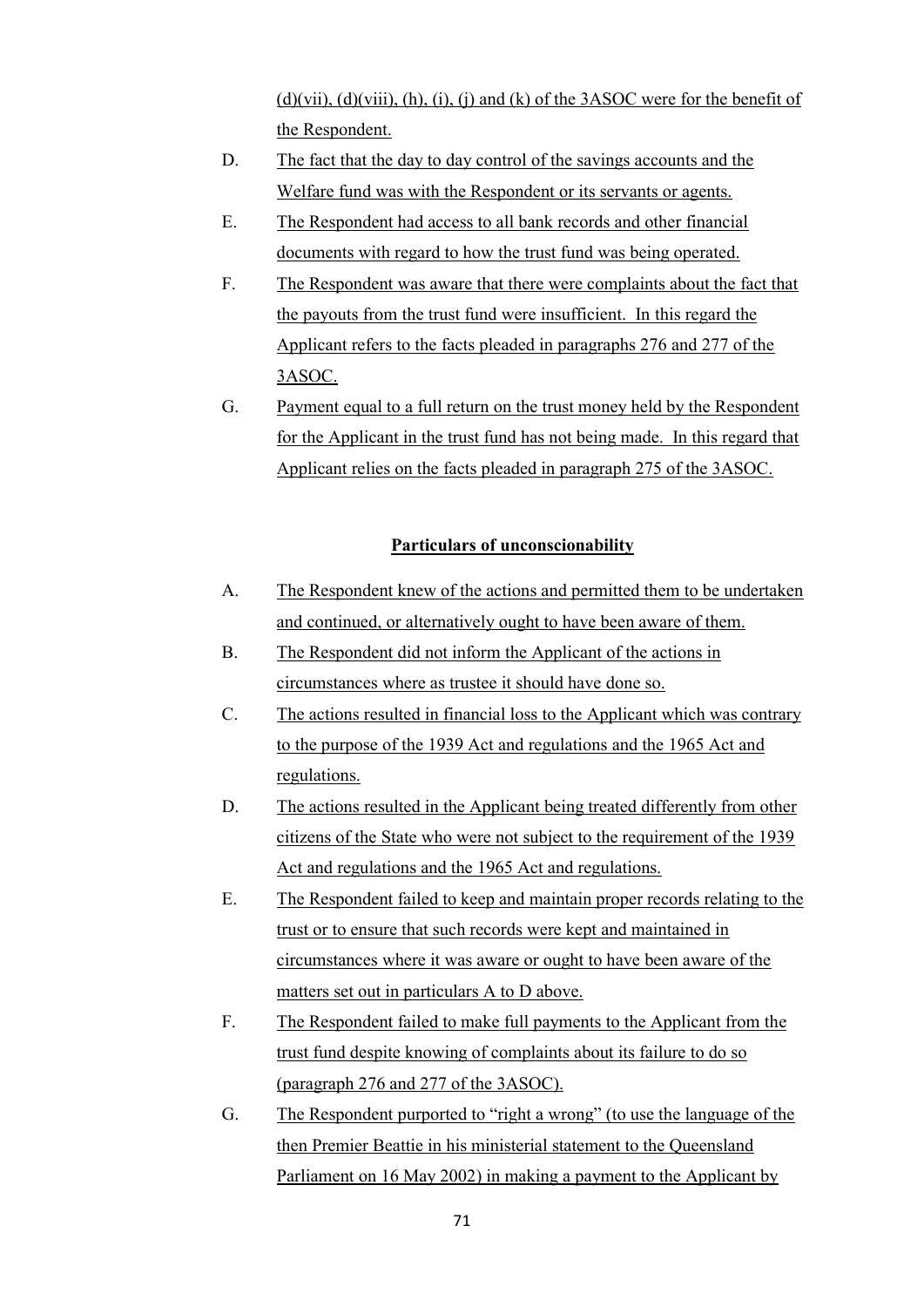(d)(vii), (d)(viii), (h), (i), (j) and (k) of the 3ASOC were for the benefit of the Respondent.

D. The fact that the day to day control of the savings accounts and the Welfare fund was with the Respondent or its servants or agents.

E. The Respondent had access to all bank records and other financial documents with regard to how the trust fund was being operated.

F. The Respondent was aware that there were complaints about the fact that the payouts from the trust fund were insufficient. In this regard the Applicant refers to the facts pleaded in paragraphs 276 and 277 of the 3ASOC.

G. Payment equal to a full return on the trust money held by the Respondent for the Applicant in the trust fund has not being made. In this regard that Applicant relies on the facts pleaded in paragraph 275 of the 3ASOC.

**Particulars of unconscionability**

A. The Respondent knew of the actions and permitted them to be undertaken and continued, or alternatively ought to have been aware of them.

B. The Respondent did not inform the Applicant of the actions in circumstances where as trustee it should have done so.

C. The actions resulted in financial loss to the Applicant which was contrary to the purpose of the 1939 Act and regulations and the 1965 Act and regulations.

D. The actions resulted in the Applicant being treated differently from other citizens of the State who were not subject to the requirement of the 1939 Act and regulations and the 1965 Act and regulations.

E. The Respondent failed to keep and maintain proper records relating to the trust or to ensure that such records were kept and maintained in circumstances where it was aware or ought to have been aware of the matters set out in particulars A to D above.

F. The Respondent failed to make full payments to the Applicant from the trust fund despite knowing of complaints about its failure to do so (paragraph 276 and 277 of the 3ASOC).

G. The Respondent purported to "right a wrong" (to use the language of the then Premier Beattie in his ministerial statement to the Queensland Parliament on 16 May 2002) in making a payment to the Applicant by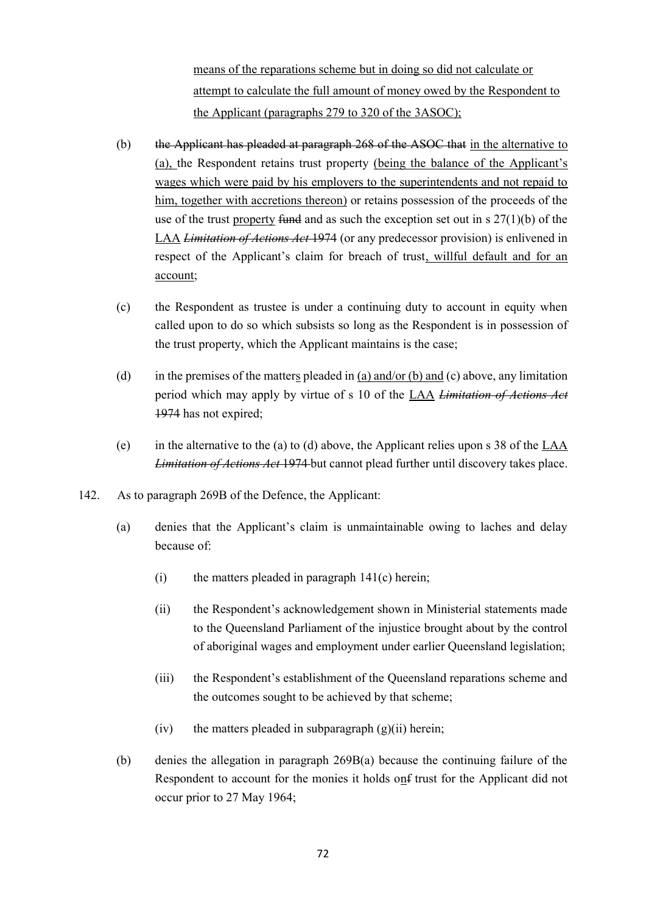<u>means of the reparations scheme but in doing so did not calculate or attempt to calculate the full amount of money owed by the Respondent to the Applicant (paragraphs 279 to 320 of the 3ASOC);</u>

(b) ~~the Applicant has pleaded at paragraph 268 of the ASOC that~~ <u>in the alternative to (a),</u> the Respondent retains trust property <u>(being the balance of the Applicant's wages which were paid by his employers to the superintendents and not repaid to him, together with accretions thereon)</u> or retains possession of the proceeds of the use of the trust <u>property</u> ~~fund~~ and as such the exception set out in s 27(1)(b) of the <u>LAA</u> ~~*Limitation of Actions Act*~~ 1974 (or any predecessor provision) is enlivened in respect of the Applicant's claim for breach of trust<u>, willful default and for an account</u>;

(c) the Respondent as trustee is under a continuing duty to account in equity when called upon to do so which subsists so long as the Respondent is in possession of the trust property, which the Applicant maintains is the case;

(d) in the premises of the matter<u>s</u> pleaded in <u>(a) and/or (b) and</u> (c) above, any limitation period which may apply by virtue of s 10 of the <u>LAA</u> ~~*Limitation of Actions Act* 1974~~ has not expired;

(e) in the alternative to the (a) to (d) above, the Applicant relies upon s 38 of the <u>LAA</u> ~~*Limitation of Actions Act* 1974~~ but cannot plead further until discovery takes place.

142. As to paragraph 269B of the Defence, the Applicant:

(a) denies that the Applicant's claim is unmaintainable owing to laches and delay because of:

(i) the matters pleaded in paragraph 141(c) herein;

(ii) the Respondent's acknowledgement shown in Ministerial statements made to the Queensland Parliament of the injustice brought about by the control of aboriginal wages and employment under earlier Queensland legislation;

(iii) the Respondent's establishment of the Queensland reparations scheme and the outcomes sought to be achieved by that scheme;

(iv) the matters pleaded in subparagraph (g)(ii) herein;

(b) denies the allegation in paragraph 269B(a) because the continuing failure of the Respondent to account for the monies it holds o<u>n</u>~~f~~ trust for the Applicant did not occur prior to 27 May 1964;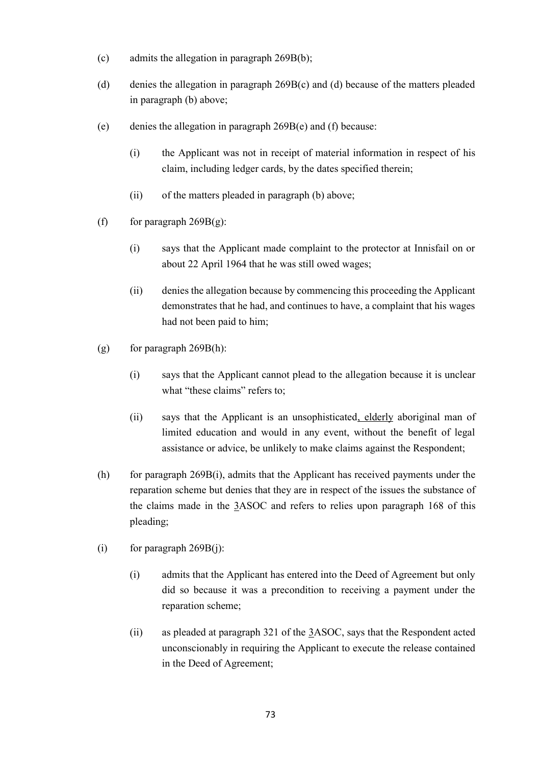(c) admits the allegation in paragraph 269B(b);

(d) denies the allegation in paragraph 269B(c) and (d) because of the matters pleaded in paragraph (b) above;

(e) denies the allegation in paragraph 269B(e) and (f) because:

   (i) the Applicant was not in receipt of material information in respect of his claim, including ledger cards, by the dates specified therein;

   (ii) of the matters pleaded in paragraph (b) above;

(f) for paragraph 269B(g):

   (i) says that the Applicant made complaint to the protector at Innisfail on or about 22 April 1964 that he was still owed wages;

   (ii) denies the allegation because by commencing this proceeding the Applicant demonstrates that he had, and continues to have, a complaint that his wages had not been paid to him;

(g) for paragraph 269B(h):

   (i) says that the Applicant cannot plead to the allegation because it is unclear what "these claims" refers to;

   (ii) says that the Applicant is an unsophisticated, elderly aboriginal man of limited education and would in any event, without the benefit of legal assistance or advice, be unlikely to make claims against the Respondent;

(h) for paragraph 269B(i), admits that the Applicant has received payments under the reparation scheme but denies that they are in respect of the issues the substance of the claims made in the 3ASOC and refers to relies upon paragraph 168 of this pleading;

(i) for paragraph 269B(j):

   (i) admits that the Applicant has entered into the Deed of Agreement but only did so because it was a precondition to receiving a payment under the reparation scheme;

   (ii) as pleaded at paragraph 321 of the 3ASOC, says that the Respondent acted unconscionably in requiring the Applicant to execute the release contained in the Deed of Agreement;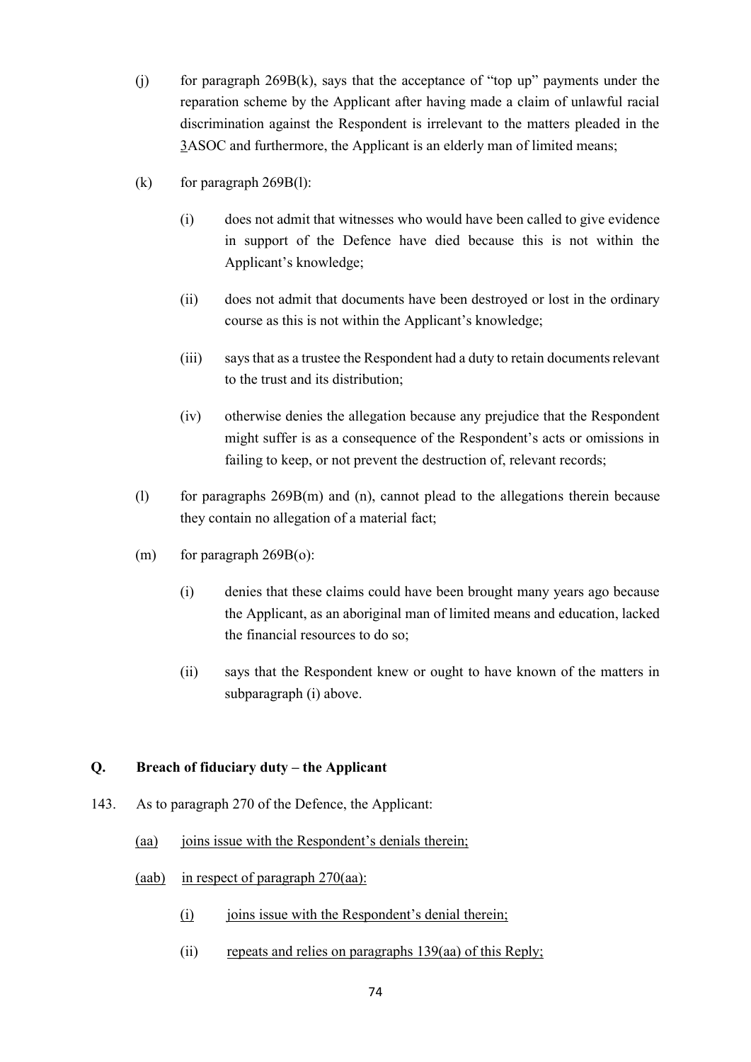(j) for paragraph 269B(k), says that the acceptance of "top up" payments under the reparation scheme by the Applicant after having made a claim of unlawful racial discrimination against the Respondent is irrelevant to the matters pleaded in the <u>3</u>ASOC and furthermore, the Applicant is an elderly man of limited means;

(k) for paragraph 269B(l):

  (i) does not admit that witnesses who would have been called to give evidence in support of the Defence have died because this is not within the Applicant's knowledge;

  (ii) does not admit that documents have been destroyed or lost in the ordinary course as this is not within the Applicant's knowledge;

  (iii) says that as a trustee the Respondent had a duty to retain documents relevant to the trust and its distribution;

  (iv) otherwise denies the allegation because any prejudice that the Respondent might suffer is as a consequence of the Respondent's acts or omissions in failing to keep, or not prevent the destruction of, relevant records;

(l) for paragraphs 269B(m) and (n), cannot plead to the allegations therein because they contain no allegation of a material fact;

(m) for paragraph 269B(o):

  (i) denies that these claims could have been brought many years ago because the Applicant, as an aboriginal man of limited means and education, lacked the financial resources to do so;

  (ii) says that the Respondent knew or ought to have known of the matters in subparagraph (i) above.

## Q. Breach of fiduciary duty – the Applicant

143. As to paragraph 270 of the Defence, the Applicant:

  <u>(aa)</u> <u>joins issue with the Respondent's denials therein;</u>

  <u>(aab)</u> <u>in respect of paragraph 270(aa):</u>

    <u>(i)</u> <u>joins issue with the Respondent's denial therein;</u>

    (ii) <u>repeats and relies on paragraphs 139(aa) of this Reply;</u>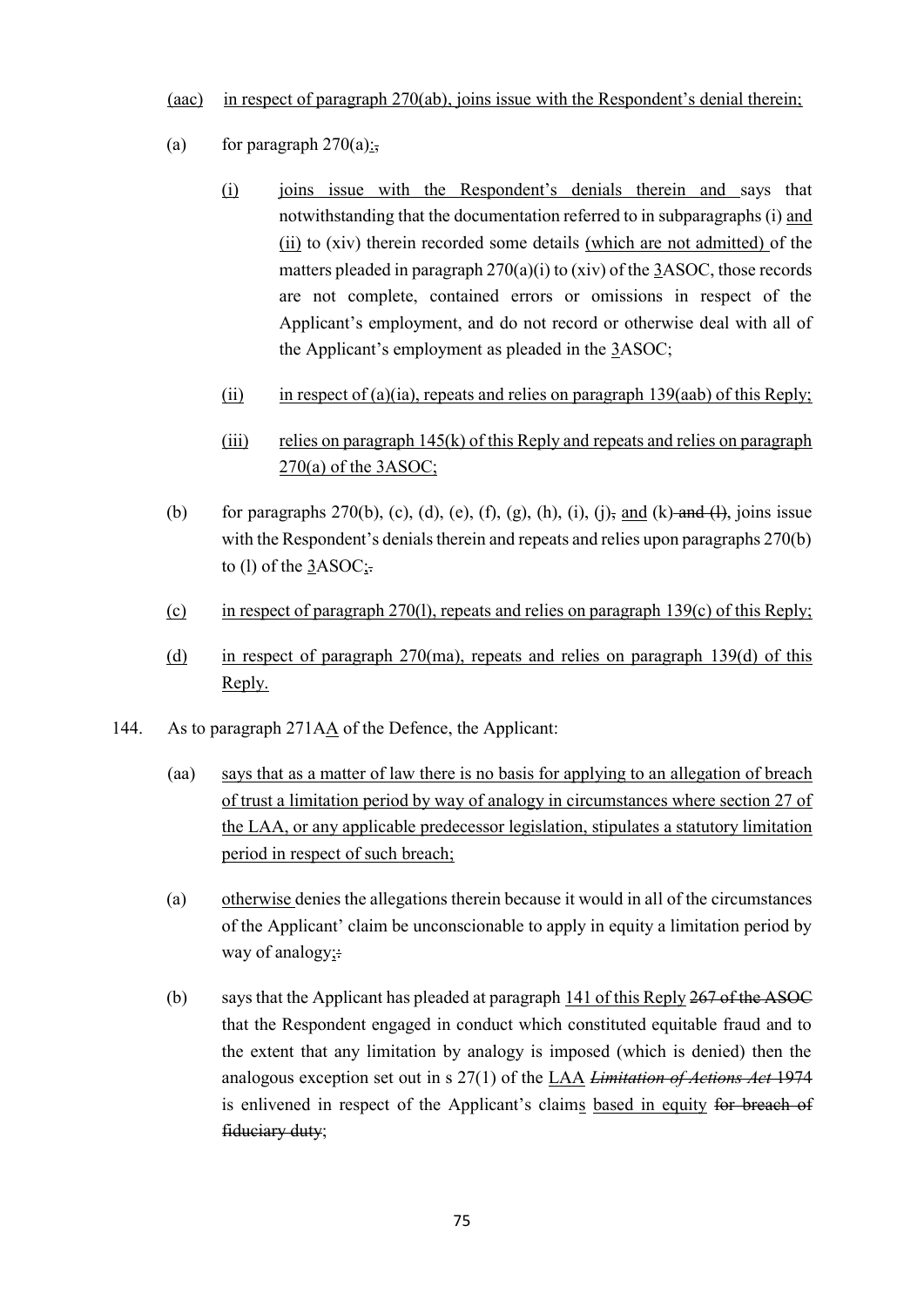(aac) in respect of paragraph 270(ab), joins issue with the Respondent's denial therein;

(a) for paragraph 270(a):,

  (i) joins issue with the Respondent's denials therein and says that notwithstanding that the documentation referred to in subparagraphs (i) and (ii) to (xiv) therein recorded some details (which are not admitted) of the matters pleaded in paragraph 270(a)(i) to (xiv) of the 3ASOC, those records are not complete, contained errors or omissions in respect of the Applicant's employment, and do not record or otherwise deal with all of the Applicant's employment as pleaded in the 3ASOC;

  (ii) in respect of (a)(ia), repeats and relies on paragraph 139(aab) of this Reply;

  (iii) relies on paragraph 145(k) of this Reply and repeats and relies on paragraph 270(a) of the 3ASOC;

(b) for paragraphs 270(b), (c), (d), (e), (f), (g), (h), (i), (j), and (k) and (l), joins issue with the Respondent's denials therein and repeats and relies upon paragraphs 270(b) to (l) of the 3ASOC;.

(c) in respect of paragraph 270(l), repeats and relies on paragraph 139(c) of this Reply;

(d) in respect of paragraph 270(ma), repeats and relies on paragraph 139(d) of this Reply.

144. As to paragraph 271AA of the Defence, the Applicant:

  (aa) says that as a matter of law there is no basis for applying to an allegation of breach of trust a limitation period by way of analogy in circumstances where section 27 of the LAA, or any applicable predecessor legislation, stipulates a statutory limitation period in respect of such breach;

  (a) otherwise denies the allegations therein because it would in all of the circumstances of the Applicant' claim be unconscionable to apply in equity a limitation period by way of analogy;.

  (b) says that the Applicant has pleaded at paragraph 141 of this Reply 267 of the ASOC that the Respondent engaged in conduct which constituted equitable fraud and to the extent that any limitation by analogy is imposed (which is denied) then the analogous exception set out in s 27(1) of the LAA *Limitation of Actions Act* 1974 is enlivened in respect of the Applicant's claims based in equity for breach of fiduciary duty;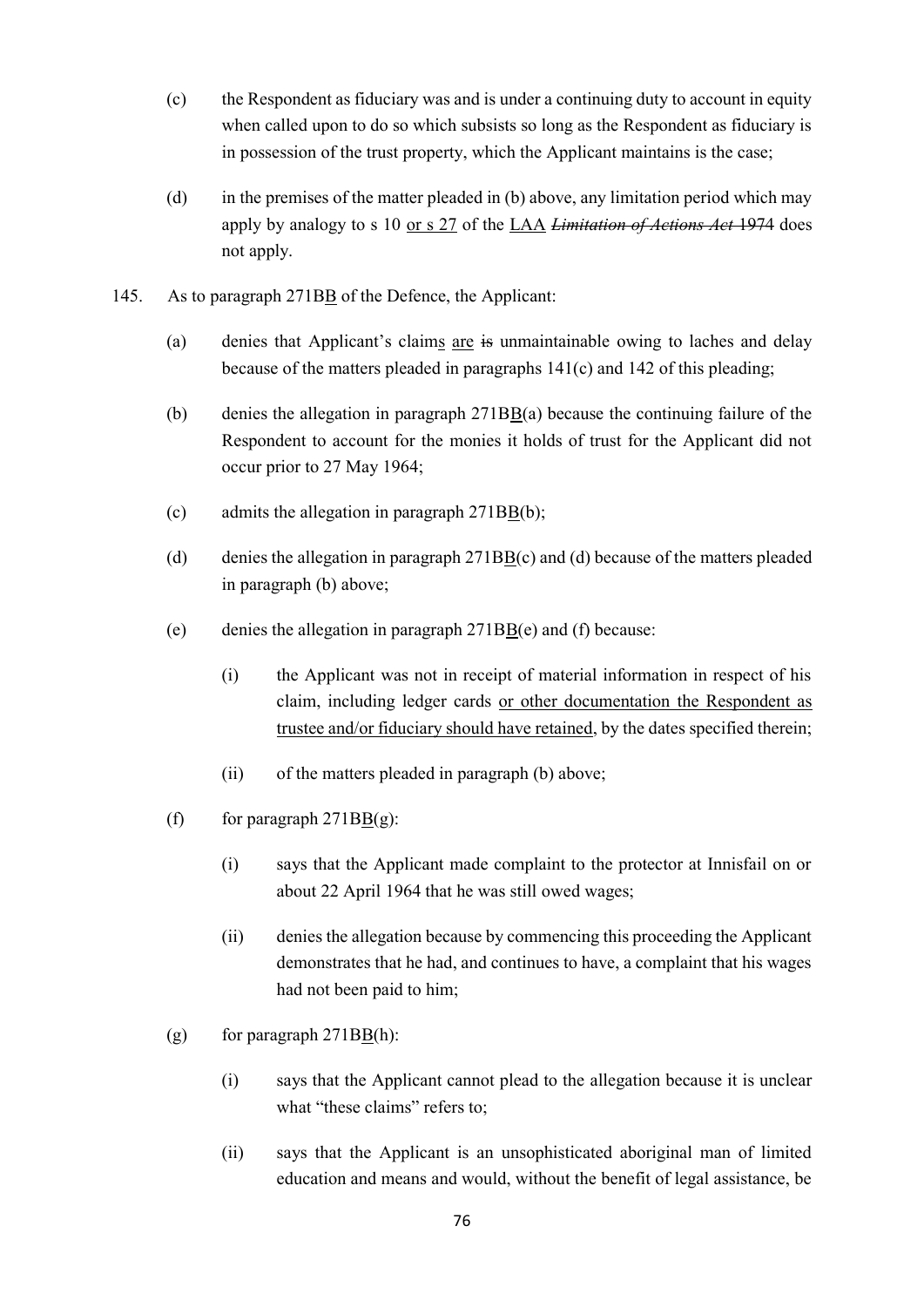(c) the Respondent as fiduciary was and is under a continuing duty to account in equity when called upon to do so which subsists so long as the Respondent as fiduciary is in possession of the trust property, which the Applicant maintains is the case;

(d) in the premises of the matter pleaded in (b) above, any limitation period which may apply by analogy to s 10 <u>or s 27</u> of the <u>LAA</u> ~~*Limitation of Actions Act*~~ 1974 does not apply.

145. As to paragraph 271B<u>B</u> of the Defence, the Applicant:

(a) denies that Applicant's claim<u>s</u> <u>are</u> ~~is~~ unmaintainable owing to laches and delay because of the matters pleaded in paragraphs 141(c) and 142 of this pleading;

(b) denies the allegation in paragraph 271B<u>B</u>(a) because the continuing failure of the Respondent to account for the monies it holds of trust for the Applicant did not occur prior to 27 May 1964;

(c) admits the allegation in paragraph 271B<u>B</u>(b);

(d) denies the allegation in paragraph 271B<u>B</u>(c) and (d) because of the matters pleaded in paragraph (b) above;

(e) denies the allegation in paragraph 271B<u>B</u>(e) and (f) because:

   (i) the Applicant was not in receipt of material information in respect of his claim, including ledger cards <u>or other documentation the Respondent as trustee and/or fiduciary should have retained</u>, by the dates specified therein;

   (ii) of the matters pleaded in paragraph (b) above;

(f) for paragraph 271B<u>B</u>(g):

   (i) says that the Applicant made complaint to the protector at Innisfail on or about 22 April 1964 that he was still owed wages;

   (ii) denies the allegation because by commencing this proceeding the Applicant demonstrates that he had, and continues to have, a complaint that his wages had not been paid to him;

(g) for paragraph 271B<u>B</u>(h):

   (i) says that the Applicant cannot plead to the allegation because it is unclear what "these claims" refers to;

   (ii) says that the Applicant is an unsophisticated aboriginal man of limited education and means and would, without the benefit of legal assistance, be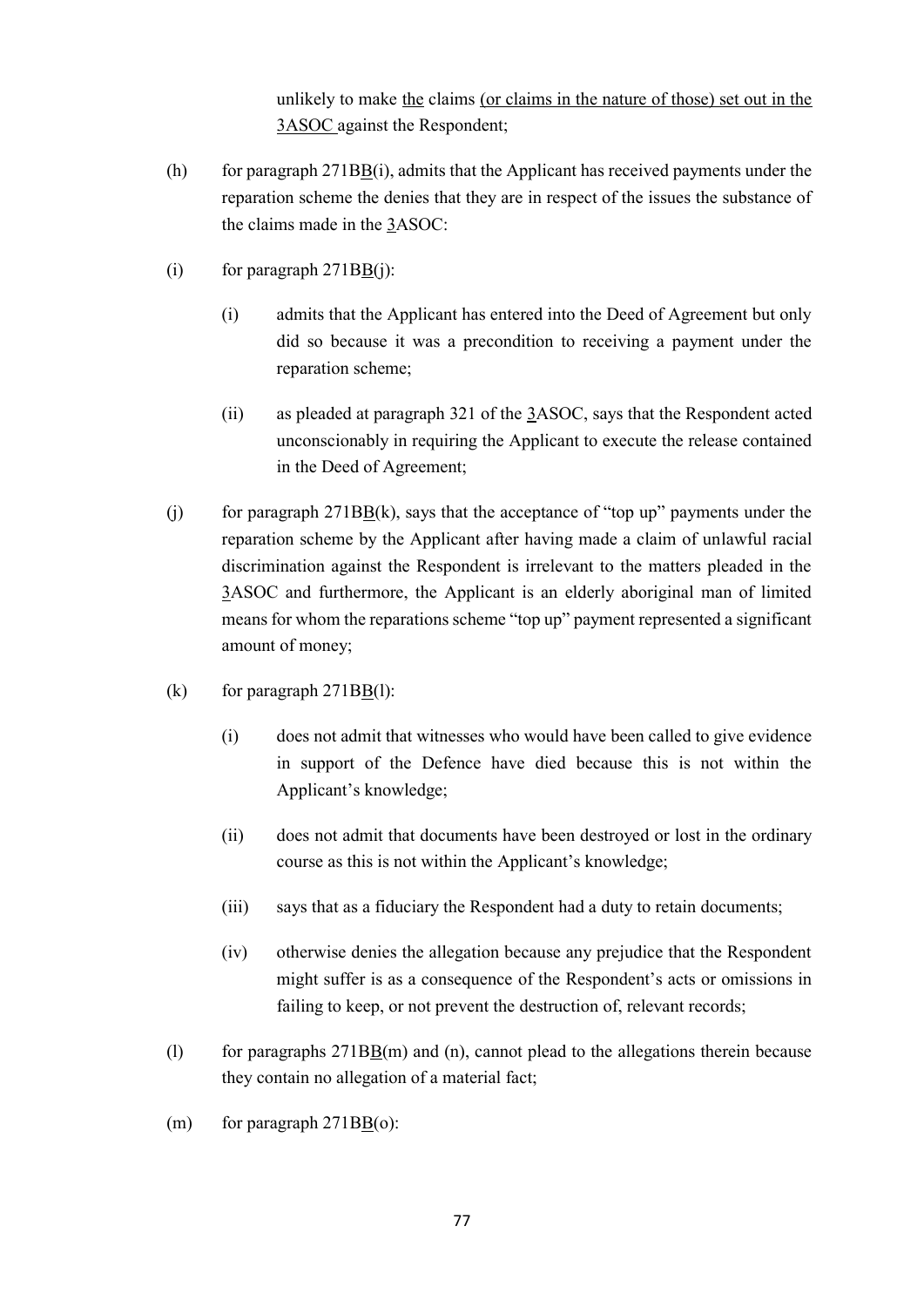unlikely to make the claims (or claims in the nature of those) set out in the 3ASOC against the Respondent;

(h) for paragraph 271BB(i), admits that the Applicant has received payments under the reparation scheme the denies that they are in respect of the issues the substance of the claims made in the 3ASOC:

(i) for paragraph 271BB(j):

  (i) admits that the Applicant has entered into the Deed of Agreement but only did so because it was a precondition to receiving a payment under the reparation scheme;

  (ii) as pleaded at paragraph 321 of the 3ASOC, says that the Respondent acted unconscionably in requiring the Applicant to execute the release contained in the Deed of Agreement;

(j) for paragraph 271BB(k), says that the acceptance of "top up" payments under the reparation scheme by the Applicant after having made a claim of unlawful racial discrimination against the Respondent is irrelevant to the matters pleaded in the 3ASOC and furthermore, the Applicant is an elderly aboriginal man of limited means for whom the reparations scheme "top up" payment represented a significant amount of money;

(k) for paragraph 271BB(l):

  (i) does not admit that witnesses who would have been called to give evidence in support of the Defence have died because this is not within the Applicant's knowledge;

  (ii) does not admit that documents have been destroyed or lost in the ordinary course as this is not within the Applicant's knowledge;

  (iii) says that as a fiduciary the Respondent had a duty to retain documents;

  (iv) otherwise denies the allegation because any prejudice that the Respondent might suffer is as a consequence of the Respondent's acts or omissions in failing to keep, or not prevent the destruction of, relevant records;

(l) for paragraphs 271BB(m) and (n), cannot plead to the allegations therein because they contain no allegation of a material fact;

(m) for paragraph 271BB(o):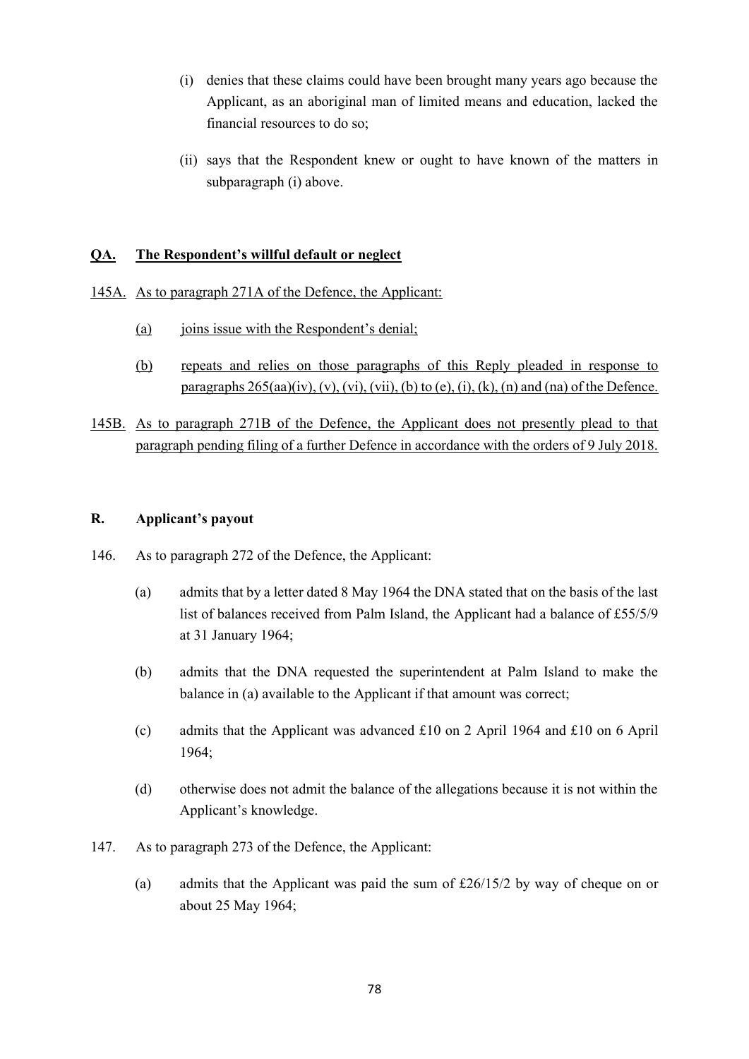(i) denies that these claims could have been brought many years ago because the Applicant, as an aboriginal man of limited means and education, lacked the financial resources to do so;

(ii) says that the Respondent knew or ought to have known of the matters in subparagraph (i) above.

## QA. The Respondent's willful default or neglect

145A. As to paragraph 271A of the Defence, the Applicant:

(a) joins issue with the Respondent's denial;

(b) repeats and relies on those paragraphs of this Reply pleaded in response to paragraphs 265(aa)(iv), (v), (vi), (vii), (b) to (e), (i), (k), (n) and (na) of the Defence.

145B. As to paragraph 271B of the Defence, the Applicant does not presently plead to that paragraph pending filing of a further Defence in accordance with the orders of 9 July 2018.

## R. Applicant's payout

146. As to paragraph 272 of the Defence, the Applicant:

(a) admits that by a letter dated 8 May 1964 the DNA stated that on the basis of the last list of balances received from Palm Island, the Applicant had a balance of £55/5/9 at 31 January 1964;

(b) admits that the DNA requested the superintendent at Palm Island to make the balance in (a) available to the Applicant if that amount was correct;

(c) admits that the Applicant was advanced £10 on 2 April 1964 and £10 on 6 April 1964;

(d) otherwise does not admit the balance of the allegations because it is not within the Applicant's knowledge.

147. As to paragraph 273 of the Defence, the Applicant:

(a) admits that the Applicant was paid the sum of £26/15/2 by way of cheque on or about 25 May 1964;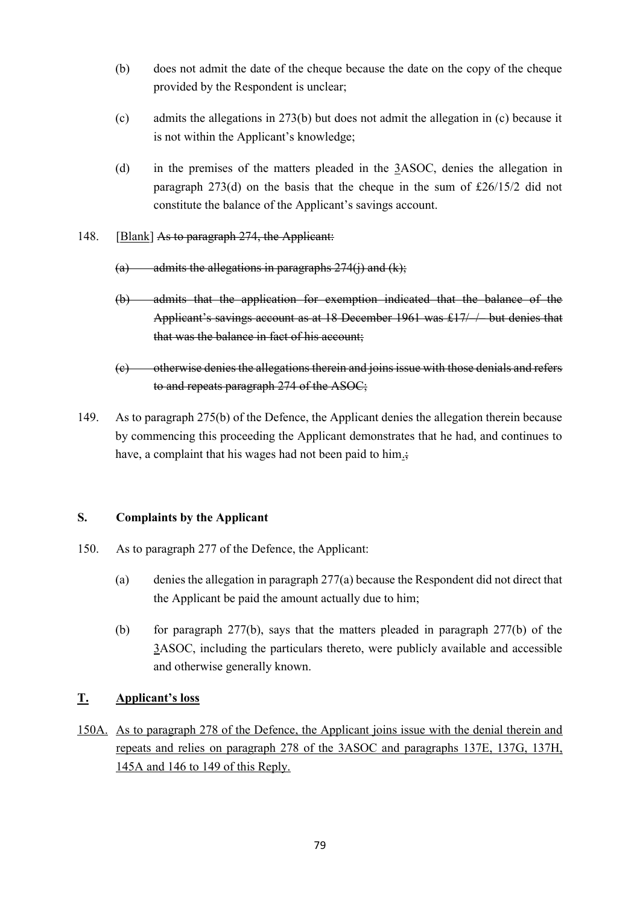(b) does not admit the date of the cheque because the date on the copy of the cheque provided by the Respondent is unclear;

(c) admits the allegations in 273(b) but does not admit the allegation in (c) because it is not within the Applicant's knowledge;

(d) in the premises of the matters pleaded in the <u>3</u>ASOC, denies the allegation in paragraph 273(d) on the basis that the cheque in the sum of £26/15/2 did not constitute the balance of the Applicant's savings account.

148. [<u>Blank</u>] ~~As to paragraph 274, the Applicant:~~

~~(a) admits the allegations in paragraphs 274(j) and (k);~~

~~(b) admits that the application for exemption indicated that the balance of the Applicant's savings account as at 18 December 1961 was £17/-/- but denies that that was the balance in fact of his account;~~

~~(c) otherwise denies the allegations therein and joins issue with those denials and refers to and repeats paragraph 274 of the ASOC;~~

149. As to paragraph 275(b) of the Defence, the Applicant denies the allegation therein because by commencing this proceeding the Applicant demonstrates that he had, and continues to have, a complaint that his wages had not been paid to him<u>.</u>~~;~~

## S. Complaints by the Applicant

150. As to paragraph 277 of the Defence, the Applicant:

(a) denies the allegation in paragraph 277(a) because the Respondent did not direct that the Applicant be paid the amount actually due to him;

(b) for paragraph 277(b), says that the matters pleaded in paragraph 277(b) of the <u>3</u>ASOC, including the particulars thereto, were publicly available and accessible and otherwise generally known.

## <u>T. Applicant's loss</u>

<u>150A. As to paragraph 278 of the Defence, the Applicant joins issue with the denial therein and repeats and relies on paragraph 278 of the 3ASOC and paragraphs 137E, 137G, 137H, 145A and 146 to 149 of this Reply.</u>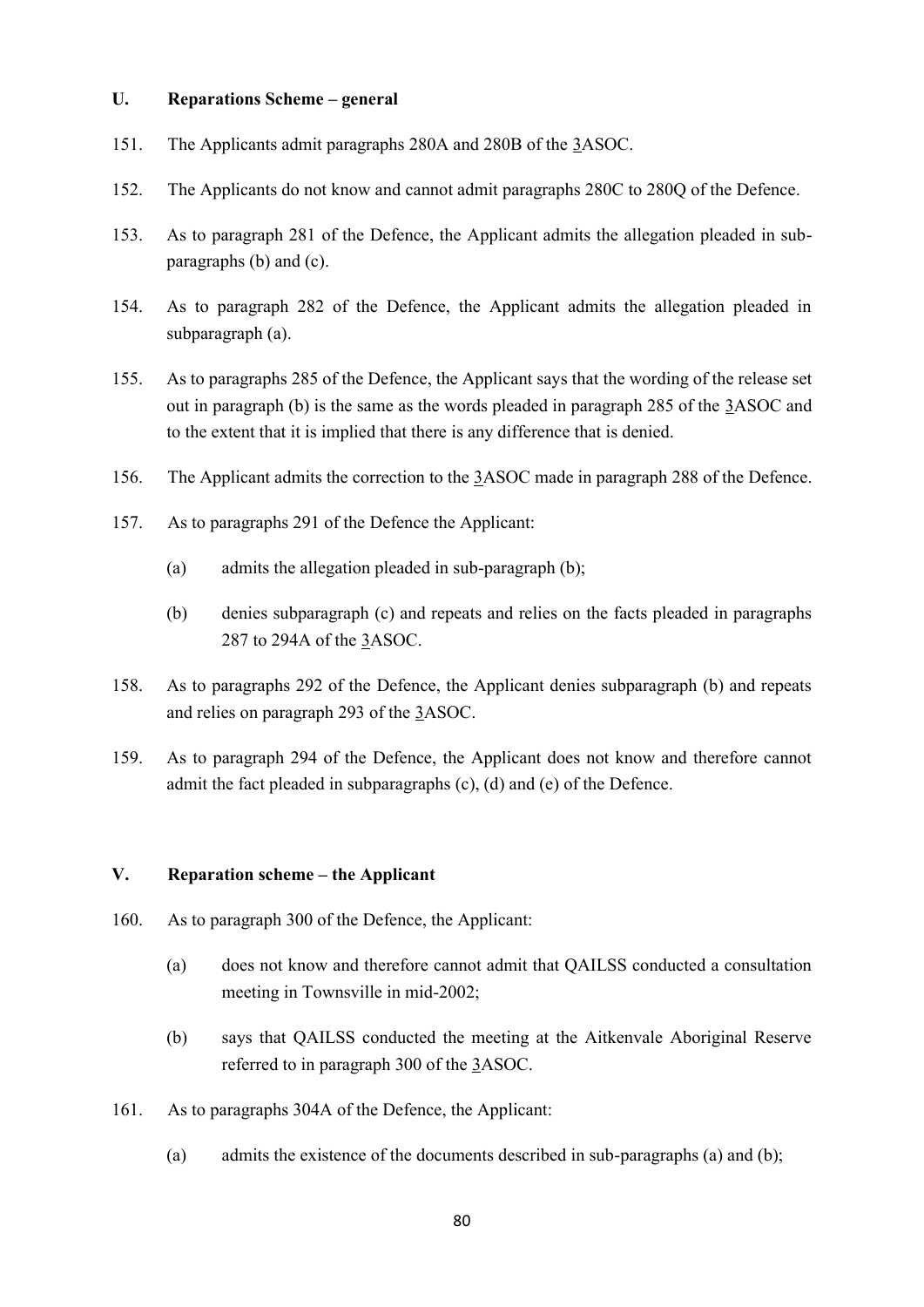## U. Reparations Scheme – general

151. The Applicants admit paragraphs 280A and 280B of the 3ASOC.

152. The Applicants do not know and cannot admit paragraphs 280C to 280Q of the Defence.

153. As to paragraph 281 of the Defence, the Applicant admits the allegation pleaded in sub-paragraphs (b) and (c).

154. As to paragraph 282 of the Defence, the Applicant admits the allegation pleaded in subparagraph (a).

155. As to paragraphs 285 of the Defence, the Applicant says that the wording of the release set out in paragraph (b) is the same as the words pleaded in paragraph 285 of the 3ASOC and to the extent that it is implied that there is any difference that is denied.

156. The Applicant admits the correction to the 3ASOC made in paragraph 288 of the Defence.

157. As to paragraphs 291 of the Defence the Applicant:

    (a) admits the allegation pleaded in sub-paragraph (b);

    (b) denies subparagraph (c) and repeats and relies on the facts pleaded in paragraphs 287 to 294A of the 3ASOC.

158. As to paragraphs 292 of the Defence, the Applicant denies subparagraph (b) and repeats and relies on paragraph 293 of the 3ASOC.

159. As to paragraph 294 of the Defence, the Applicant does not know and therefore cannot admit the fact pleaded in subparagraphs (c), (d) and (e) of the Defence.

## V. Reparation scheme – the Applicant

160. As to paragraph 300 of the Defence, the Applicant:

    (a) does not know and therefore cannot admit that QAILSS conducted a consultation meeting in Townsville in mid-2002;

    (b) says that QAILSS conducted the meeting at the Aitkenvale Aboriginal Reserve referred to in paragraph 300 of the 3ASOC.

161. As to paragraphs 304A of the Defence, the Applicant:

    (a) admits the existence of the documents described in sub-paragraphs (a) and (b);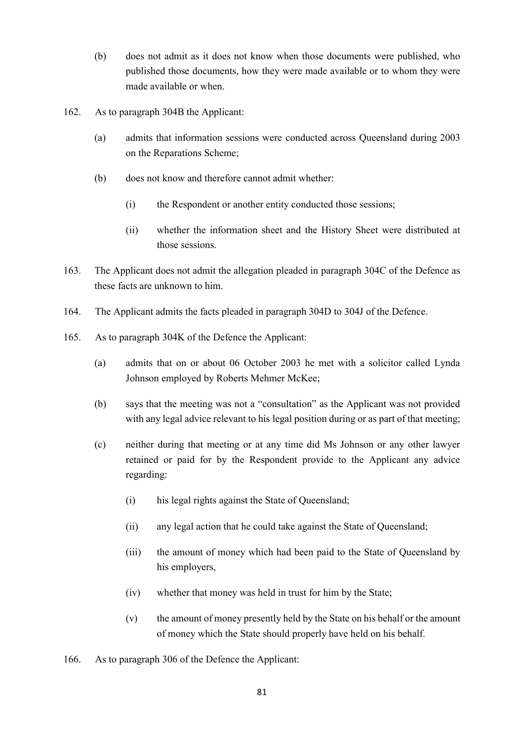(b) does not admit as it does not know when those documents were published, who published those documents, how they were made available or to whom they were made available or when.

162. As to paragraph 304B the Applicant:

(a) admits that information sessions were conducted across Queensland during 2003 on the Reparations Scheme;

(b) does not know and therefore cannot admit whether:

(i) the Respondent or another entity conducted those sessions;

(ii) whether the information sheet and the History Sheet were distributed at those sessions.

163. The Applicant does not admit the allegation pleaded in paragraph 304C of the Defence as these facts are unknown to him.

164. The Applicant admits the facts pleaded in paragraph 304D to 304J of the Defence.

165. As to paragraph 304K of the Defence the Applicant:

(a) admits that on or about 06 October 2003 he met with a solicitor called Lynda Johnson employed by Roberts Mehmer McKee;

(b) says that the meeting was not a "consultation" as the Applicant was not provided with any legal advice relevant to his legal position during or as part of that meeting;

(c) neither during that meeting or at any time did Ms Johnson or any other lawyer retained or paid for by the Respondent provide to the Applicant any advice regarding:

(i) his legal rights against the State of Queensland;

(ii) any legal action that he could take against the State of Queensland;

(iii) the amount of money which had been paid to the State of Queensland by his employers,

(iv) whether that money was held in trust for him by the State;

(v) the amount of money presently held by the State on his behalf or the amount of money which the State should properly have held on his behalf.

166. As to paragraph 306 of the Defence the Applicant: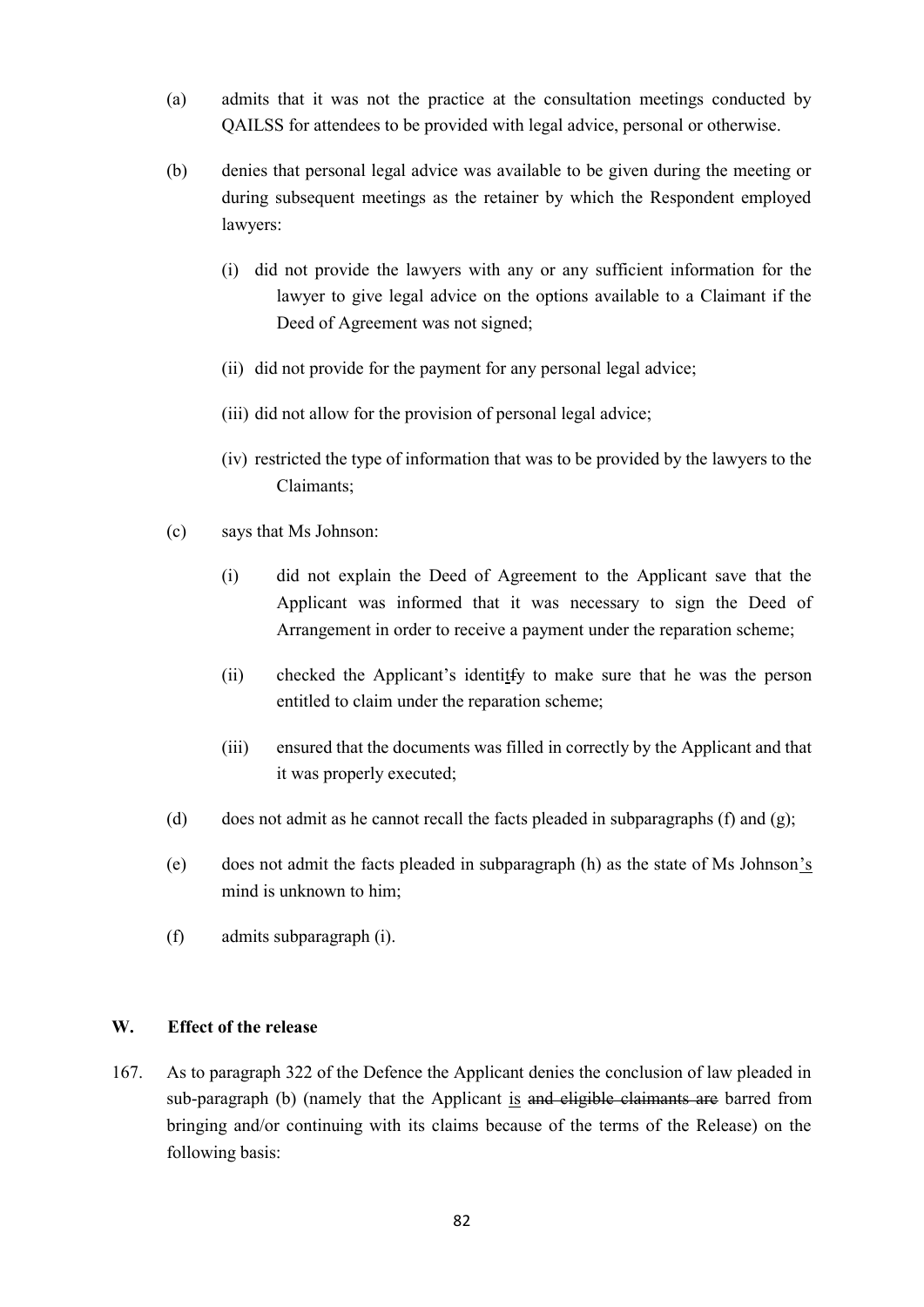(a) admits that it was not the practice at the consultation meetings conducted by QAILSS for attendees to be provided with legal advice, personal or otherwise.

(b) denies that personal legal advice was available to be given during the meeting or during subsequent meetings as the retainer by which the Respondent employed lawyers:

   (i) did not provide the lawyers with any or any sufficient information for the lawyer to give legal advice on the options available to a Claimant if the Deed of Agreement was not signed;

   (ii) did not provide for the payment for any personal legal advice;

   (iii) did not allow for the provision of personal legal advice;

   (iv) restricted the type of information that was to be provided by the lawyers to the Claimants;

(c) says that Ms Johnson:

   (i) did not explain the Deed of Agreement to the Applicant save that the Applicant was informed that it was necessary to sign the Deed of Arrangement in order to receive a payment under the reparation scheme;

   (ii) checked the Applicant's identitfy to make sure that he was the person entitled to claim under the reparation scheme;

   (iii) ensured that the documents was filled in correctly by the Applicant and that it was properly executed;

(d) does not admit as he cannot recall the facts pleaded in subparagraphs (f) and (g);

(e) does not admit the facts pleaded in subparagraph (h) as the state of Ms Johnson's mind is unknown to him;

(f) admits subparagraph (i).

## W. Effect of the release

167. As to paragraph 322 of the Defence the Applicant denies the conclusion of law pleaded in sub-paragraph (b) (namely that the Applicant is ~~and eligible claimants are~~ barred from bringing and/or continuing with its claims because of the terms of the Release) on the following basis: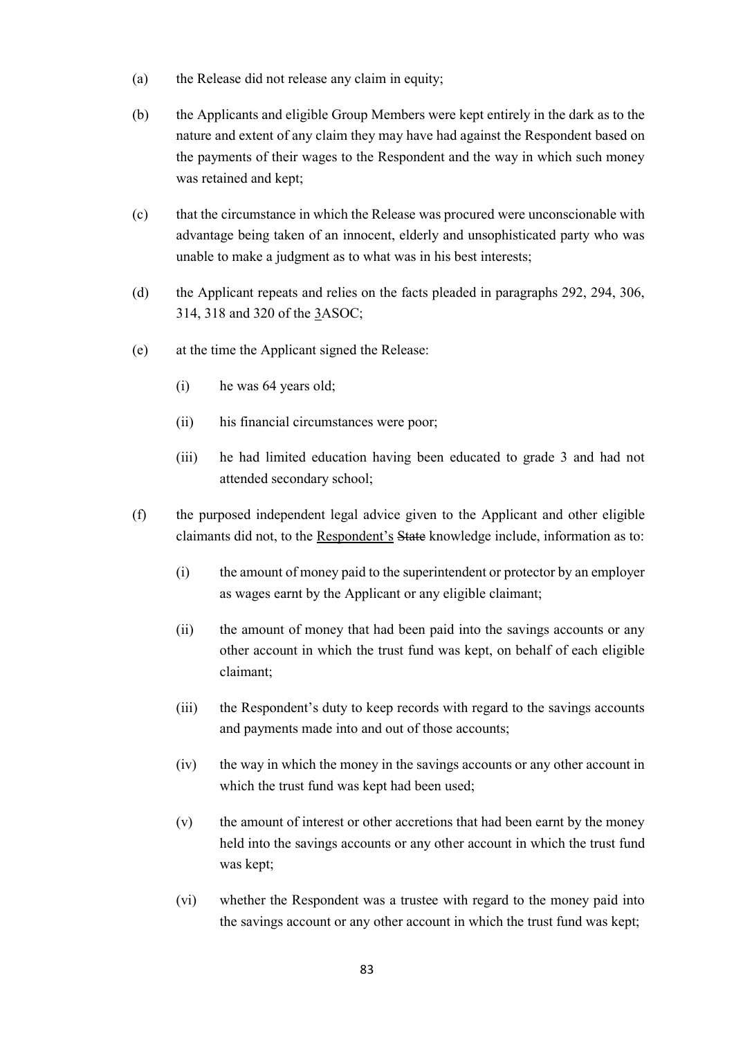(a) the Release did not release any claim in equity;

(b) the Applicants and eligible Group Members were kept entirely in the dark as to the nature and extent of any claim they may have had against the Respondent based on the payments of their wages to the Respondent and the way in which such money was retained and kept;

(c) that the circumstance in which the Release was procured were unconscionable with advantage being taken of an innocent, elderly and unsophisticated party who was unable to make a judgment as to what was in his best interests;

(d) the Applicant repeats and relies on the facts pleaded in paragraphs 292, 294, 306, 314, 318 and 320 of the <u>3</u>ASOC;

(e) at the time the Applicant signed the Release:

  (i) he was 64 years old;

  (ii) his financial circumstances were poor;

  (iii) he had limited education having been educated to grade 3 and had not attended secondary school;

(f) the purposed independent legal advice given to the Applicant and other eligible claimants did not, to the <u>Respondent's</u> ~~State~~ knowledge include, information as to:

  (i) the amount of money paid to the superintendent or protector by an employer as wages earnt by the Applicant or any eligible claimant;

  (ii) the amount of money that had been paid into the savings accounts or any other account in which the trust fund was kept, on behalf of each eligible claimant;

  (iii) the Respondent's duty to keep records with regard to the savings accounts and payments made into and out of those accounts;

  (iv) the way in which the money in the savings accounts or any other account in which the trust fund was kept had been used;

  (v) the amount of interest or other accretions that had been earnt by the money held into the savings accounts or any other account in which the trust fund was kept;

  (vi) whether the Respondent was a trustee with regard to the money paid into the savings account or any other account in which the trust fund was kept;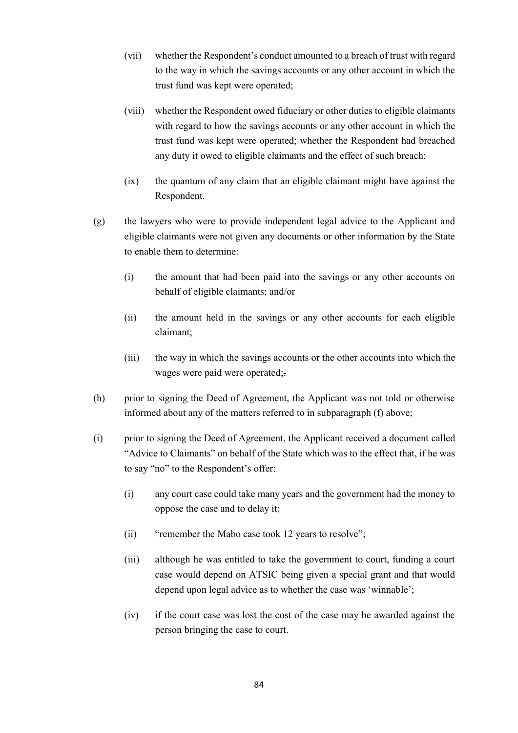(vii) whether the Respondent's conduct amounted to a breach of trust with regard to the way in which the savings accounts or any other account in which the trust fund was kept were operated;

(viii) whether the Respondent owed fiduciary or other duties to eligible claimants with regard to how the savings accounts or any other account in which the trust fund was kept were operated; whether the Respondent had breached any duty it owed to eligible claimants and the effect of such breach;

(ix) the quantum of any claim that an eligible claimant might have against the Respondent.

(g) the lawyers who were to provide independent legal advice to the Applicant and eligible claimants were not given any documents or other information by the State to enable them to determine:

(i) the amount that had been paid into the savings or any other accounts on behalf of eligible claimants; and/or

(ii) the amount held in the savings or any other accounts for each eligible claimant;

(iii) the way in which the savings accounts or the other accounts into which the wages were paid were operated;.

(h) prior to signing the Deed of Agreement, the Applicant was not told or otherwise informed about any of the matters referred to in subparagraph (f) above;

(i) prior to signing the Deed of Agreement, the Applicant received a document called "Advice to Claimants" on behalf of the State which was to the effect that, if he was to say "no" to the Respondent's offer:

(i) any court case could take many years and the government had the money to oppose the case and to delay it;

(ii) "remember the Mabo case took 12 years to resolve";

(iii) although he was entitled to take the government to court, funding a court case would depend on ATSIC being given a special grant and that would depend upon legal advice as to whether the case was 'winnable';

(iv) if the court case was lost the cost of the case may be awarded against the person bringing the case to court.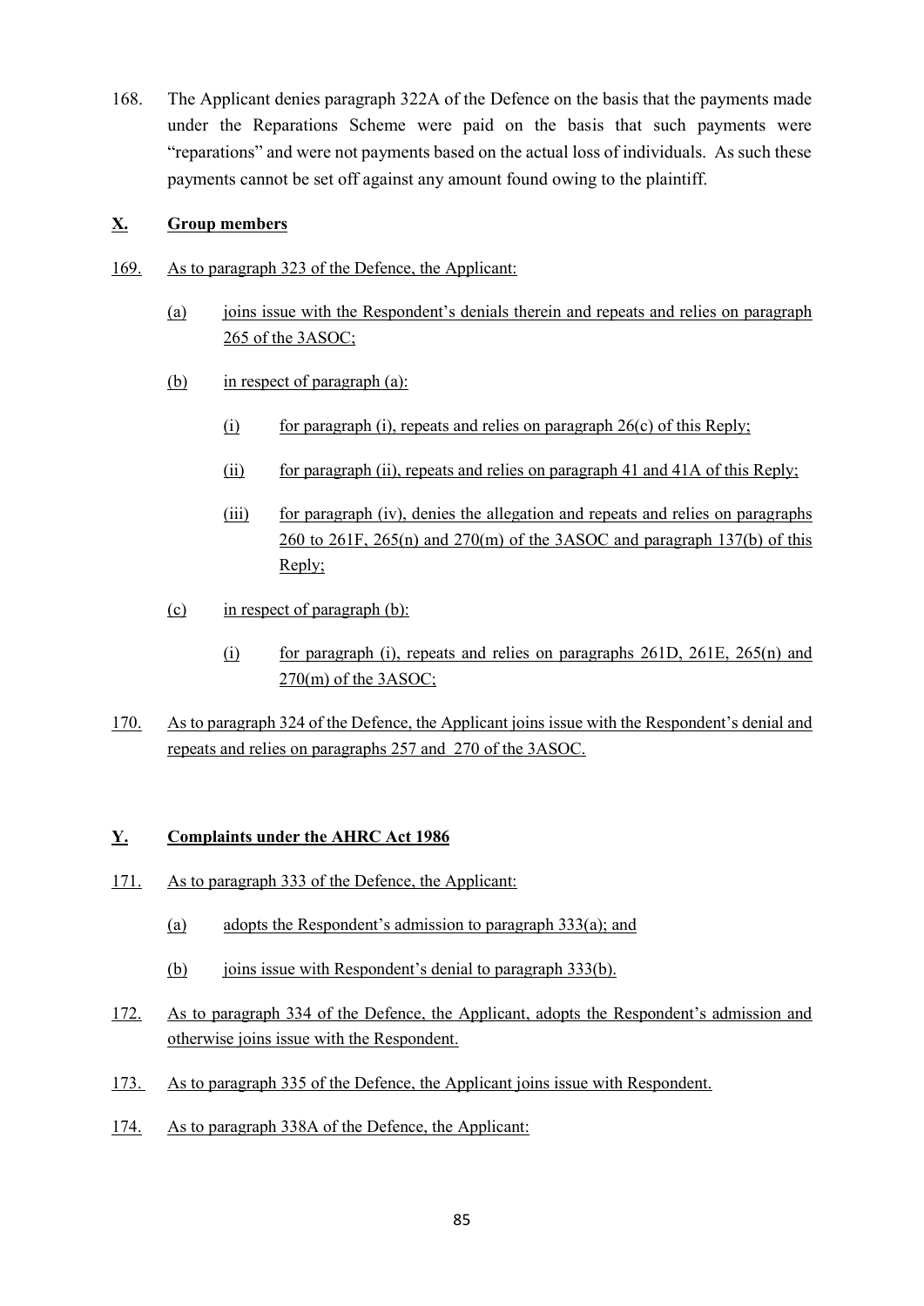168. The Applicant denies paragraph 322A of the Defence on the basis that the payments made under the Reparations Scheme were paid on the basis that such payments were "reparations" and were not payments based on the actual loss of individuals. As such these payments cannot be set off against any amount found owing to the plaintiff.

## X. Group members

169. As to paragraph 323 of the Defence, the Applicant:

   (a) joins issue with the Respondent's denials therein and repeats and relies on paragraph 265 of the 3ASOC;

   (b) in respect of paragraph (a):

      (i) for paragraph (i), repeats and relies on paragraph 26(c) of this Reply;

      (ii) for paragraph (ii), repeats and relies on paragraph 41 and 41A of this Reply;

      (iii) for paragraph (iv), denies the allegation and repeats and relies on paragraphs 260 to 261F, 265(n) and 270(m) of the 3ASOC and paragraph 137(b) of this Reply;

   (c) in respect of paragraph (b):

      (i) for paragraph (i), repeats and relies on paragraphs 261D, 261E, 265(n) and 270(m) of the 3ASOC;

170. As to paragraph 324 of the Defence, the Applicant joins issue with the Respondent's denial and repeats and relies on paragraphs 257 and 270 of the 3ASOC.

## Y. Complaints under the AHRC Act 1986

171. As to paragraph 333 of the Defence, the Applicant:

   (a) adopts the Respondent's admission to paragraph 333(a); and

   (b) joins issue with Respondent's denial to paragraph 333(b).

172. As to paragraph 334 of the Defence, the Applicant, adopts the Respondent's admission and otherwise joins issue with the Respondent.

173. As to paragraph 335 of the Defence, the Applicant joins issue with Respondent.

174. As to paragraph 338A of the Defence, the Applicant: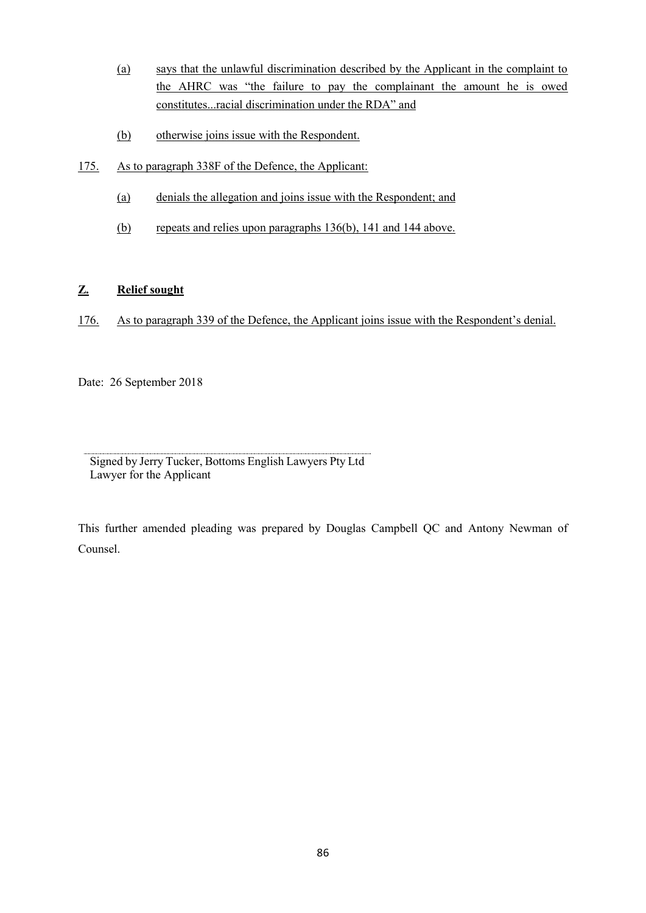(a) says that the unlawful discrimination described by the Applicant in the complaint to the AHRC was "the failure to pay the complainant the amount he is owed constitutes...racial discrimination under the RDA" and

(b) otherwise joins issue with the Respondent.

175. As to paragraph 338F of the Defence, the Applicant:

(a) denials the allegation and joins issue with the Respondent; and

(b) repeats and relies upon paragraphs 136(b), 141 and 144 above.

## Z. Relief sought

176. As to paragraph 339 of the Defence, the Applicant joins issue with the Respondent's denial.

Date: 26 September 2018

Signed by Jerry Tucker, Bottoms English Lawyers Pty Ltd
Lawyer for the Applicant

This further amended pleading was prepared by Douglas Campbell QC and Antony Newman of Counsel.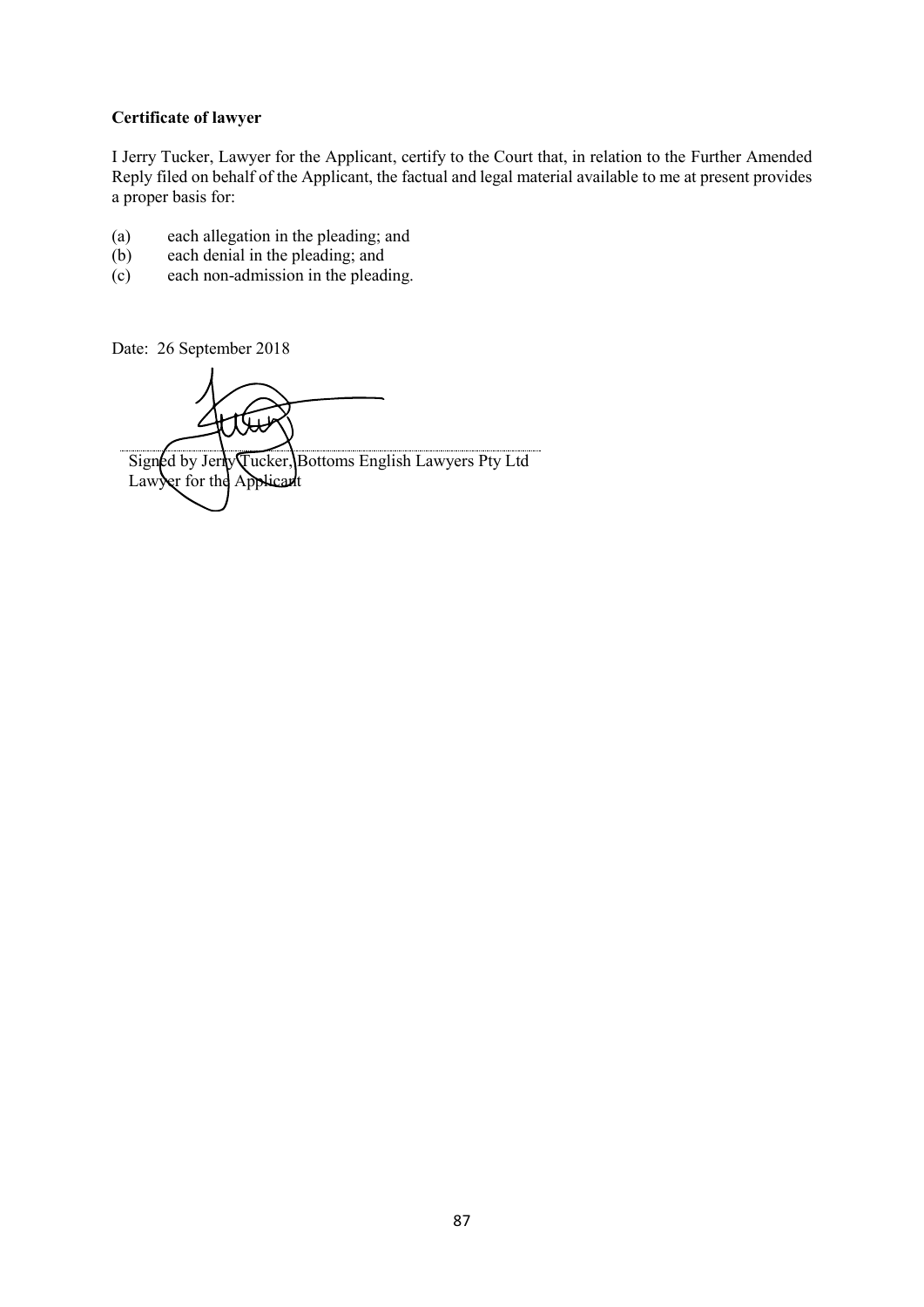**Certificate of lawyer**

I Jerry Tucker, Lawyer for the Applicant, certify to the Court that, in relation to the Further Amended Reply filed on behalf of the Applicant, the factual and legal material available to me at present provides a proper basis for:

(a) each allegation in the pleading; and
(b) each denial in the pleading; and
(c) each non-admission in the pleading.

Date: 26 September 2018

Signed by Jerry Tucker, Bottoms English Lawyers Pty Ltd
Lawyer for the Applicant